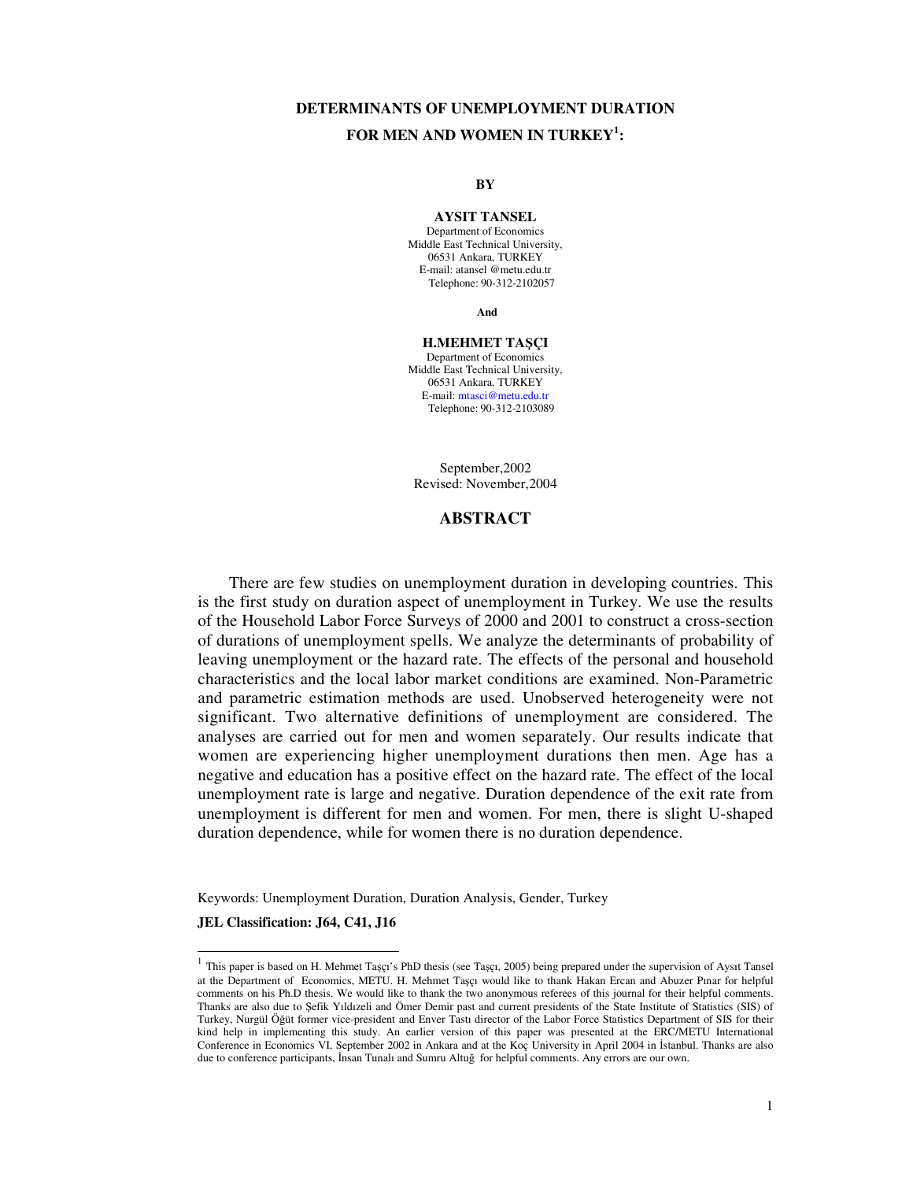# DETERMINANTS OF UNEMPLOYMENT DURATION FOR MEN AND WOMEN IN TURKEY[1]:

**BY**

**AYSIT TANSEL**
Department of Economics
Middle East Technical University,
06531 Ankara, TURKEY
E-mail: atansel @metu.edu.tr
Telephone: 90-312-2102057

**And**

**H.MEHMET TAŞÇI**
Department of Economics
Middle East Technical University,
06531 Ankara, TURKEY
E-mail: mtasci@metu.edu.tr
Telephone: 90-312-2103089

September,2002
Revised: November,2004

## ABSTRACT

There are few studies on unemployment duration in developing countries. This is the first study on duration aspect of unemployment in Turkey. We use the results of the Household Labor Force Surveys of 2000 and 2001 to construct a cross-section of durations of unemployment spells. We analyze the determinants of probability of leaving unemployment or the hazard rate. The effects of the personal and household characteristics and the local labor market conditions are examined. Non-Parametric and parametric estimation methods are used. Unobserved heterogeneity were not significant. Two alternative definitions of unemployment are considered. The analyses are carried out for men and women separately. Our results indicate that women are experiencing higher unemployment durations then men. Age has a negative and education has a positive effect on the hazard rate. The effect of the local unemployment rate is large and negative. Duration dependence of the exit rate from unemployment is different for men and women. For men, there is slight U-shaped duration dependence, while for women there is no duration dependence.

Keywords: Unemployment Duration, Duration Analysis, Gender, Turkey

**JEL Classification: J64, C41, J16**

[1] This paper is based on H. Mehmet Taşçı's PhD thesis (see Taşçı, 2005) being prepared under the supervision of Aysıt Tansel at the Department of Economics, METU. H. Mehmet Taşçı would like to thank Hakan Ercan and Abuzer Pınar for helpful comments on his Ph.D thesis. We would like to thank the two anonymous referees of this journal for their helpful comments. Thanks are also due to Şefik Yıldızeli and Ömer Demir past and current presidents of the State Institute of Statistics (SIS) of Turkey, Nurgül Öğüt former vice-president and Enver Tastı director of the Labor Force Statistics Department of SIS for their kind help in implementing this study. An earlier version of this paper was presented at the ERC/METU International Conference in Economics VI, September 2002 in Ankara and at the Koç University in April 2004 in İstanbul. Thanks are also due to conference participants, İnsan Tunalı and Sumru Altuğ for helpful comments. Any errors are our own.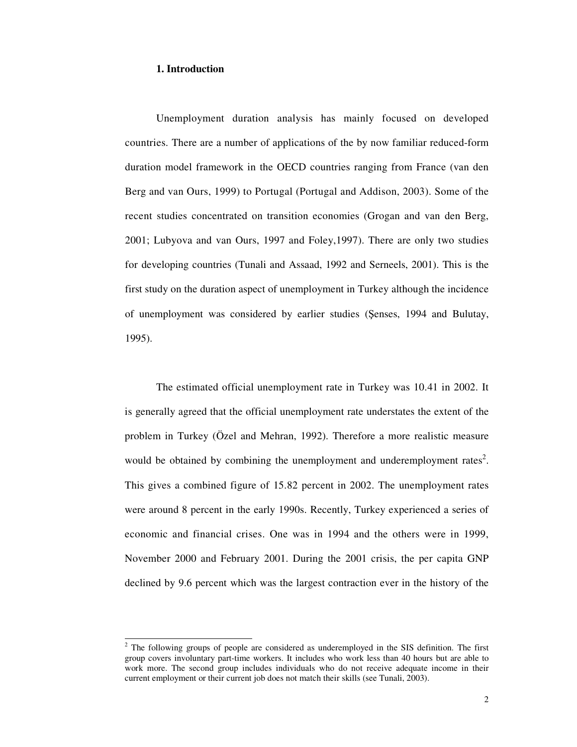## 1. Introduction

Unemployment duration analysis has mainly focused on developed countries. There are a number of applications of the by now familiar reduced-form duration model framework in the OECD countries ranging from France (van den Berg and van Ours, 1999) to Portugal (Portugal and Addison, 2003). Some of the recent studies concentrated on transition economies (Grogan and van den Berg, 2001; Lubyova and van Ours, 1997 and Foley,1997). There are only two studies for developing countries (Tunali and Assaad, 1992 and Serneels, 2001). This is the first study on the duration aspect of unemployment in Turkey although the incidence of unemployment was considered by earlier studies (Şenses, 1994 and Bulutay, 1995).

The estimated official unemployment rate in Turkey was 10.41 in 2002. It is generally agreed that the official unemployment rate understates the extent of the problem in Turkey (Özel and Mehran, 1992). Therefore a more realistic measure would be obtained by combining the unemployment and underemployment rates[2]. This gives a combined figure of 15.82 percent in 2002. The unemployment rates were around 8 percent in the early 1990s. Recently, Turkey experienced a series of economic and financial crises. One was in 1994 and the others were in 1999, November 2000 and February 2001. During the 2001 crisis, the per capita GNP declined by 9.6 percent which was the largest contraction ever in the history of the

[2] The following groups of people are considered as underemployed in the SIS definition. The first group covers involuntary part-time workers. It includes who work less than 40 hours but are able to work more. The second group includes individuals who do not receive adequate income in their current employment or their current job does not match their skills (see Tunali, 2003).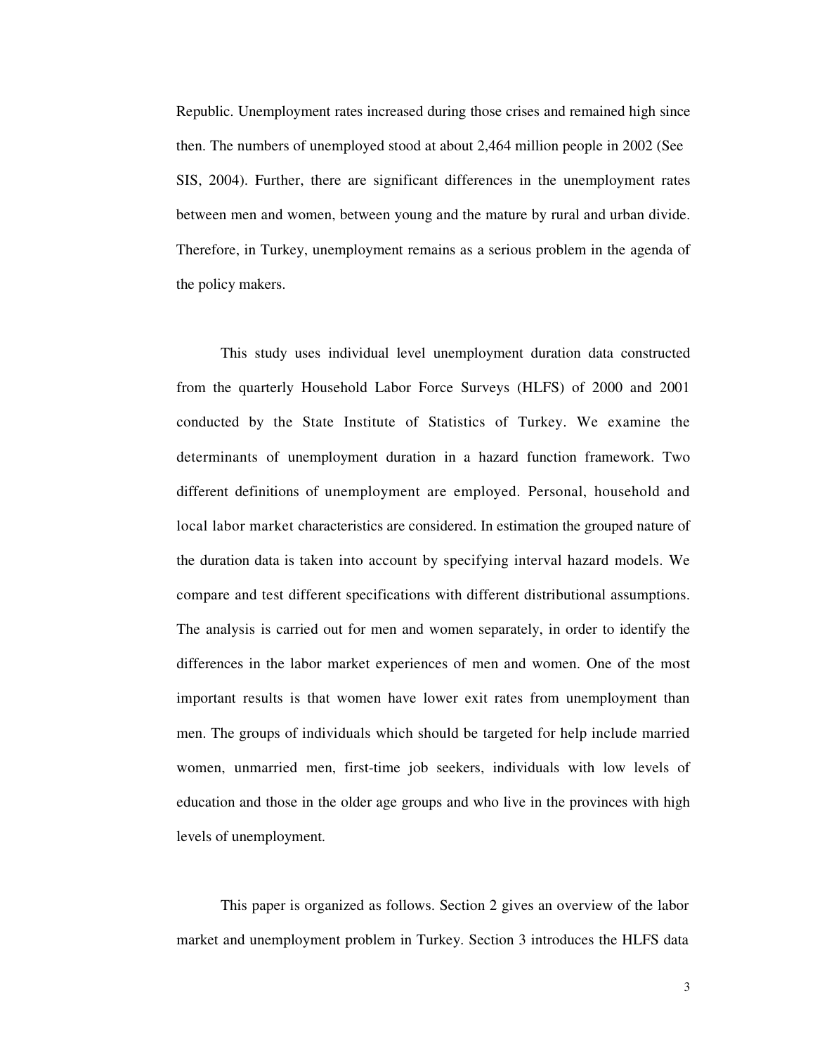Republic. Unemployment rates increased during those crises and remained high since then. The numbers of unemployed stood at about 2,464 million people in 2002 (See SIS, 2004). Further, there are significant differences in the unemployment rates between men and women, between young and the mature by rural and urban divide. Therefore, in Turkey, unemployment remains as a serious problem in the agenda of the policy makers.

This study uses individual level unemployment duration data constructed from the quarterly Household Labor Force Surveys (HLFS) of 2000 and 2001 conducted by the State Institute of Statistics of Turkey. We examine the determinants of unemployment duration in a hazard function framework. Two different definitions of unemployment are employed. Personal, household and local labor market characteristics are considered. In estimation the grouped nature of the duration data is taken into account by specifying interval hazard models. We compare and test different specifications with different distributional assumptions. The analysis is carried out for men and women separately, in order to identify the differences in the labor market experiences of men and women. One of the most important results is that women have lower exit rates from unemployment than men. The groups of individuals which should be targeted for help include married women, unmarried men, first-time job seekers, individuals with low levels of education and those in the older age groups and who live in the provinces with high levels of unemployment.

This paper is organized as follows. Section 2 gives an overview of the labor market and unemployment problem in Turkey. Section 3 introduces the HLFS data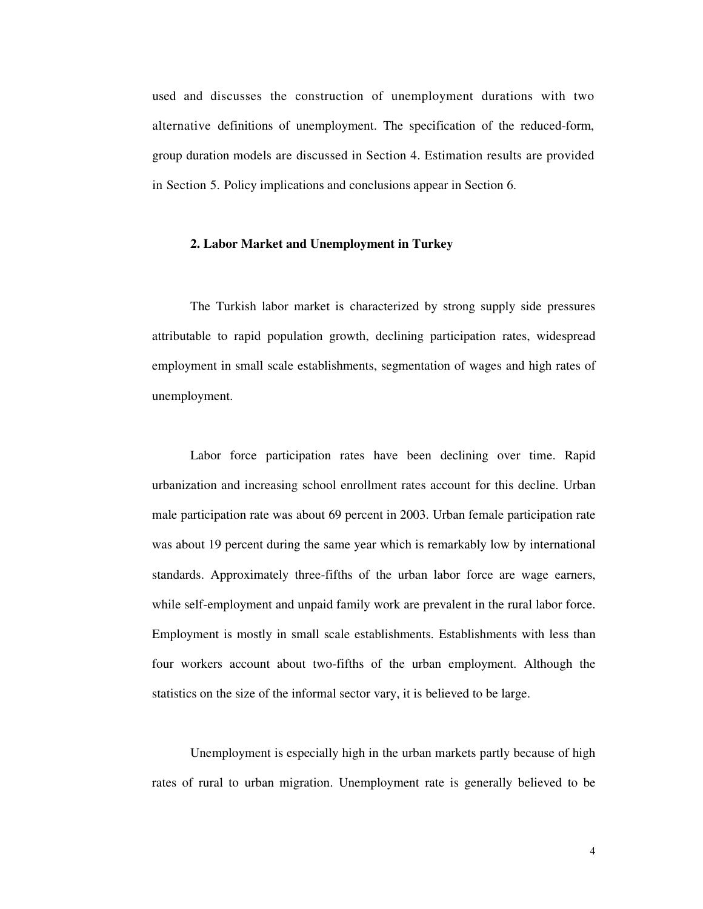used and discusses the construction of unemployment durations with two alternative definitions of unemployment. The specification of the reduced-form, group duration models are discussed in Section 4. Estimation results are provided in Section 5. Policy implications and conclusions appear in Section 6.

## 2. Labor Market and Unemployment in Turkey

The Turkish labor market is characterized by strong supply side pressures attributable to rapid population growth, declining participation rates, widespread employment in small scale establishments, segmentation of wages and high rates of unemployment.

Labor force participation rates have been declining over time. Rapid urbanization and increasing school enrollment rates account for this decline. Urban male participation rate was about 69 percent in 2003. Urban female participation rate was about 19 percent during the same year which is remarkably low by international standards. Approximately three-fifths of the urban labor force are wage earners, while self-employment and unpaid family work are prevalent in the rural labor force. Employment is mostly in small scale establishments. Establishments with less than four workers account about two-fifths of the urban employment. Although the statistics on the size of the informal sector vary, it is believed to be large.

Unemployment is especially high in the urban markets partly because of high rates of rural to urban migration. Unemployment rate is generally believed to be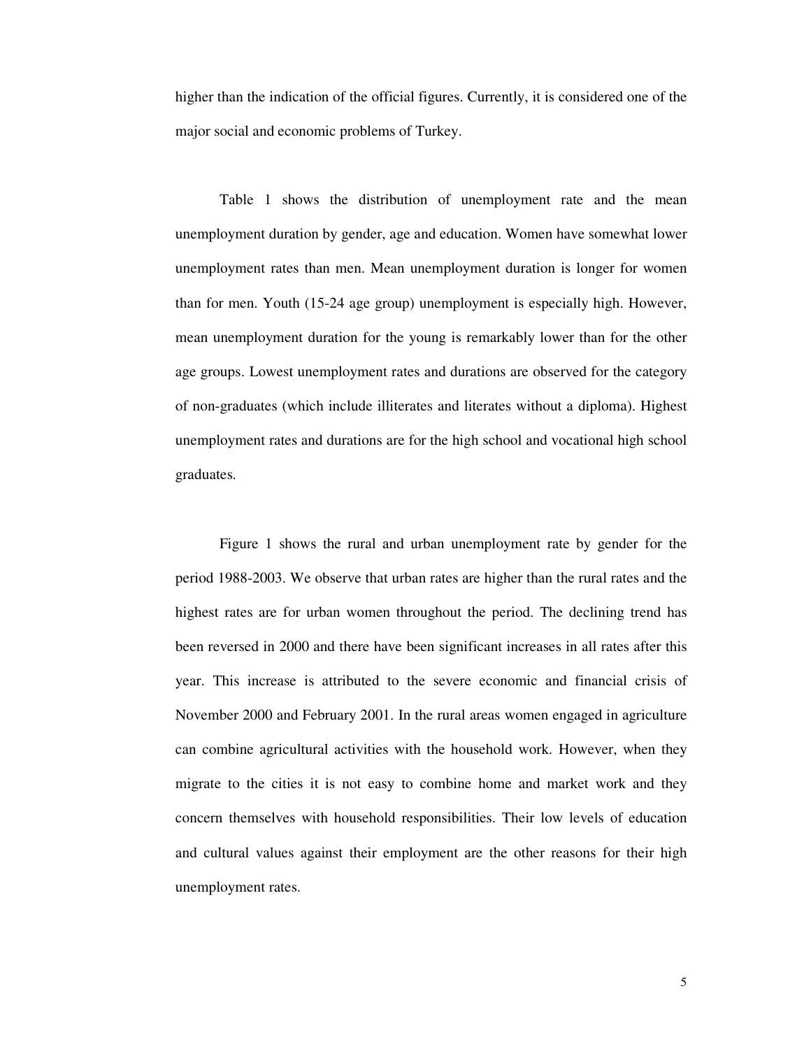higher than the indication of the official figures. Currently, it is considered one of the major social and economic problems of Turkey.

Table 1 shows the distribution of unemployment rate and the mean unemployment duration by gender, age and education. Women have somewhat lower unemployment rates than men. Mean unemployment duration is longer for women than for men. Youth (15-24 age group) unemployment is especially high. However, mean unemployment duration for the young is remarkably lower than for the other age groups. Lowest unemployment rates and durations are observed for the category of non-graduates (which include illiterates and literates without a diploma). Highest unemployment rates and durations are for the high school and vocational high school graduates.

Figure 1 shows the rural and urban unemployment rate by gender for the period 1988-2003. We observe that urban rates are higher than the rural rates and the highest rates are for urban women throughout the period. The declining trend has been reversed in 2000 and there have been significant increases in all rates after this year. This increase is attributed to the severe economic and financial crisis of November 2000 and February 2001. In the rural areas women engaged in agriculture can combine agricultural activities with the household work. However, when they migrate to the cities it is not easy to combine home and market work and they concern themselves with household responsibilities. Their low levels of education and cultural values against their employment are the other reasons for their high unemployment rates.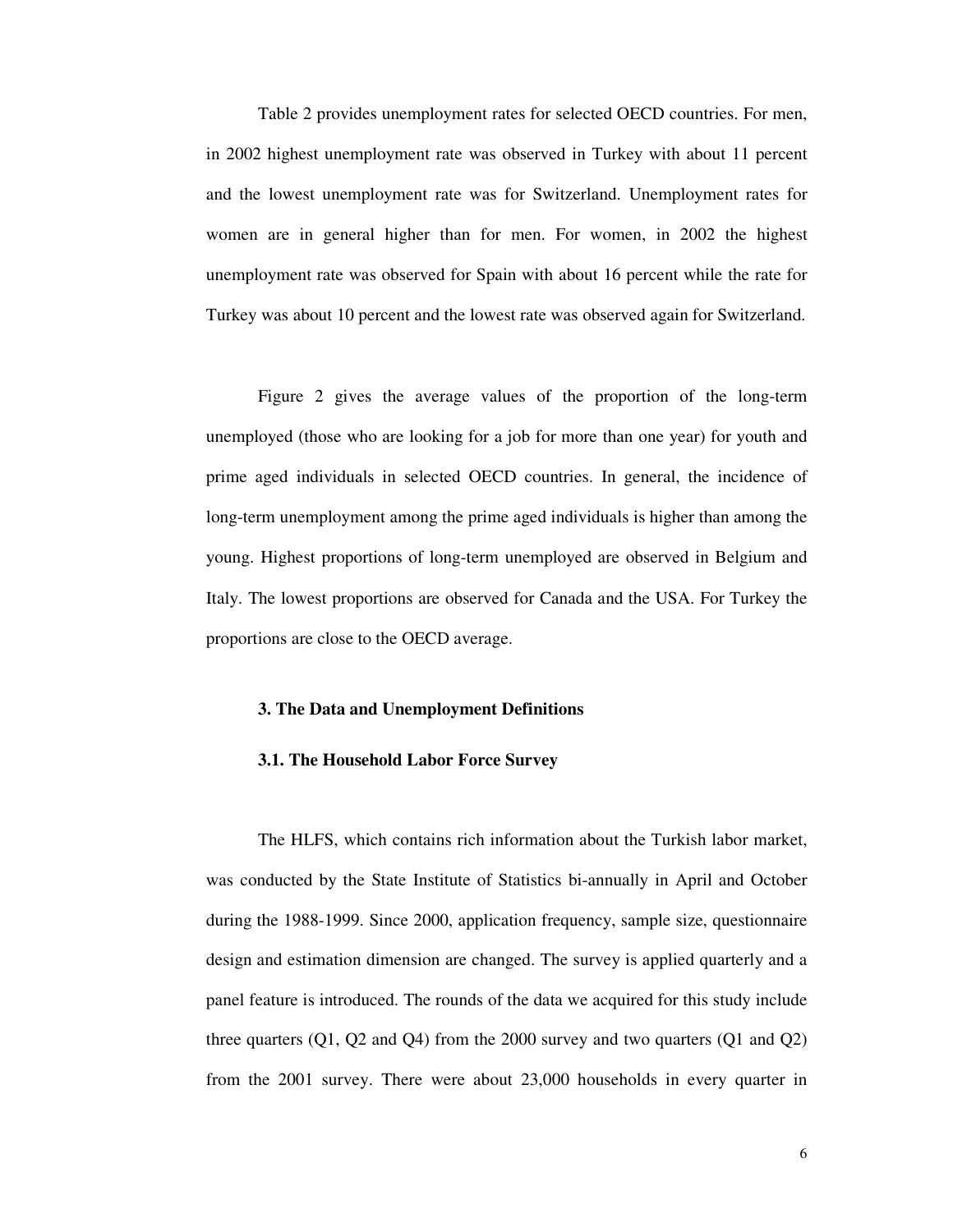Table 2 provides unemployment rates for selected OECD countries. For men, in 2002 highest unemployment rate was observed in Turkey with about 11 percent and the lowest unemployment rate was for Switzerland. Unemployment rates for women are in general higher than for men. For women, in 2002 the highest unemployment rate was observed for Spain with about 16 percent while the rate for Turkey was about 10 percent and the lowest rate was observed again for Switzerland.

Figure 2 gives the average values of the proportion of the long-term unemployed (those who are looking for a job for more than one year) for youth and prime aged individuals in selected OECD countries. In general, the incidence of long-term unemployment among the prime aged individuals is higher than among the young. Highest proportions of long-term unemployed are observed in Belgium and Italy. The lowest proportions are observed for Canada and the USA. For Turkey the proportions are close to the OECD average.

## 3. The Data and Unemployment Definitions

### 3.1. The Household Labor Force Survey

The HLFS, which contains rich information about the Turkish labor market, was conducted by the State Institute of Statistics bi-annually in April and October during the 1988-1999. Since 2000, application frequency, sample size, questionnaire design and estimation dimension are changed. The survey is applied quarterly and a panel feature is introduced. The rounds of the data we acquired for this study include three quarters (Q1, Q2 and Q4) from the 2000 survey and two quarters (Q1 and Q2) from the 2001 survey. There were about 23,000 households in every quarter in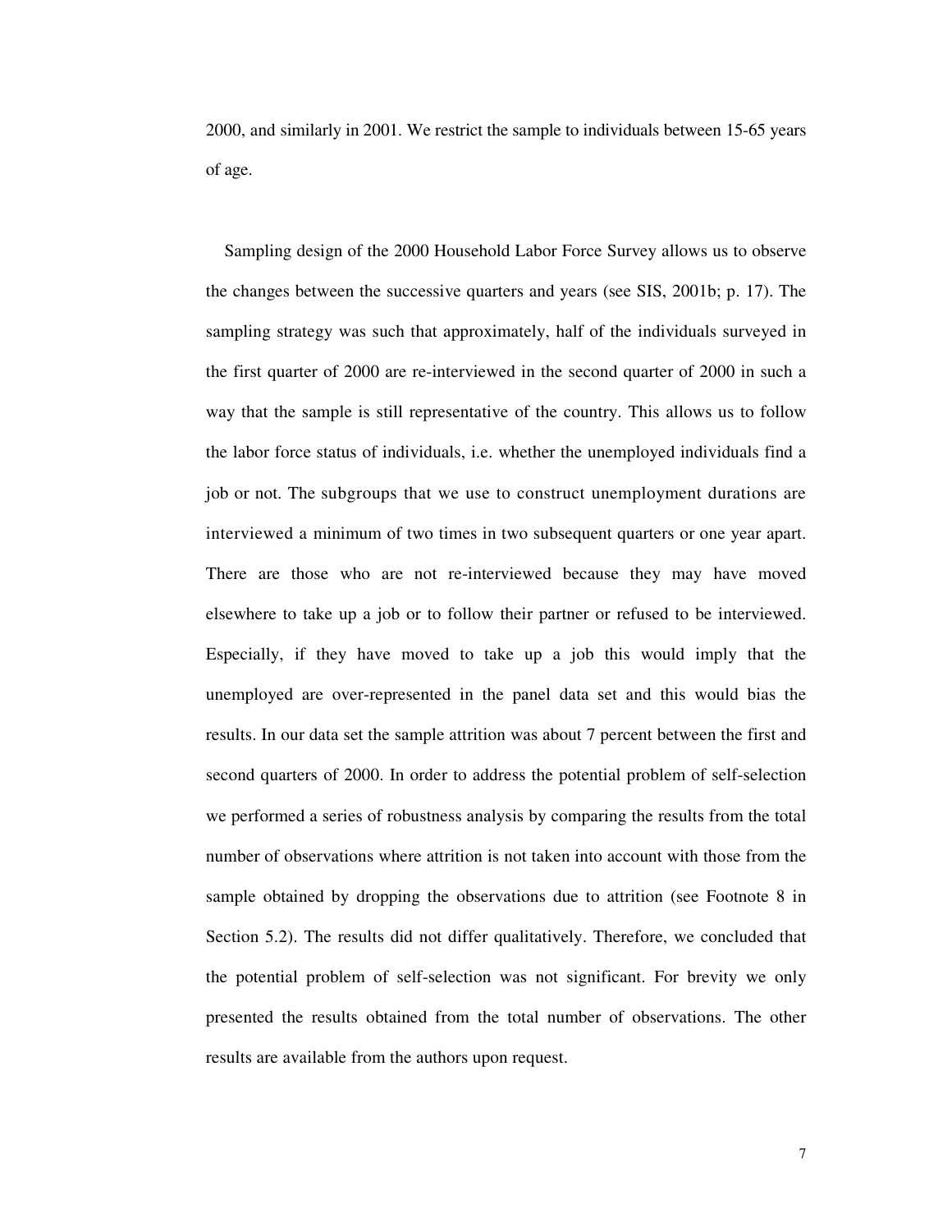2000, and similarly in 2001. We restrict the sample to individuals between 15-65 years of age.

Sampling design of the 2000 Household Labor Force Survey allows us to observe the changes between the successive quarters and years (see SIS, 2001b; p. 17). The sampling strategy was such that approximately, half of the individuals surveyed in the first quarter of 2000 are re-interviewed in the second quarter of 2000 in such a way that the sample is still representative of the country. This allows us to follow the labor force status of individuals, i.e. whether the unemployed individuals find a job or not. The subgroups that we use to construct unemployment durations are interviewed a minimum of two times in two subsequent quarters or one year apart. There are those who are not re-interviewed because they may have moved elsewhere to take up a job or to follow their partner or refused to be interviewed. Especially, if they have moved to take up a job this would imply that the unemployed are over-represented in the panel data set and this would bias the results. In our data set the sample attrition was about 7 percent between the first and second quarters of 2000. In order to address the potential problem of self-selection we performed a series of robustness analysis by comparing the results from the total number of observations where attrition is not taken into account with those from the sample obtained by dropping the observations due to attrition (see Footnote 8 in Section 5.2). The results did not differ qualitatively. Therefore, we concluded that the potential problem of self-selection was not significant. For brevity we only presented the results obtained from the total number of observations. The other results are available from the authors upon request.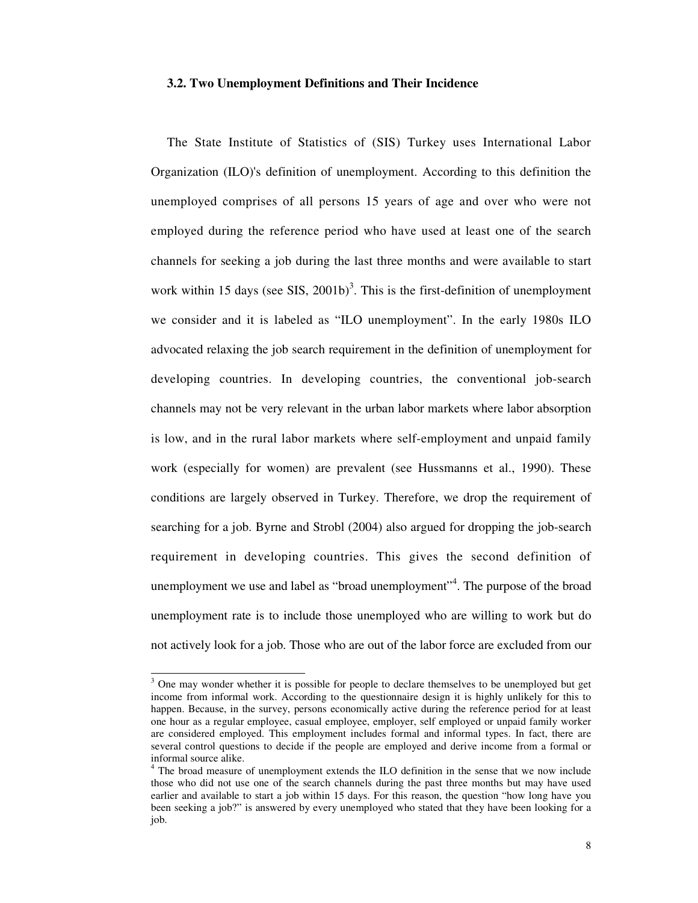### 3.2. Two Unemployment Definitions and Their Incidence

The State Institute of Statistics of (SIS) Turkey uses International Labor Organization (ILO)'s definition of unemployment. According to this definition the unemployed comprises of all persons 15 years of age and over who were not employed during the reference period who have used at least one of the search channels for seeking a job during the last three months and were available to start work within 15 days (see SIS, 2001b)[3]. This is the first-definition of unemployment we consider and it is labeled as "ILO unemployment". In the early 1980s ILO advocated relaxing the job search requirement in the definition of unemployment for developing countries. In developing countries, the conventional job-search channels may not be very relevant in the urban labor markets where labor absorption is low, and in the rural labor markets where self-employment and unpaid family work (especially for women) are prevalent (see Hussmanns et al., 1990). These conditions are largely observed in Turkey. Therefore, we drop the requirement of searching for a job. Byrne and Strobl (2004) also argued for dropping the job-search requirement in developing countries. This gives the second definition of unemployment we use and label as "broad unemployment"[4]. The purpose of the broad unemployment rate is to include those unemployed who are willing to work but do not actively look for a job. Those who are out of the labor force are excluded from our

---

[3] One may wonder whether it is possible for people to declare themselves to be unemployed but get income from informal work. According to the questionnaire design it is highly unlikely for this to happen. Because, in the survey, persons economically active during the reference period for at least one hour as a regular employee, casual employee, employer, self employed or unpaid family worker are considered employed. This employment includes formal and informal types. In fact, there are several control questions to decide if the people are employed and derive income from a formal or informal source alike.

[4] The broad measure of unemployment extends the ILO definition in the sense that we now include those who did not use one of the search channels during the past three months but may have used earlier and available to start a job within 15 days. For this reason, the question "how long have you been seeking a job?" is answered by every unemployed who stated that they have been looking for a job.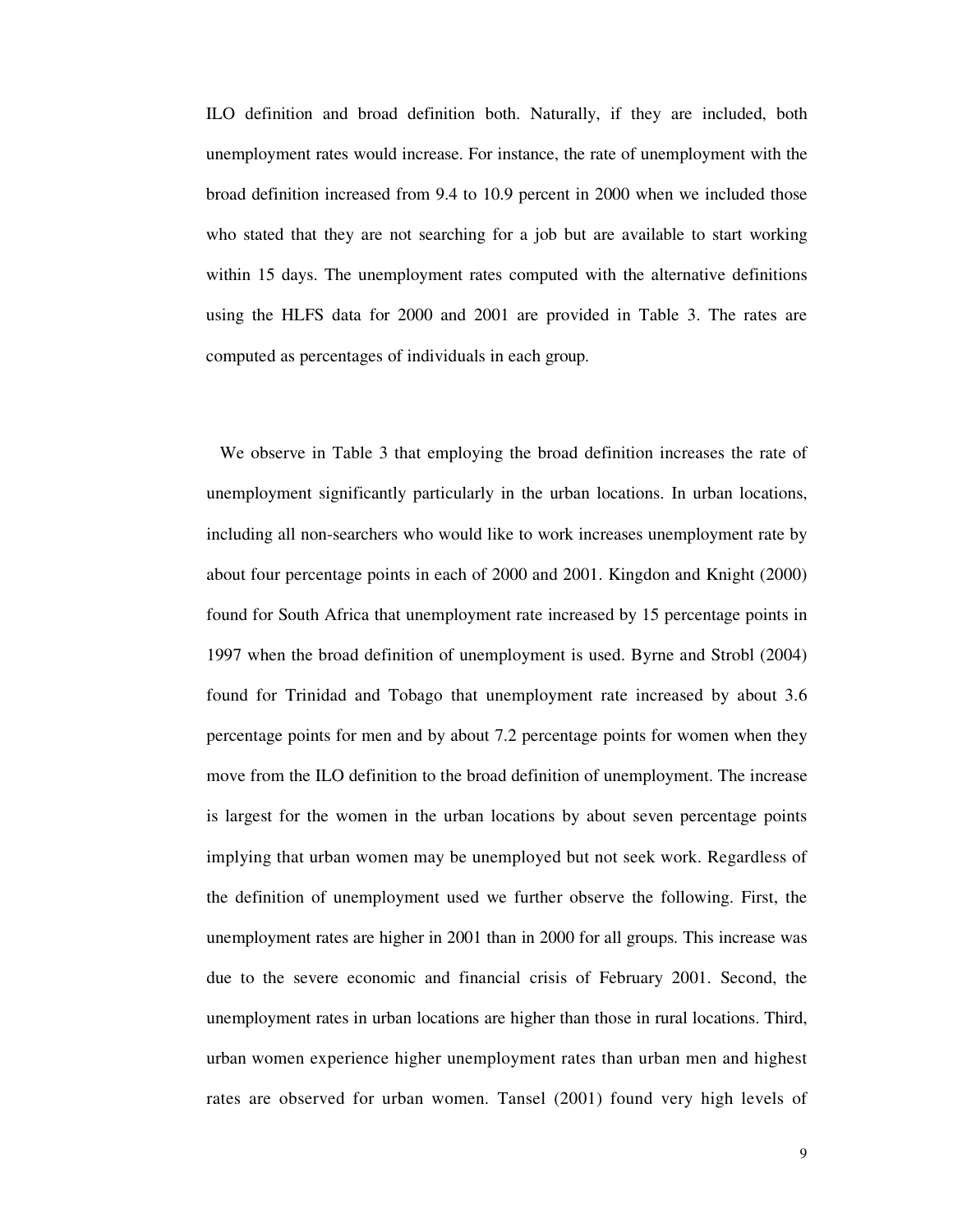ILO definition and broad definition both. Naturally, if they are included, both unemployment rates would increase. For instance, the rate of unemployment with the broad definition increased from 9.4 to 10.9 percent in 2000 when we included those who stated that they are not searching for a job but are available to start working within 15 days. The unemployment rates computed with the alternative definitions using the HLFS data for 2000 and 2001 are provided in Table 3. The rates are computed as percentages of individuals in each group.

We observe in Table 3 that employing the broad definition increases the rate of unemployment significantly particularly in the urban locations. In urban locations, including all non-searchers who would like to work increases unemployment rate by about four percentage points in each of 2000 and 2001. Kingdon and Knight (2000) found for South Africa that unemployment rate increased by 15 percentage points in 1997 when the broad definition of unemployment is used. Byrne and Strobl (2004) found for Trinidad and Tobago that unemployment rate increased by about 3.6 percentage points for men and by about 7.2 percentage points for women when they move from the ILO definition to the broad definition of unemployment. The increase is largest for the women in the urban locations by about seven percentage points implying that urban women may be unemployed but not seek work. Regardless of the definition of unemployment used we further observe the following. First, the unemployment rates are higher in 2001 than in 2000 for all groups. This increase was due to the severe economic and financial crisis of February 2001. Second, the unemployment rates in urban locations are higher than those in rural locations. Third, urban women experience higher unemployment rates than urban men and highest rates are observed for urban women. Tansel (2001) found very high levels of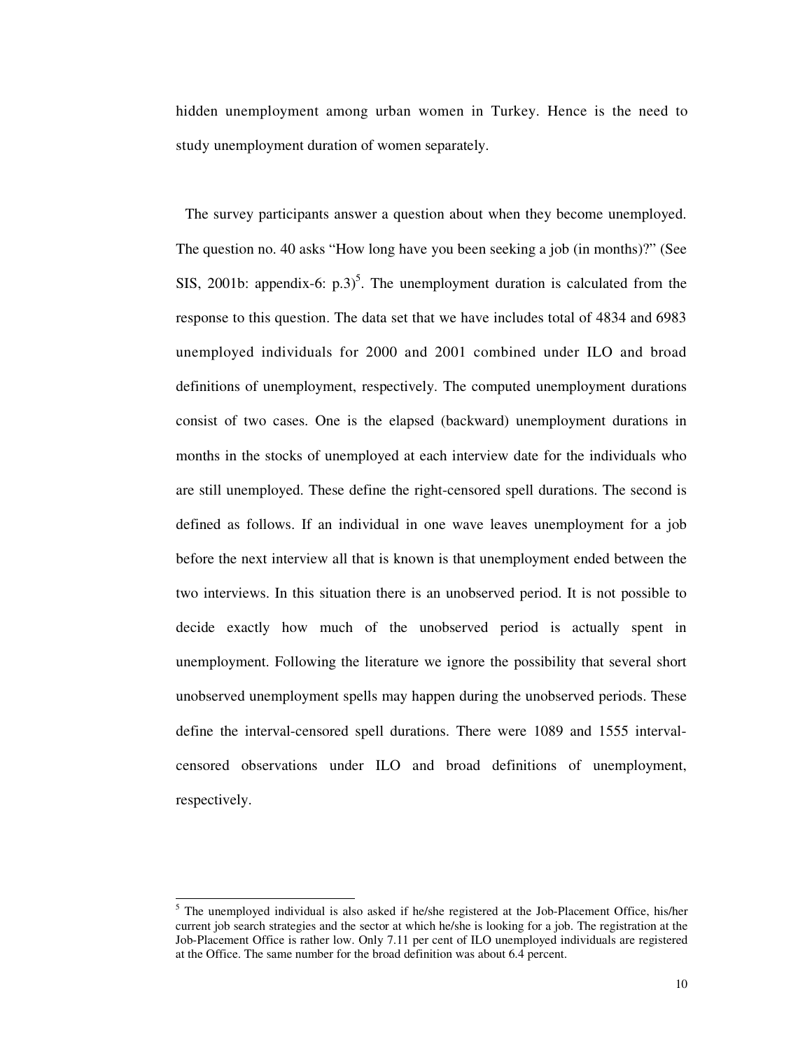hidden unemployment among urban women in Turkey. Hence is the need to study unemployment duration of women separately.

The survey participants answer a question about when they become unemployed. The question no. 40 asks "How long have you been seeking a job (in months)?" (See SIS, 2001b: appendix-6: p.3)[5]. The unemployment duration is calculated from the response to this question. The data set that we have includes total of 4834 and 6983 unemployed individuals for 2000 and 2001 combined under ILO and broad definitions of unemployment, respectively. The computed unemployment durations consist of two cases. One is the elapsed (backward) unemployment durations in months in the stocks of unemployed at each interview date for the individuals who are still unemployed. These define the right-censored spell durations. The second is defined as follows. If an individual in one wave leaves unemployment for a job before the next interview all that is known is that unemployment ended between the two interviews. In this situation there is an unobserved period. It is not possible to decide exactly how much of the unobserved period is actually spent in unemployment. Following the literature we ignore the possibility that several short unobserved unemployment spells may happen during the unobserved periods. These define the interval-censored spell durations. There were 1089 and 1555 interval-censored observations under ILO and broad definitions of unemployment, respectively.

[5] The unemployed individual is also asked if he/she registered at the Job-Placement Office, his/her current job search strategies and the sector at which he/she is looking for a job. The registration at the Job-Placement Office is rather low. Only 7.11 per cent of ILO unemployed individuals are registered at the Office. The same number for the broad definition was about 6.4 percent.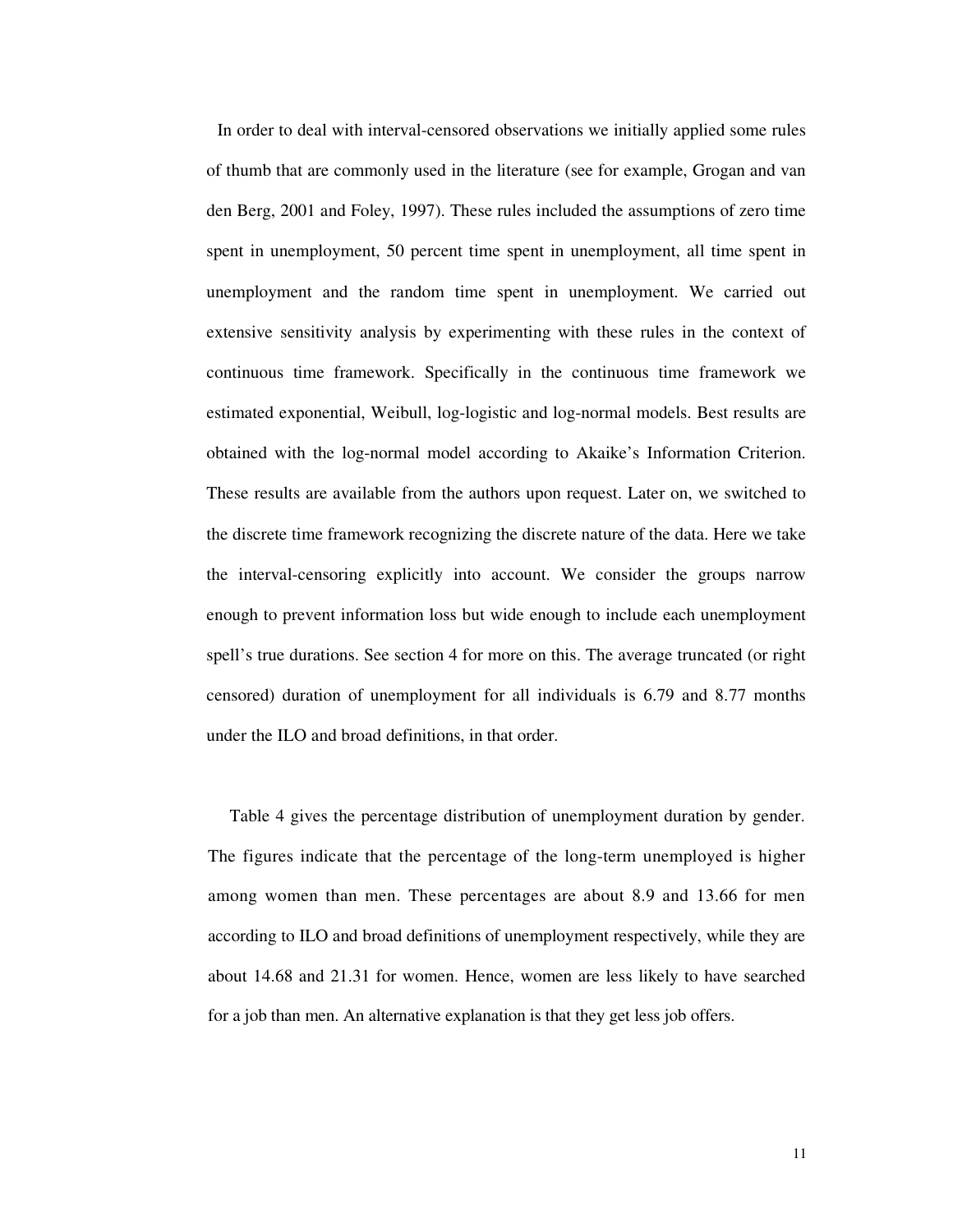In order to deal with interval-censored observations we initially applied some rules of thumb that are commonly used in the literature (see for example, Grogan and van den Berg, 2001 and Foley, 1997). These rules included the assumptions of zero time spent in unemployment, 50 percent time spent in unemployment, all time spent in unemployment and the random time spent in unemployment. We carried out extensive sensitivity analysis by experimenting with these rules in the context of continuous time framework. Specifically in the continuous time framework we estimated exponential, Weibull, log-logistic and log-normal models. Best results are obtained with the log-normal model according to Akaike's Information Criterion. These results are available from the authors upon request. Later on, we switched to the discrete time framework recognizing the discrete nature of the data. Here we take the interval-censoring explicitly into account. We consider the groups narrow enough to prevent information loss but wide enough to include each unemployment spell's true durations. See section 4 for more on this. The average truncated (or right censored) duration of unemployment for all individuals is 6.79 and 8.77 months under the ILO and broad definitions, in that order.

Table 4 gives the percentage distribution of unemployment duration by gender. The figures indicate that the percentage of the long-term unemployed is higher among women than men. These percentages are about 8.9 and 13.66 for men according to ILO and broad definitions of unemployment respectively, while they are about 14.68 and 21.31 for women. Hence, women are less likely to have searched for a job than men. An alternative explanation is that they get less job offers.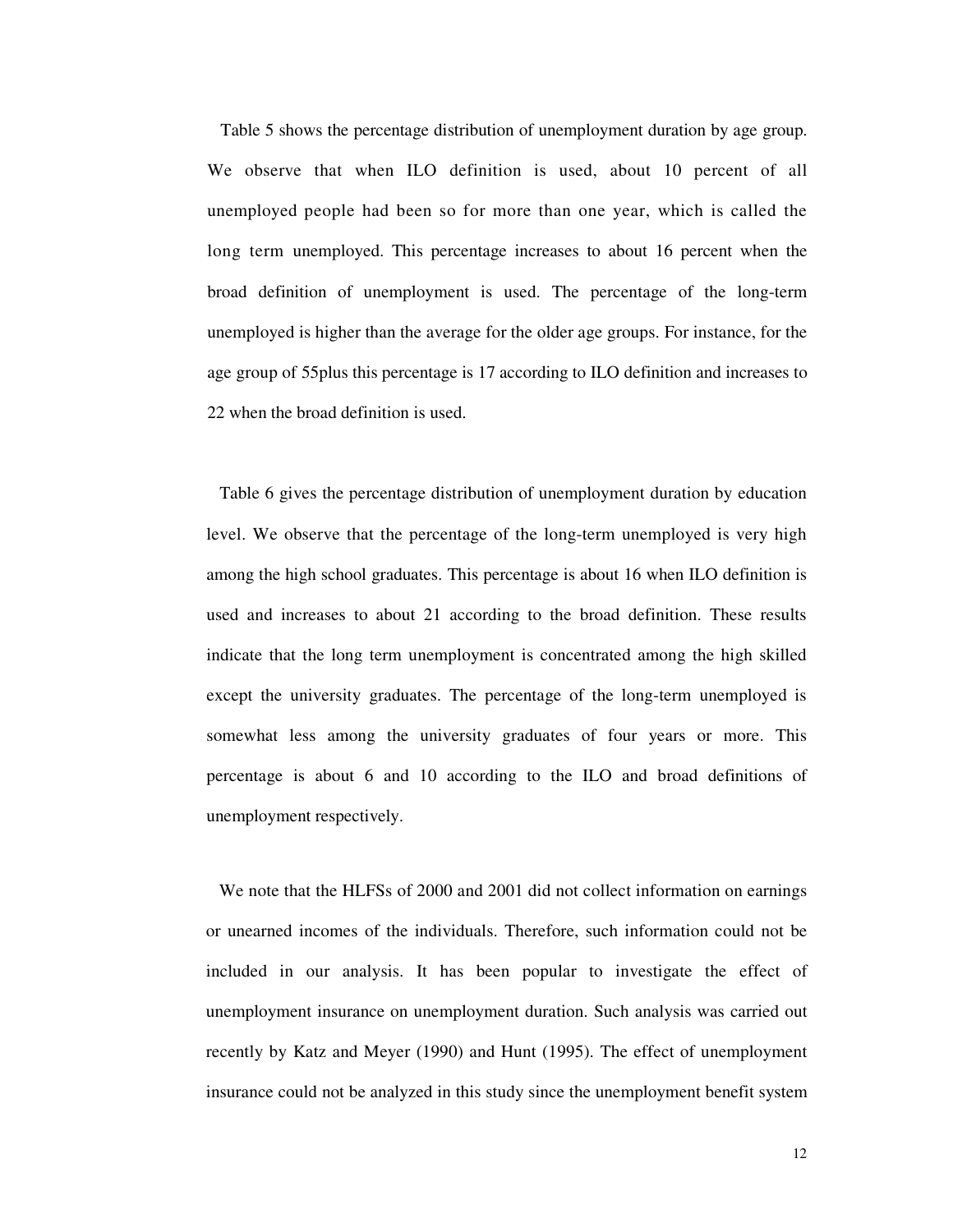Table 5 shows the percentage distribution of unemployment duration by age group. We observe that when ILO definition is used, about 10 percent of all unemployed people had been so for more than one year, which is called the long term unemployed. This percentage increases to about 16 percent when the broad definition of unemployment is used. The percentage of the long-term unemployed is higher than the average for the older age groups. For instance, for the age group of 55plus this percentage is 17 according to ILO definition and increases to 22 when the broad definition is used.

Table 6 gives the percentage distribution of unemployment duration by education level. We observe that the percentage of the long-term unemployed is very high among the high school graduates. This percentage is about 16 when ILO definition is used and increases to about 21 according to the broad definition. These results indicate that the long term unemployment is concentrated among the high skilled except the university graduates. The percentage of the long-term unemployed is somewhat less among the university graduates of four years or more. This percentage is about 6 and 10 according to the ILO and broad definitions of unemployment respectively.

We note that the HLFSs of 2000 and 2001 did not collect information on earnings or unearned incomes of the individuals. Therefore, such information could not be included in our analysis. It has been popular to investigate the effect of unemployment insurance on unemployment duration. Such analysis was carried out recently by Katz and Meyer (1990) and Hunt (1995). The effect of unemployment insurance could not be analyzed in this study since the unemployment benefit system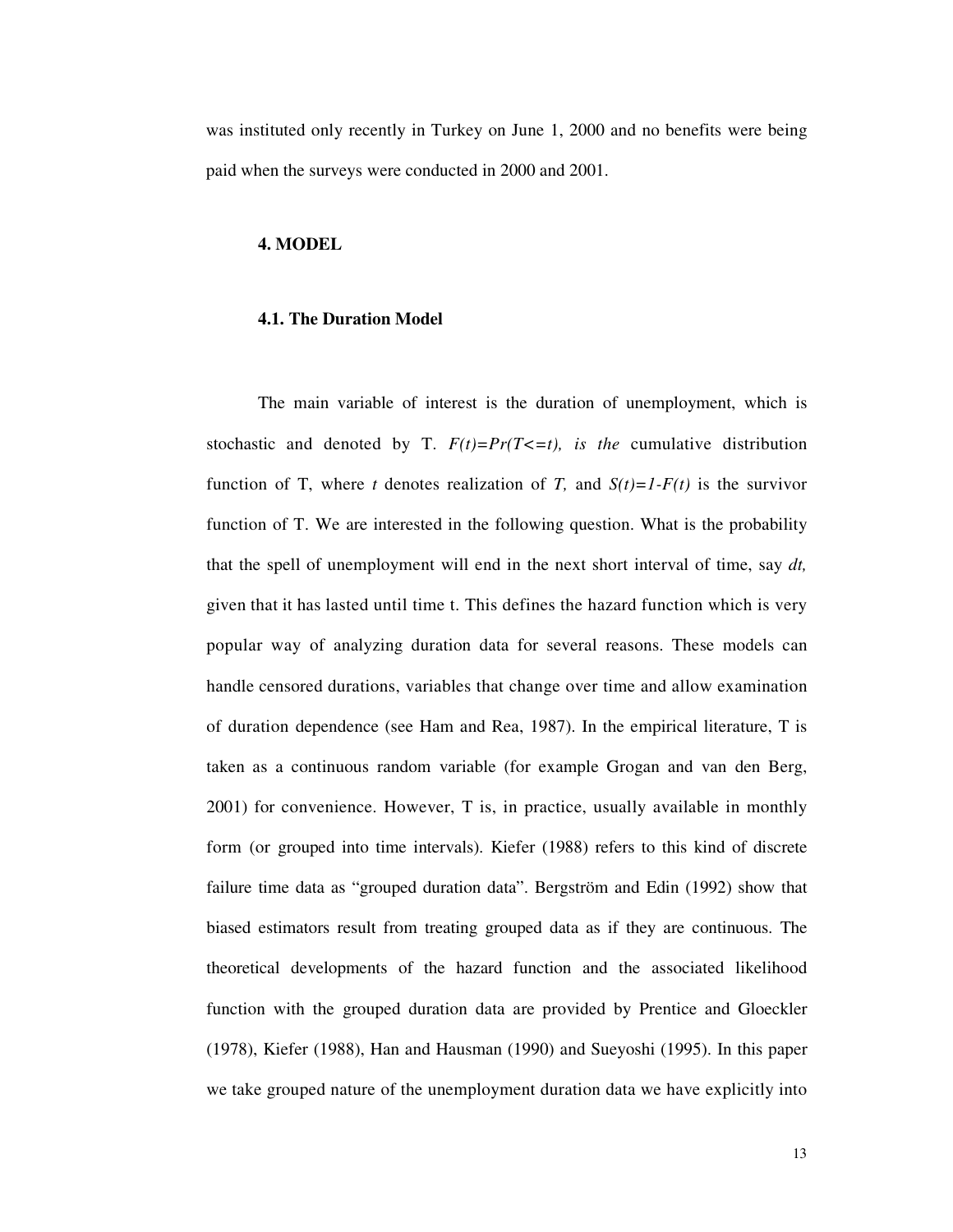was instituted only recently in Turkey on June 1, 2000 and no benefits were being paid when the surveys were conducted in 2000 and 2001.

## 4. MODEL

### 4.1. The Duration Model

The main variable of interest is the duration of unemployment, which is stochastic and denoted by T. $F(t)=Pr(T<=t)$, *is the* cumulative distribution function of T, where *t* denotes realization of *T,* and $S(t)=1-F(t)$ is the survivor function of T. We are interested in the following question. What is the probability that the spell of unemployment will end in the next short interval of time, say *dt,* given that it has lasted until time t. This defines the hazard function which is very popular way of analyzing duration data for several reasons. These models can handle censored durations, variables that change over time and allow examination of duration dependence (see Ham and Rea, 1987). In the empirical literature, T is taken as a continuous random variable (for example Grogan and van den Berg, 2001) for convenience. However, T is, in practice, usually available in monthly form (or grouped into time intervals). Kiefer (1988) refers to this kind of discrete failure time data as "grouped duration data". Bergström and Edin (1992) show that biased estimators result from treating grouped data as if they are continuous. The theoretical developments of the hazard function and the associated likelihood function with the grouped duration data are provided by Prentice and Gloeckler (1978), Kiefer (1988), Han and Hausman (1990) and Sueyoshi (1995). In this paper we take grouped nature of the unemployment duration data we have explicitly into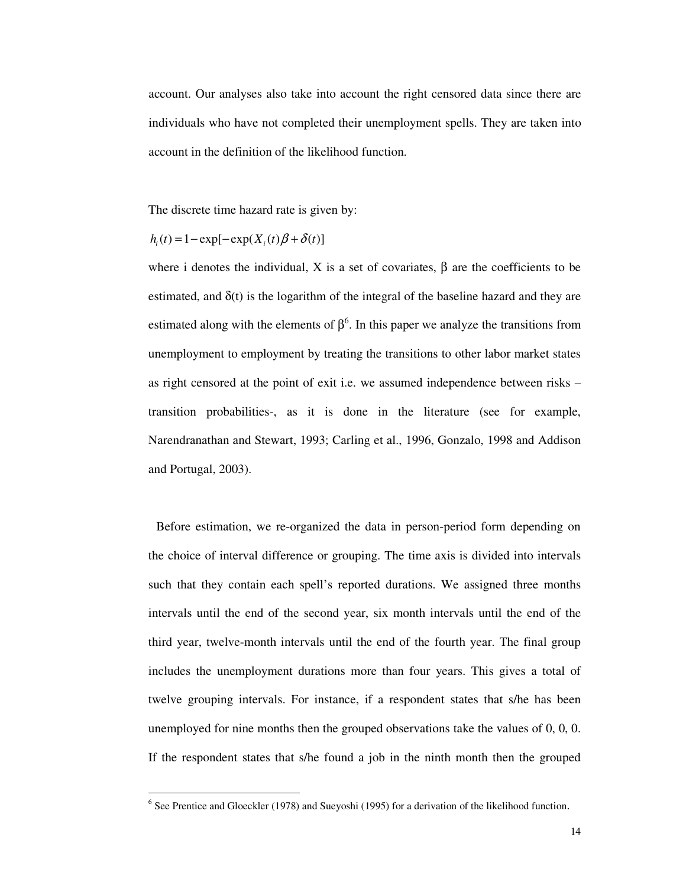account. Our analyses also take into account the right censored data since there are individuals who have not completed their unemployment spells. They are taken into account in the definition of the likelihood function.

The discrete time hazard rate is given by:

$$h_i(t) = 1 - \exp[-\exp(X_i(t)\beta + \delta(t)]$$

where i denotes the individual, X is a set of covariates, β are the coefficients to be estimated, and δ(t) is the logarithm of the integral of the baseline hazard and they are estimated along with the elements of β[6]. In this paper we analyze the transitions from unemployment to employment by treating the transitions to other labor market states as right censored at the point of exit i.e. we assumed independence between risks – transition probabilities-, as it is done in the literature (see for example, Narendranathan and Stewart, 1993; Carling et al., 1996, Gonzalo, 1998 and Addison and Portugal, 2003).

Before estimation, we re-organized the data in person-period form depending on the choice of interval difference or grouping. The time axis is divided into intervals such that they contain each spell's reported durations. We assigned three months intervals until the end of the second year, six month intervals until the end of the third year, twelve-month intervals until the end of the fourth year. The final group includes the unemployment durations more than four years. This gives a total of twelve grouping intervals. For instance, if a respondent states that s/he has been unemployed for nine months then the grouped observations take the values of 0, 0, 0. If the respondent states that s/he found a job in the ninth month then the grouped

[6] See Prentice and Gloeckler (1978) and Sueyoshi (1995) for a derivation of the likelihood function.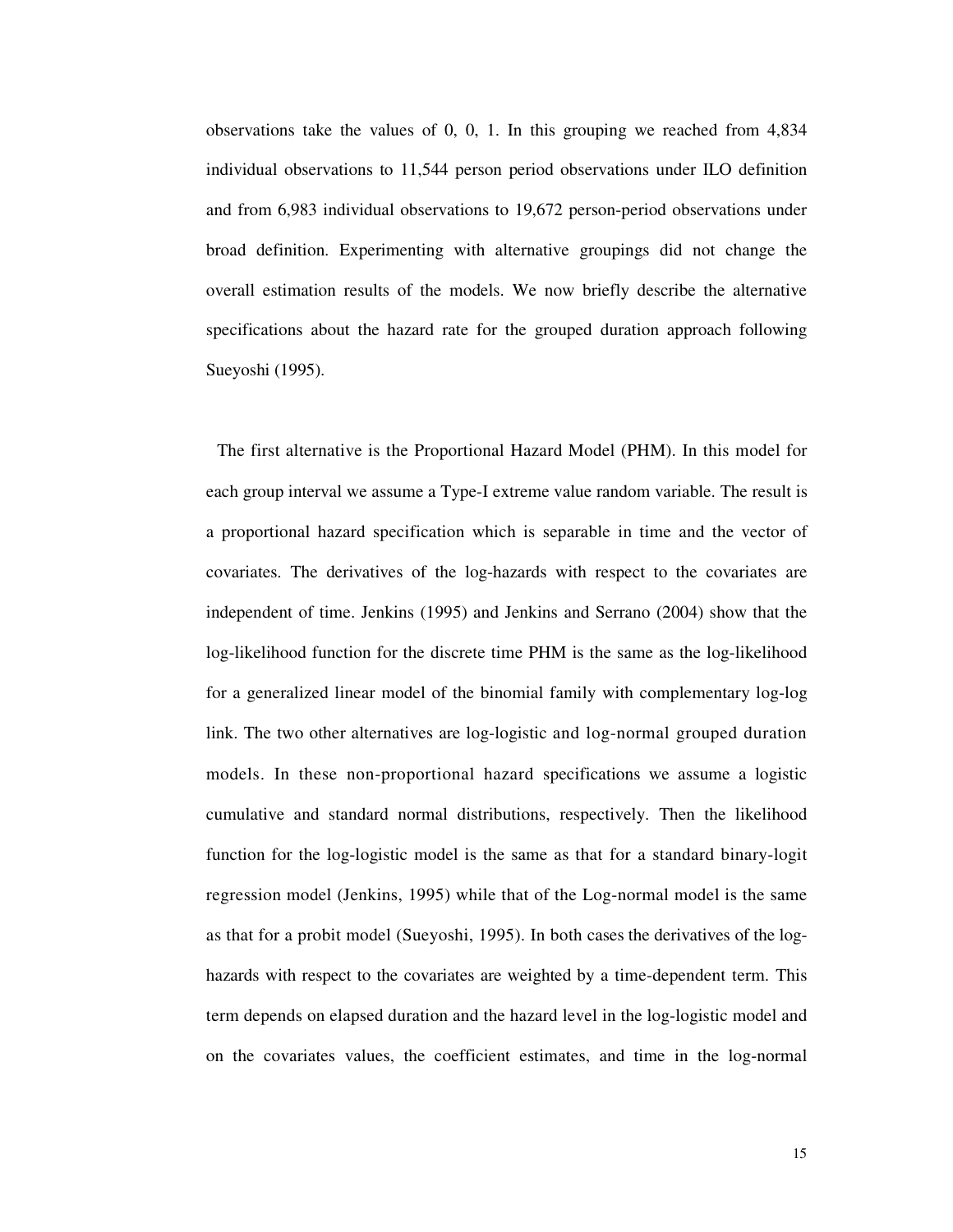observations take the values of 0, 0, 1. In this grouping we reached from 4,834 individual observations to 11,544 person period observations under ILO definition and from 6,983 individual observations to 19,672 person-period observations under broad definition. Experimenting with alternative groupings did not change the overall estimation results of the models. We now briefly describe the alternative specifications about the hazard rate for the grouped duration approach following Sueyoshi (1995).

The first alternative is the Proportional Hazard Model (PHM). In this model for each group interval we assume a Type-I extreme value random variable. The result is a proportional hazard specification which is separable in time and the vector of covariates. The derivatives of the log-hazards with respect to the covariates are independent of time. Jenkins (1995) and Jenkins and Serrano (2004) show that the log-likelihood function for the discrete time PHM is the same as the log-likelihood for a generalized linear model of the binomial family with complementary log-log link. The two other alternatives are log-logistic and log-normal grouped duration models. In these non-proportional hazard specifications we assume a logistic cumulative and standard normal distributions, respectively. Then the likelihood function for the log-logistic model is the same as that for a standard binary-logit regression model (Jenkins, 1995) while that of the Log-normal model is the same as that for a probit model (Sueyoshi, 1995). In both cases the derivatives of the log-hazards with respect to the covariates are weighted by a time-dependent term. This term depends on elapsed duration and the hazard level in the log-logistic model and on the covariates values, the coefficient estimates, and time in the log-normal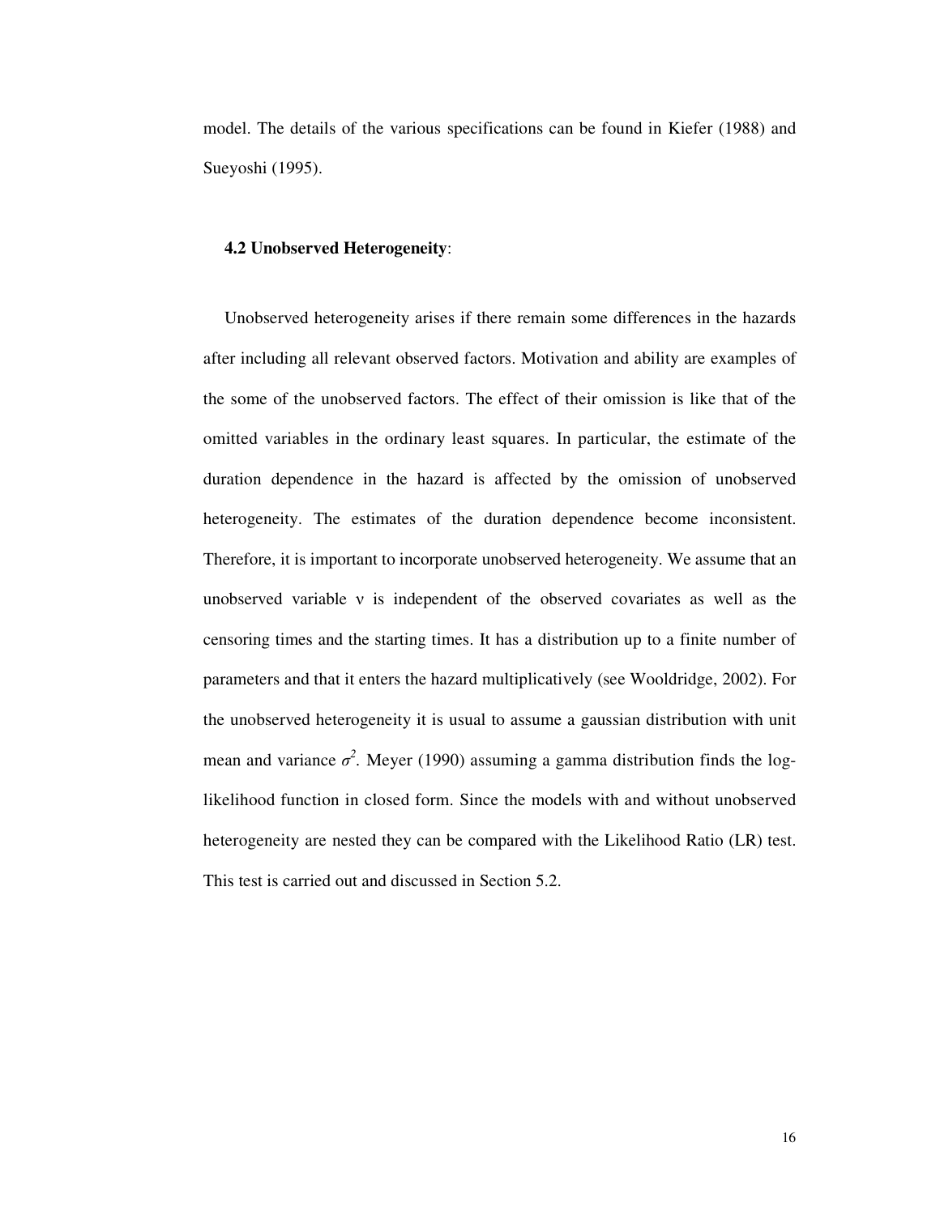model. The details of the various specifications can be found in Kiefer (1988) and Sueyoshi (1995).

### 4.2 Unobserved Heterogeneity:

Unobserved heterogeneity arises if there remain some differences in the hazards after including all relevant observed factors. Motivation and ability are examples of the some of the unobserved factors. The effect of their omission is like that of the omitted variables in the ordinary least squares. In particular, the estimate of the duration dependence in the hazard is affected by the omission of unobserved heterogeneity. The estimates of the duration dependence become inconsistent. Therefore, it is important to incorporate unobserved heterogeneity. We assume that an unobserved variable $v$ is independent of the observed covariates as well as the censoring times and the starting times. It has a distribution up to a finite number of parameters and that it enters the hazard multiplicatively (see Wooldridge, 2002). For the unobserved heterogeneity it is usual to assume a gaussian distribution with unit mean and variance $\sigma^2$. Meyer (1990) assuming a gamma distribution finds the log-likelihood function in closed form. Since the models with and without unobserved heterogeneity are nested they can be compared with the Likelihood Ratio (LR) test. This test is carried out and discussed in Section 5.2.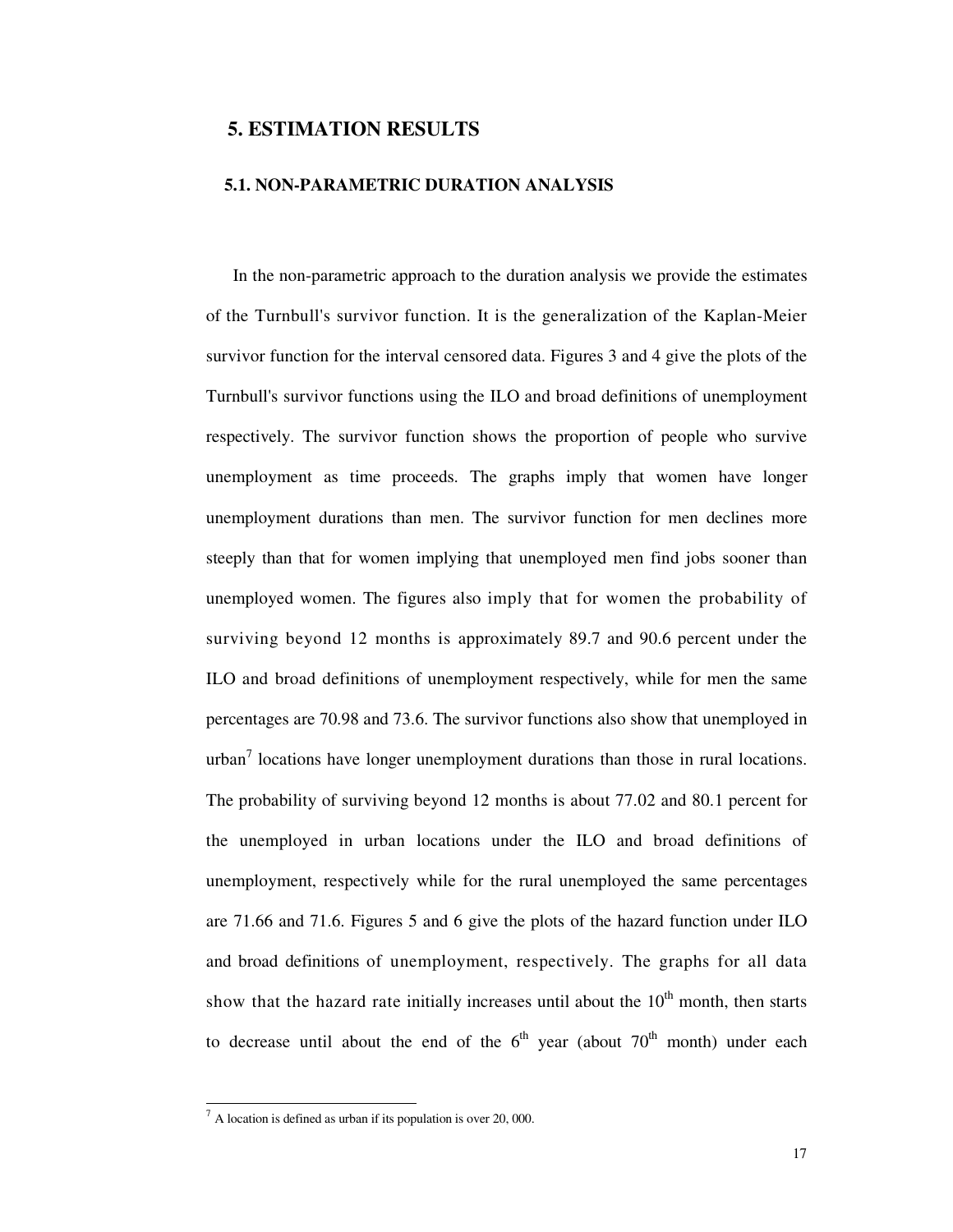## 5. ESTIMATION RESULTS

### 5.1. NON-PARAMETRIC DURATION ANALYSIS

In the non-parametric approach to the duration analysis we provide the estimates of the Turnbull's survivor function. It is the generalization of the Kaplan-Meier survivor function for the interval censored data. Figures 3 and 4 give the plots of the Turnbull's survivor functions using the ILO and broad definitions of unemployment respectively. The survivor function shows the proportion of people who survive unemployment as time proceeds. The graphs imply that women have longer unemployment durations than men. The survivor function for men declines more steeply than that for women implying that unemployed men find jobs sooner than unemployed women. The figures also imply that for women the probability of surviving beyond 12 months is approximately 89.7 and 90.6 percent under the ILO and broad definitions of unemployment respectively, while for men the same percentages are 70.98 and 73.6. The survivor functions also show that unemployed in urban[7] locations have longer unemployment durations than those in rural locations. The probability of surviving beyond 12 months is about 77.02 and 80.1 percent for the unemployed in urban locations under the ILO and broad definitions of unemployment, respectively while for the rural unemployed the same percentages are 71.66 and 71.6. Figures 5 and 6 give the plots of the hazard function under ILO and broad definitions of unemployment, respectively. The graphs for all data show that the hazard rate initially increases until about the 10th month, then starts to decrease until about the end of the 6th year (about 70th month) under each

[7] A location is defined as urban if its population is over 20, 000.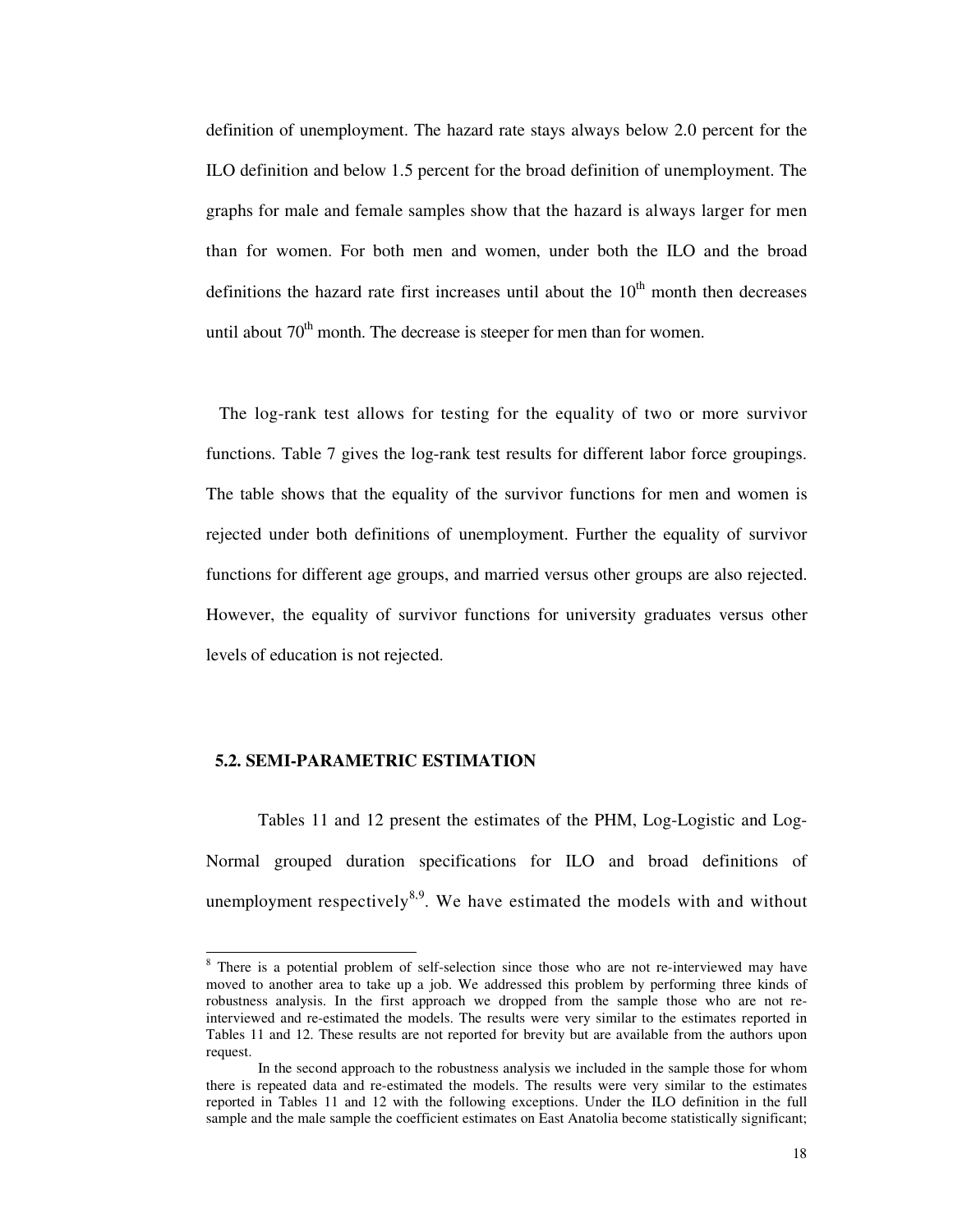definition of unemployment. The hazard rate stays always below 2.0 percent for the ILO definition and below 1.5 percent for the broad definition of unemployment. The graphs for male and female samples show that the hazard is always larger for men than for women. For both men and women, under both the ILO and the broad definitions the hazard rate first increases until about the 10th month then decreases until about 70th month. The decrease is steeper for men than for women.

The log-rank test allows for testing for the equality of two or more survivor functions. Table 7 gives the log-rank test results for different labor force groupings. The table shows that the equality of the survivor functions for men and women is rejected under both definitions of unemployment. Further the equality of survivor functions for different age groups, and married versus other groups are also rejected. However, the equality of survivor functions for university graduates versus other levels of education is not rejected.

### 5.2. SEMI-PARAMETRIC ESTIMATION

Tables 11 and 12 present the estimates of the PHM, Log-Logistic and Log-Normal grouped duration specifications for ILO and broad definitions of unemployment respectively[8,9]. We have estimated the models with and without

---

[8] There is a potential problem of self-selection since those who are not re-interviewed may have moved to another area to take up a job. We addressed this problem by performing three kinds of robustness analysis. In the first approach we dropped from the sample those who are not re-interviewed and re-estimated the models. The results were very similar to the estimates reported in Tables 11 and 12. These results are not reported for brevity but are available from the authors upon request.

In the second approach to the robustness analysis we included in the sample those for whom there is repeated data and re-estimated the models. The results were very similar to the estimates reported in Tables 11 and 12 with the following exceptions. Under the ILO definition in the full sample and the male sample the coefficient estimates on East Anatolia become statistically significant;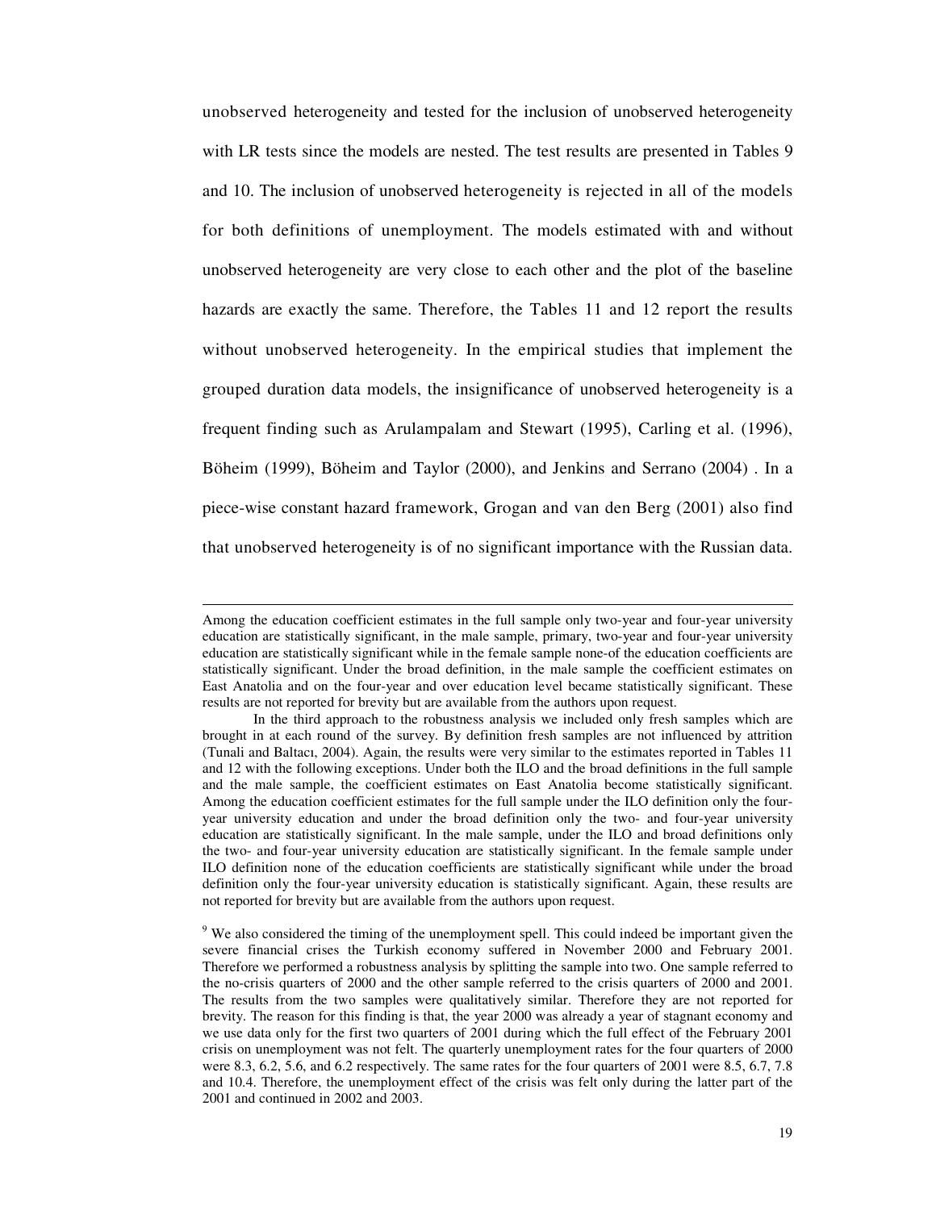unobserved heterogeneity and tested for the inclusion of unobserved heterogeneity with LR tests since the models are nested. The test results are presented in Tables 9 and 10. The inclusion of unobserved heterogeneity is rejected in all of the models for both definitions of unemployment. The models estimated with and without unobserved heterogeneity are very close to each other and the plot of the baseline hazards are exactly the same. Therefore, the Tables 11 and 12 report the results without unobserved heterogeneity. In the empirical studies that implement the grouped duration data models, the insignificance of unobserved heterogeneity is a frequent finding such as Arulampalam and Stewart (1995), Carling et al. (1996), Böheim (1999), Böheim and Taylor (2000), and Jenkins and Serrano (2004) . In a piece-wise constant hazard framework, Grogan and van den Berg (2001) also find that unobserved heterogeneity is of no significant importance with the Russian data.

---

Among the education coefficient estimates in the full sample only two-year and four-year university education are statistically significant, in the male sample, primary, two-year and four-year university education are statistically significant while in the female sample none-of the education coefficients are statistically significant. Under the broad definition, in the male sample the coefficient estimates on East Anatolia and on the four-year and over education level became statistically significant. These results are not reported for brevity but are available from the authors upon request.

In the third approach to the robustness analysis we included only fresh samples which are brought in at each round of the survey. By definition fresh samples are not influenced by attrition (Tunali and Baltacı, 2004). Again, the results were very similar to the estimates reported in Tables 11 and 12 with the following exceptions. Under both the ILO and the broad definitions in the full sample and the male sample, the coefficient estimates on East Anatolia become statistically significant. Among the education coefficient estimates for the full sample under the ILO definition only the four-year university education and under the broad definition only the two- and four-year university education are statistically significant. In the male sample, under the ILO and broad definitions only the two- and four-year university education are statistically significant. In the female sample under ILO definition none of the education coefficients are statistically significant while under the broad definition only the four-year university education is statistically significant. Again, these results are not reported for brevity but are available from the authors upon request.

[9] We also considered the timing of the unemployment spell. This could indeed be important given the severe financial crises the Turkish economy suffered in November 2000 and February 2001. Therefore we performed a robustness analysis by splitting the sample into two. One sample referred to the no-crisis quarters of 2000 and the other sample referred to the crisis quarters of 2000 and 2001. The results from the two samples were qualitatively similar. Therefore they are not reported for brevity. The reason for this finding is that, the year 2000 was already a year of stagnant economy and we use data only for the first two quarters of 2001 during which the full effect of the February 2001 crisis on unemployment was not felt. The quarterly unemployment rates for the four quarters of 2000 were 8.3, 6.2, 5.6, and 6.2 respectively. The same rates for the four quarters of 2001 were 8.5, 6.7, 7.8 and 10.4. Therefore, the unemployment effect of the crisis was felt only during the latter part of the 2001 and continued in 2002 and 2003.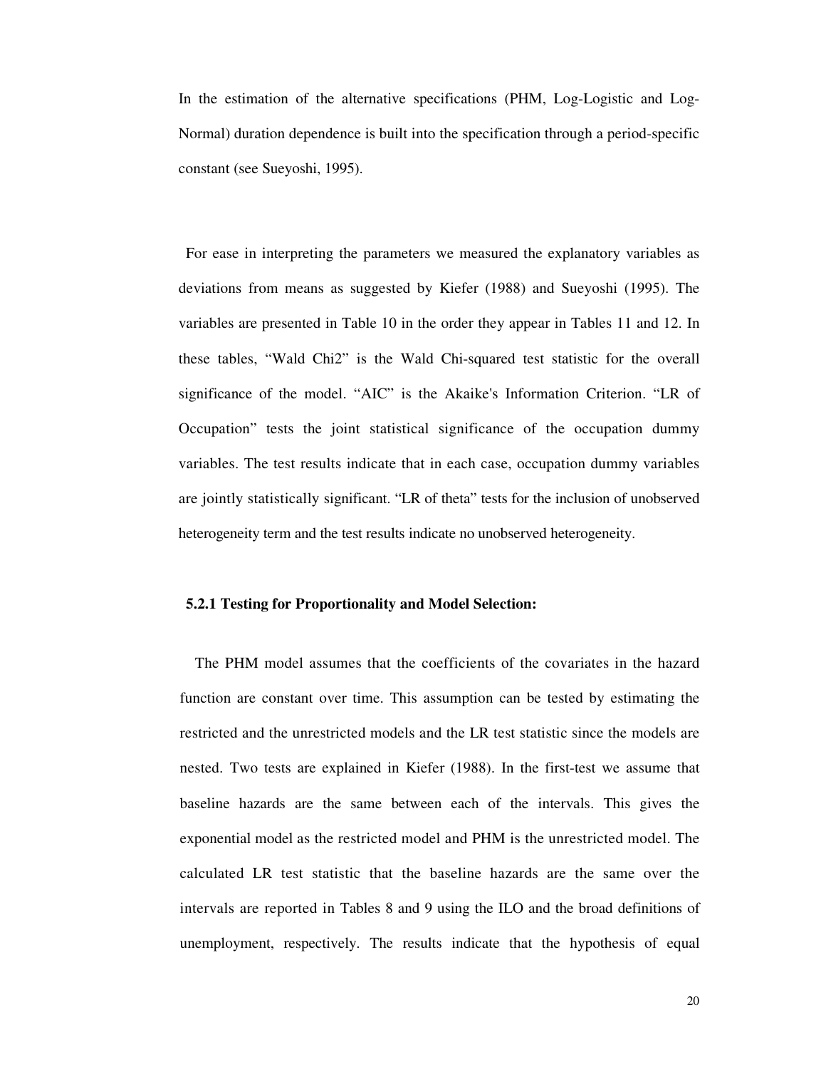In the estimation of the alternative specifications (PHM, Log-Logistic and Log-Normal) duration dependence is built into the specification through a period-specific constant (see Sueyoshi, 1995).

For ease in interpreting the parameters we measured the explanatory variables as deviations from means as suggested by Kiefer (1988) and Sueyoshi (1995). The variables are presented in Table 10 in the order they appear in Tables 11 and 12. In these tables, "Wald Chi2" is the Wald Chi-squared test statistic for the overall significance of the model. "AIC" is the Akaike's Information Criterion. "LR of Occupation" tests the joint statistical significance of the occupation dummy variables. The test results indicate that in each case, occupation dummy variables are jointly statistically significant. "LR of theta" tests for the inclusion of unobserved heterogeneity term and the test results indicate no unobserved heterogeneity.

### 5.2.1 Testing for Proportionality and Model Selection:

The PHM model assumes that the coefficients of the covariates in the hazard function are constant over time. This assumption can be tested by estimating the restricted and the unrestricted models and the LR test statistic since the models are nested. Two tests are explained in Kiefer (1988). In the first-test we assume that baseline hazards are the same between each of the intervals. This gives the exponential model as the restricted model and PHM is the unrestricted model. The calculated LR test statistic that the baseline hazards are the same over the intervals are reported in Tables 8 and 9 using the ILO and the broad definitions of unemployment, respectively. The results indicate that the hypothesis of equal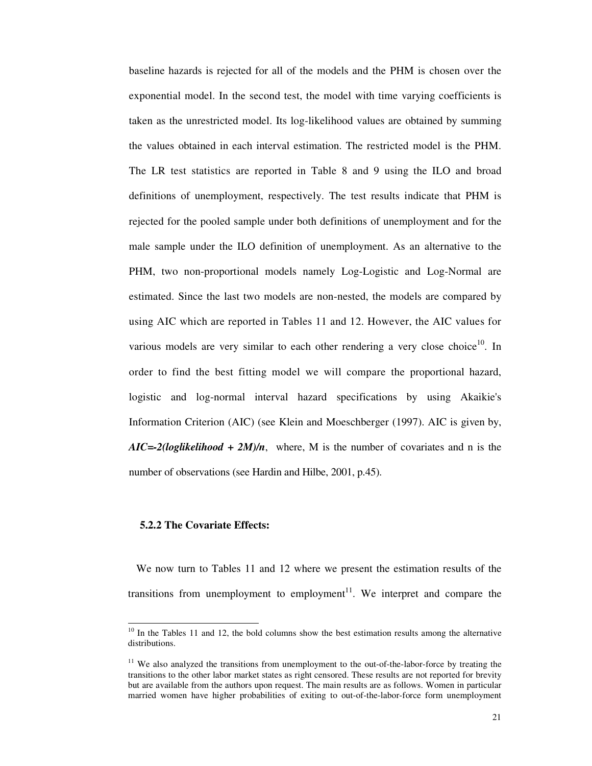baseline hazards is rejected for all of the models and the PHM is chosen over the exponential model. In the second test, the model with time varying coefficients is taken as the unrestricted model. Its log-likelihood values are obtained by summing the values obtained in each interval estimation. The restricted model is the PHM. The LR test statistics are reported in Table 8 and 9 using the ILO and broad definitions of unemployment, respectively. The test results indicate that PHM is rejected for the pooled sample under both definitions of unemployment and for the male sample under the ILO definition of unemployment. As an alternative to the PHM, two non-proportional models namely Log-Logistic and Log-Normal are estimated. Since the last two models are non-nested, the models are compared by using AIC which are reported in Tables 11 and 12. However, the AIC values for various models are very similar to each other rendering a very close choice[10]. In order to find the best fitting model we will compare the proportional hazard, logistic and log-normal interval hazard specifications by using Akaikie's Information Criterion (AIC) (see Klein and Moeschberger (1997). AIC is given by, $AIC = -2(loglikelihood + 2M)/n$, where, M is the number of covariates and n is the number of observations (see Hardin and Hilbe, 2001, p.45).

### 5.2.2 The Covariate Effects:

We now turn to Tables 11 and 12 where we present the estimation results of the transitions from unemployment to employment[11]. We interpret and compare the

---

[10] In the Tables 11 and 12, the bold columns show the best estimation results among the alternative distributions.

[11] We also analyzed the transitions from unemployment to the out-of-the-labor-force by treating the transitions to the other labor market states as right censored. These results are not reported for brevity but are available from the authors upon request. The main results are as follows. Women in particular married women have higher probabilities of exiting to out-of-the-labor-force form unemployment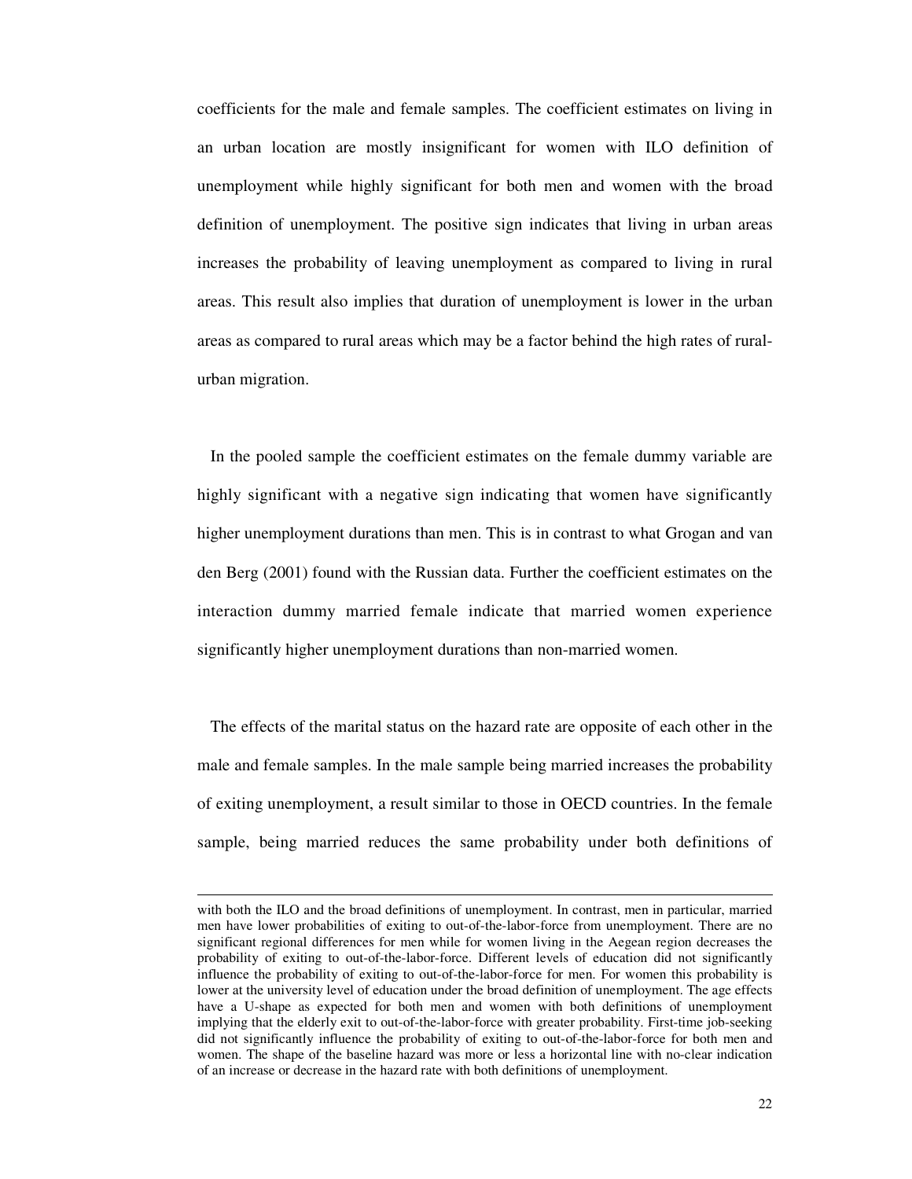coefficients for the male and female samples. The coefficient estimates on living in an urban location are mostly insignificant for women with ILO definition of unemployment while highly significant for both men and women with the broad definition of unemployment. The positive sign indicates that living in urban areas increases the probability of leaving unemployment as compared to living in rural areas. This result also implies that duration of unemployment is lower in the urban areas as compared to rural areas which may be a factor behind the high rates of rural-urban migration.

In the pooled sample the coefficient estimates on the female dummy variable are highly significant with a negative sign indicating that women have significantly higher unemployment durations than men. This is in contrast to what Grogan and van den Berg (2001) found with the Russian data. Further the coefficient estimates on the interaction dummy married female indicate that married women experience significantly higher unemployment durations than non-married women.

The effects of the marital status on the hazard rate are opposite of each other in the male and female samples. In the male sample being married increases the probability of exiting unemployment, a result similar to those in OECD countries. In the female sample, being married reduces the same probability under both definitions of

---

with both the ILO and the broad definitions of unemployment. In contrast, men in particular, married men have lower probabilities of exiting to out-of-the-labor-force from unemployment. There are no significant regional differences for men while for women living in the Aegean region decreases the probability of exiting to out-of-the-labor-force. Different levels of education did not significantly influence the probability of exiting to out-of-the-labor-force for men. For women this probability is lower at the university level of education under the broad definition of unemployment. The age effects have a U-shape as expected for both men and women with both definitions of unemployment implying that the elderly exit to out-of-the-labor-force with greater probability. First-time job-seeking did not significantly influence the probability of exiting to out-of-the-labor-force for both men and women. The shape of the baseline hazard was more or less a horizontal line with no-clear indication of an increase or decrease in the hazard rate with both definitions of unemployment.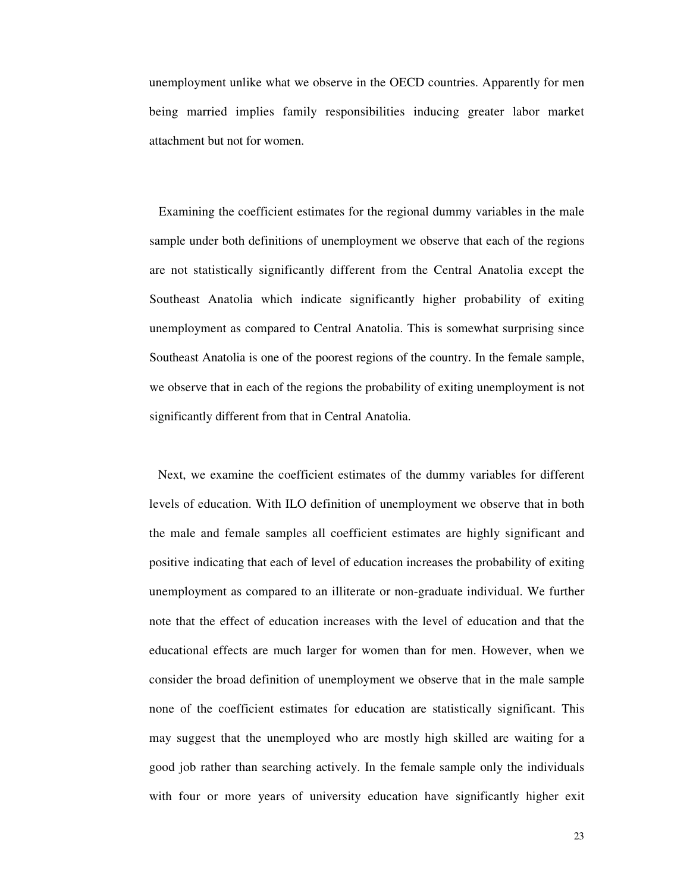unemployment unlike what we observe in the OECD countries. Apparently for men being married implies family responsibilities inducing greater labor market attachment but not for women.

Examining the coefficient estimates for the regional dummy variables in the male sample under both definitions of unemployment we observe that each of the regions are not statistically significantly different from the Central Anatolia except the Southeast Anatolia which indicate significantly higher probability of exiting unemployment as compared to Central Anatolia. This is somewhat surprising since Southeast Anatolia is one of the poorest regions of the country. In the female sample, we observe that in each of the regions the probability of exiting unemployment is not significantly different from that in Central Anatolia.

Next, we examine the coefficient estimates of the dummy variables for different levels of education. With ILO definition of unemployment we observe that in both the male and female samples all coefficient estimates are highly significant and positive indicating that each of level of education increases the probability of exiting unemployment as compared to an illiterate or non-graduate individual. We further note that the effect of education increases with the level of education and that the educational effects are much larger for women than for men. However, when we consider the broad definition of unemployment we observe that in the male sample none of the coefficient estimates for education are statistically significant. This may suggest that the unemployed who are mostly high skilled are waiting for a good job rather than searching actively. In the female sample only the individuals with four or more years of university education have significantly higher exit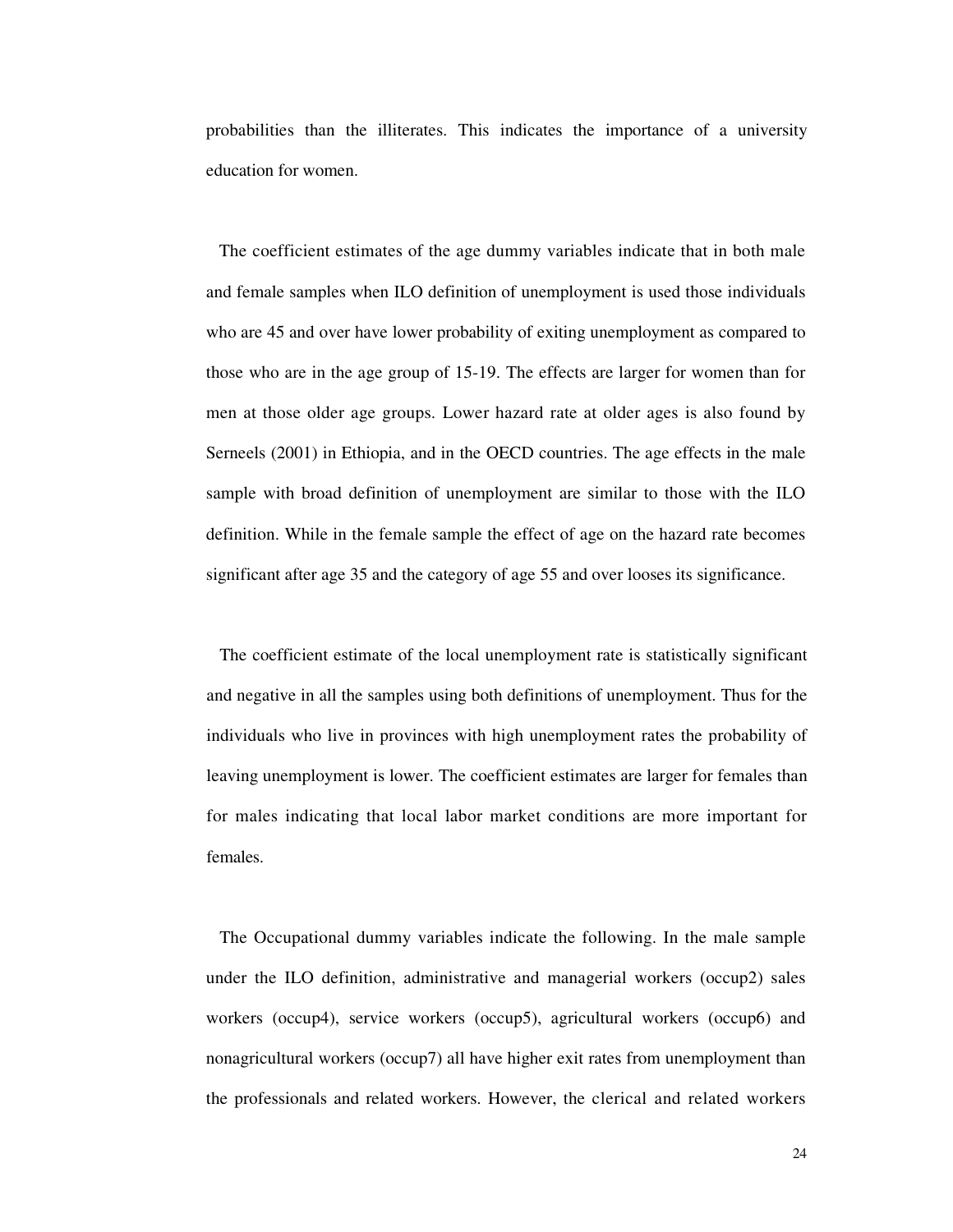probabilities than the illiterates. This indicates the importance of a university education for women.

The coefficient estimates of the age dummy variables indicate that in both male and female samples when ILO definition of unemployment is used those individuals who are 45 and over have lower probability of exiting unemployment as compared to those who are in the age group of 15-19. The effects are larger for women than for men at those older age groups. Lower hazard rate at older ages is also found by Serneels (2001) in Ethiopia, and in the OECD countries. The age effects in the male sample with broad definition of unemployment are similar to those with the ILO definition. While in the female sample the effect of age on the hazard rate becomes significant after age 35 and the category of age 55 and over looses its significance.

The coefficient estimate of the local unemployment rate is statistically significant and negative in all the samples using both definitions of unemployment. Thus for the individuals who live in provinces with high unemployment rates the probability of leaving unemployment is lower. The coefficient estimates are larger for females than for males indicating that local labor market conditions are more important for females.

The Occupational dummy variables indicate the following. In the male sample under the ILO definition, administrative and managerial workers (occup2) sales workers (occup4), service workers (occup5), agricultural workers (occup6) and nonagricultural workers (occup7) all have higher exit rates from unemployment than the professionals and related workers. However, the clerical and related workers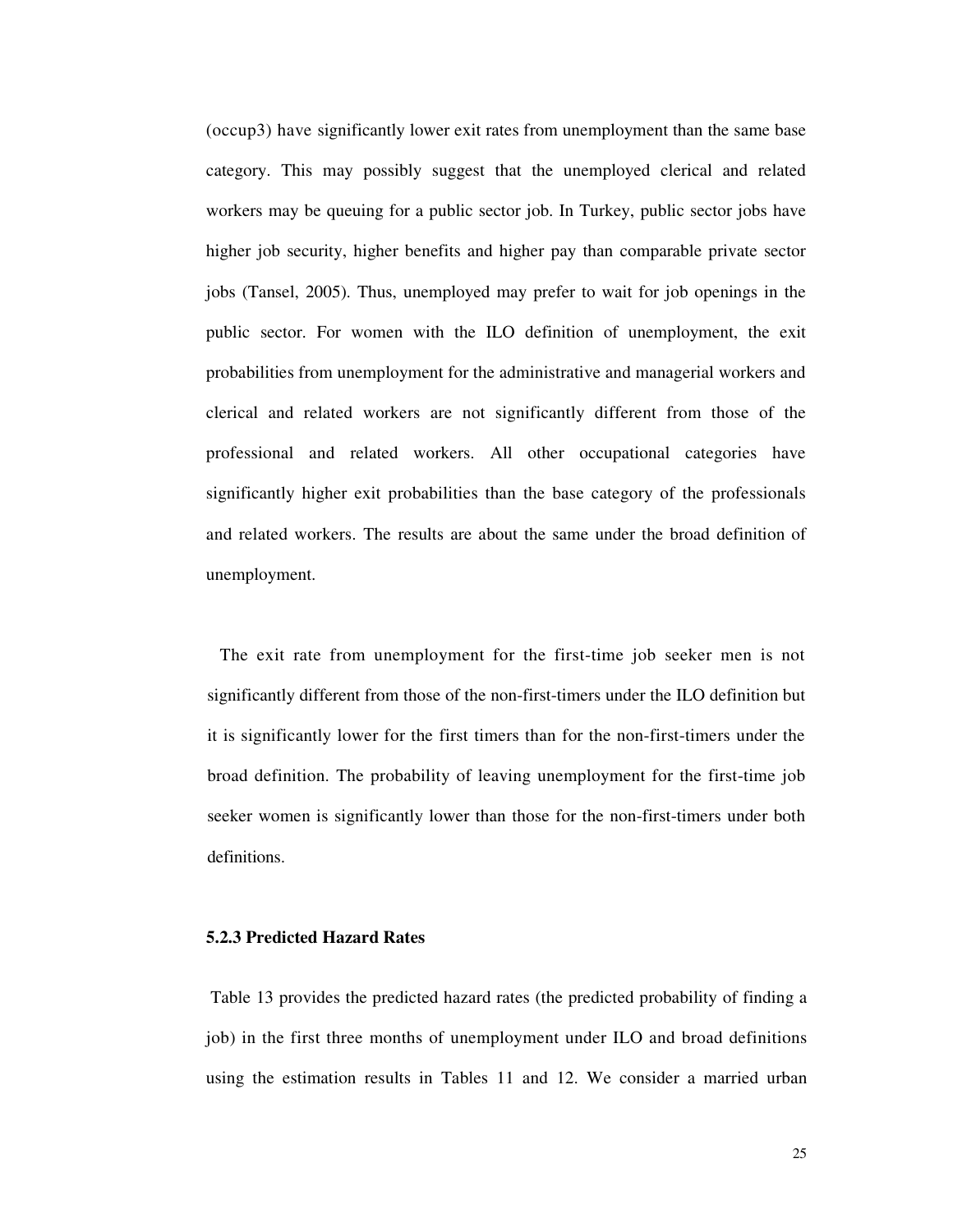(occup3) have significantly lower exit rates from unemployment than the same base category. This may possibly suggest that the unemployed clerical and related workers may be queuing for a public sector job. In Turkey, public sector jobs have higher job security, higher benefits and higher pay than comparable private sector jobs (Tansel, 2005). Thus, unemployed may prefer to wait for job openings in the public sector. For women with the ILO definition of unemployment, the exit probabilities from unemployment for the administrative and managerial workers and clerical and related workers are not significantly different from those of the professional and related workers. All other occupational categories have significantly higher exit probabilities than the base category of the professionals and related workers. The results are about the same under the broad definition of unemployment.

The exit rate from unemployment for the first-time job seeker men is not significantly different from those of the non-first-timers under the ILO definition but it is significantly lower for the first timers than for the non-first-timers under the broad definition. The probability of leaving unemployment for the first-time job seeker women is significantly lower than those for the non-first-timers under both definitions.

### 5.2.3 Predicted Hazard Rates

Table 13 provides the predicted hazard rates (the predicted probability of finding a job) in the first three months of unemployment under ILO and broad definitions using the estimation results in Tables 11 and 12. We consider a married urban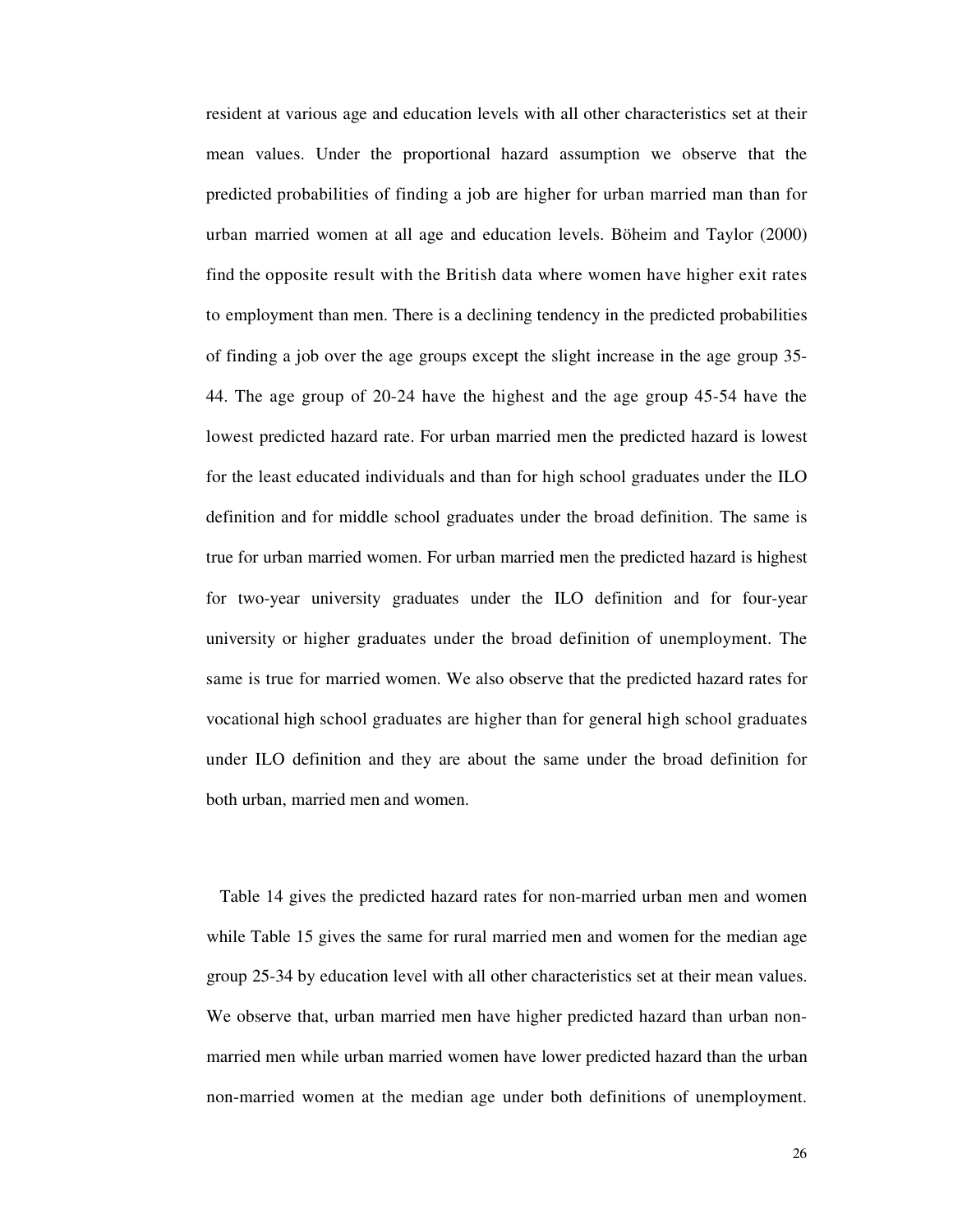resident at various age and education levels with all other characteristics set at their mean values. Under the proportional hazard assumption we observe that the predicted probabilities of finding a job are higher for urban married man than for urban married women at all age and education levels. Böheim and Taylor (2000) find the opposite result with the British data where women have higher exit rates to employment than men. There is a declining tendency in the predicted probabilities of finding a job over the age groups except the slight increase in the age group 35-44. The age group of 20-24 have the highest and the age group 45-54 have the lowest predicted hazard rate. For urban married men the predicted hazard is lowest for the least educated individuals and than for high school graduates under the ILO definition and for middle school graduates under the broad definition. The same is true for urban married women. For urban married men the predicted hazard is highest for two-year university graduates under the ILO definition and for four-year university or higher graduates under the broad definition of unemployment. The same is true for married women. We also observe that the predicted hazard rates for vocational high school graduates are higher than for general high school graduates under ILO definition and they are about the same under the broad definition for both urban, married men and women.

Table 14 gives the predicted hazard rates for non-married urban men and women while Table 15 gives the same for rural married men and women for the median age group 25-34 by education level with all other characteristics set at their mean values. We observe that, urban married men have higher predicted hazard than urban non-married men while urban married women have lower predicted hazard than the urban non-married women at the median age under both definitions of unemployment.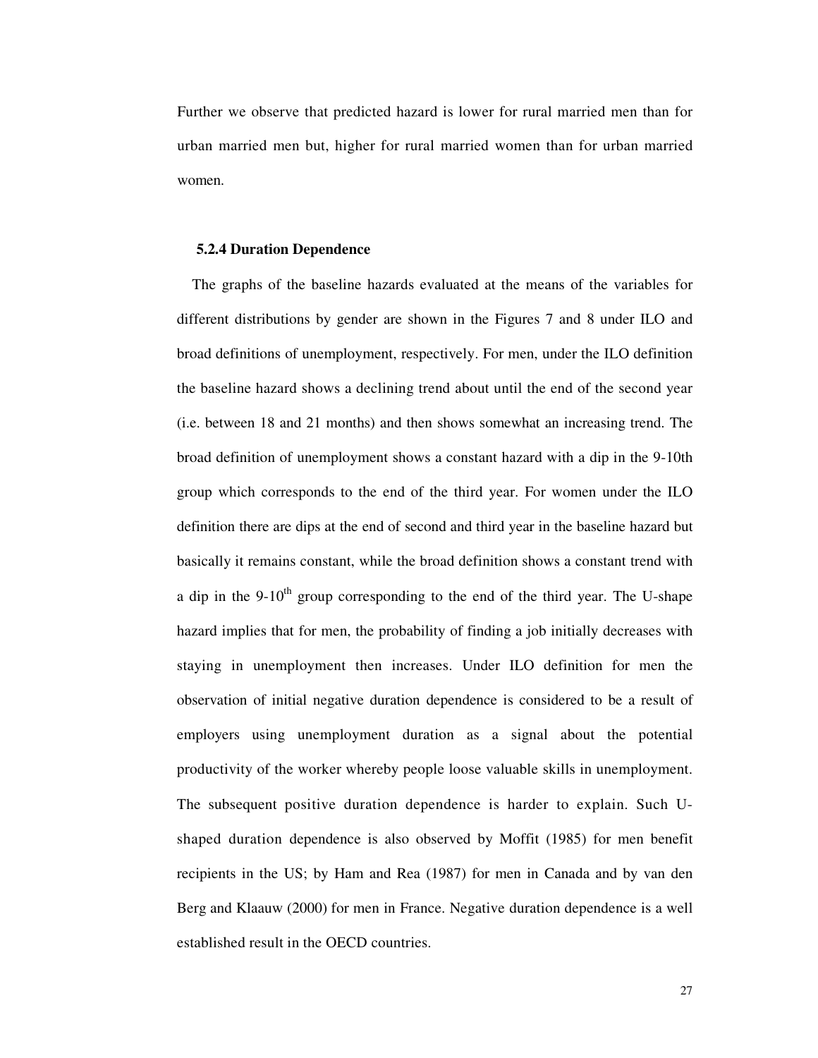Further we observe that predicted hazard is lower for rural married men than for urban married men but, higher for rural married women than for urban married women.

### 5.2.4 Duration Dependence

The graphs of the baseline hazards evaluated at the means of the variables for different distributions by gender are shown in the Figures 7 and 8 under ILO and broad definitions of unemployment, respectively. For men, under the ILO definition the baseline hazard shows a declining trend about until the end of the second year (i.e. between 18 and 21 months) and then shows somewhat an increasing trend. The broad definition of unemployment shows a constant hazard with a dip in the 9-10th group which corresponds to the end of the third year. For women under the ILO definition there are dips at the end of second and third year in the baseline hazard but basically it remains constant, while the broad definition shows a constant trend with a dip in the 9-10$^{th}$ group corresponding to the end of the third year. The U-shape hazard implies that for men, the probability of finding a job initially decreases with staying in unemployment then increases. Under ILO definition for men the observation of initial negative duration dependence is considered to be a result of employers using unemployment duration as a signal about the potential productivity of the worker whereby people loose valuable skills in unemployment. The subsequent positive duration dependence is harder to explain. Such U-shaped duration dependence is also observed by Moffit (1985) for men benefit recipients in the US; by Ham and Rea (1987) for men in Canada and by van den Berg and Klaauw (2000) for men in France. Negative duration dependence is a well established result in the OECD countries.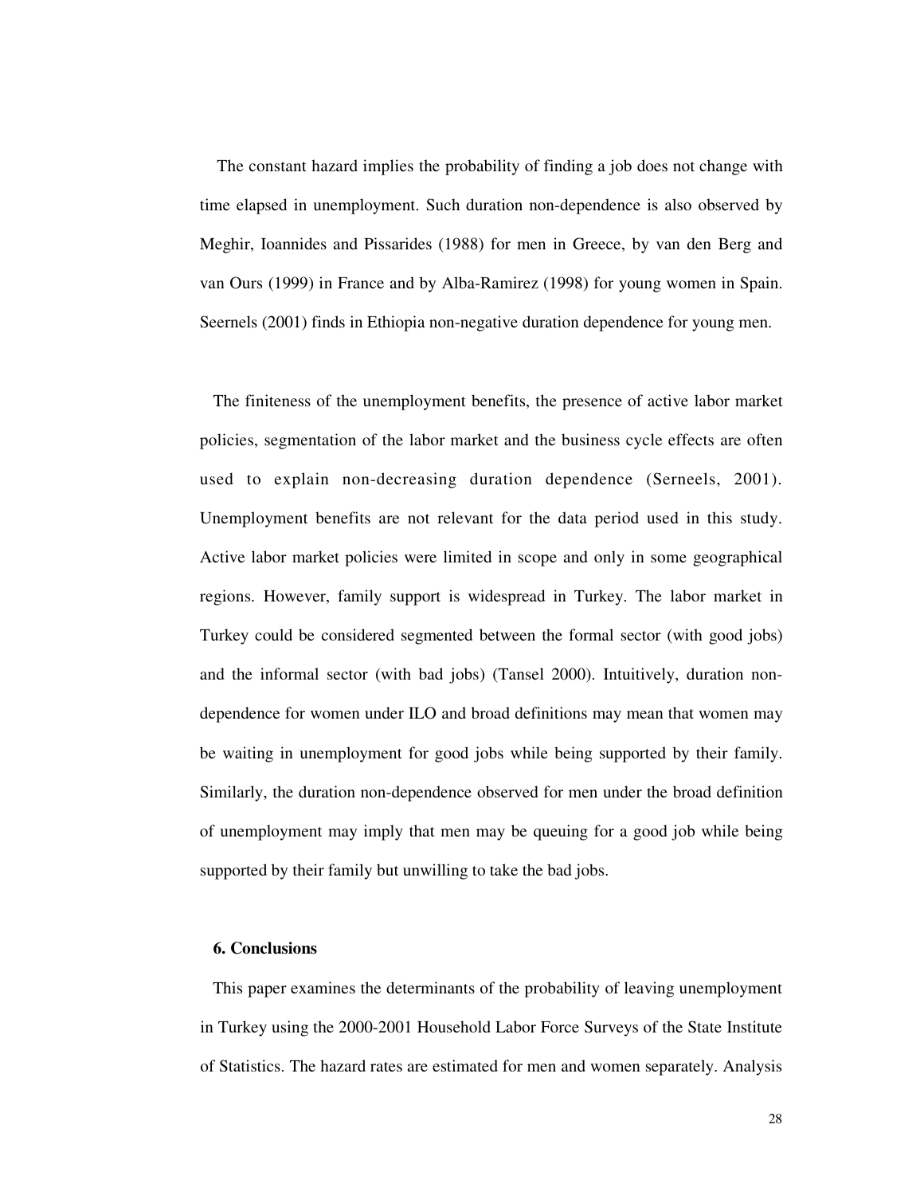The constant hazard implies the probability of finding a job does not change with time elapsed in unemployment. Such duration non-dependence is also observed by Meghir, Ioannides and Pissarides (1988) for men in Greece, by van den Berg and van Ours (1999) in France and by Alba-Ramirez (1998) for young women in Spain. Seernels (2001) finds in Ethiopia non-negative duration dependence for young men.

The finiteness of the unemployment benefits, the presence of active labor market policies, segmentation of the labor market and the business cycle effects are often used to explain non-decreasing duration dependence (Serneels, 2001). Unemployment benefits are not relevant for the data period used in this study. Active labor market policies were limited in scope and only in some geographical regions. However, family support is widespread in Turkey. The labor market in Turkey could be considered segmented between the formal sector (with good jobs) and the informal sector (with bad jobs) (Tansel 2000). Intuitively, duration non-dependence for women under ILO and broad definitions may mean that women may be waiting in unemployment for good jobs while being supported by their family. Similarly, the duration non-dependence observed for men under the broad definition of unemployment may imply that men may be queuing for a good job while being supported by their family but unwilling to take the bad jobs.

## 6. Conclusions

This paper examines the determinants of the probability of leaving unemployment in Turkey using the 2000-2001 Household Labor Force Surveys of the State Institute of Statistics. The hazard rates are estimated for men and women separately. Analysis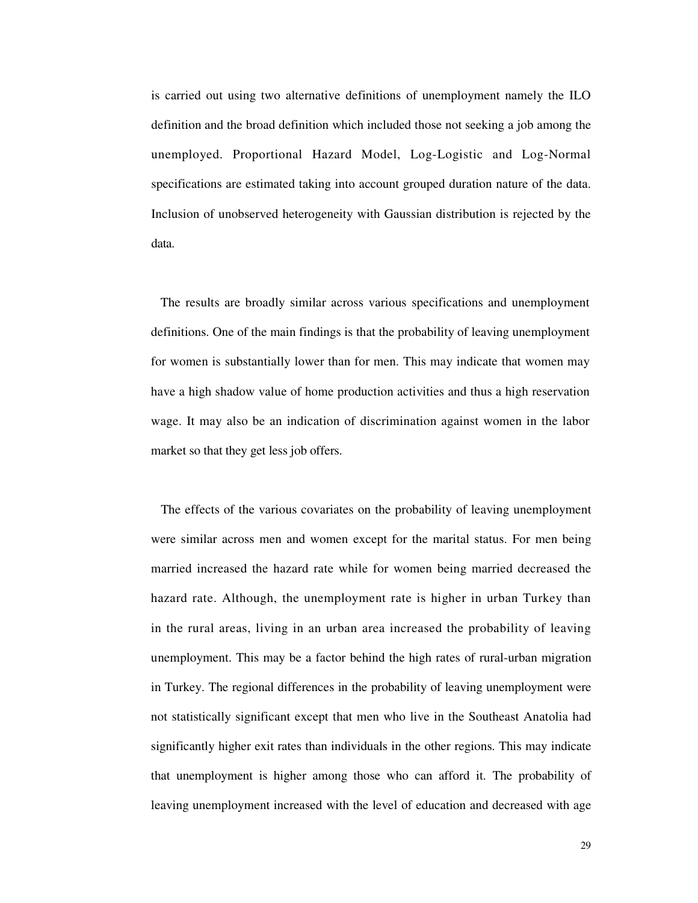is carried out using two alternative definitions of unemployment namely the ILO definition and the broad definition which included those not seeking a job among the unemployed. Proportional Hazard Model, Log-Logistic and Log-Normal specifications are estimated taking into account grouped duration nature of the data. Inclusion of unobserved heterogeneity with Gaussian distribution is rejected by the data.

The results are broadly similar across various specifications and unemployment definitions. One of the main findings is that the probability of leaving unemployment for women is substantially lower than for men. This may indicate that women may have a high shadow value of home production activities and thus a high reservation wage. It may also be an indication of discrimination against women in the labor market so that they get less job offers.

The effects of the various covariates on the probability of leaving unemployment were similar across men and women except for the marital status. For men being married increased the hazard rate while for women being married decreased the hazard rate. Although, the unemployment rate is higher in urban Turkey than in the rural areas, living in an urban area increased the probability of leaving unemployment. This may be a factor behind the high rates of rural-urban migration in Turkey. The regional differences in the probability of leaving unemployment were not statistically significant except that men who live in the Southeast Anatolia had significantly higher exit rates than individuals in the other regions. This may indicate that unemployment is higher among those who can afford it. The probability of leaving unemployment increased with the level of education and decreased with age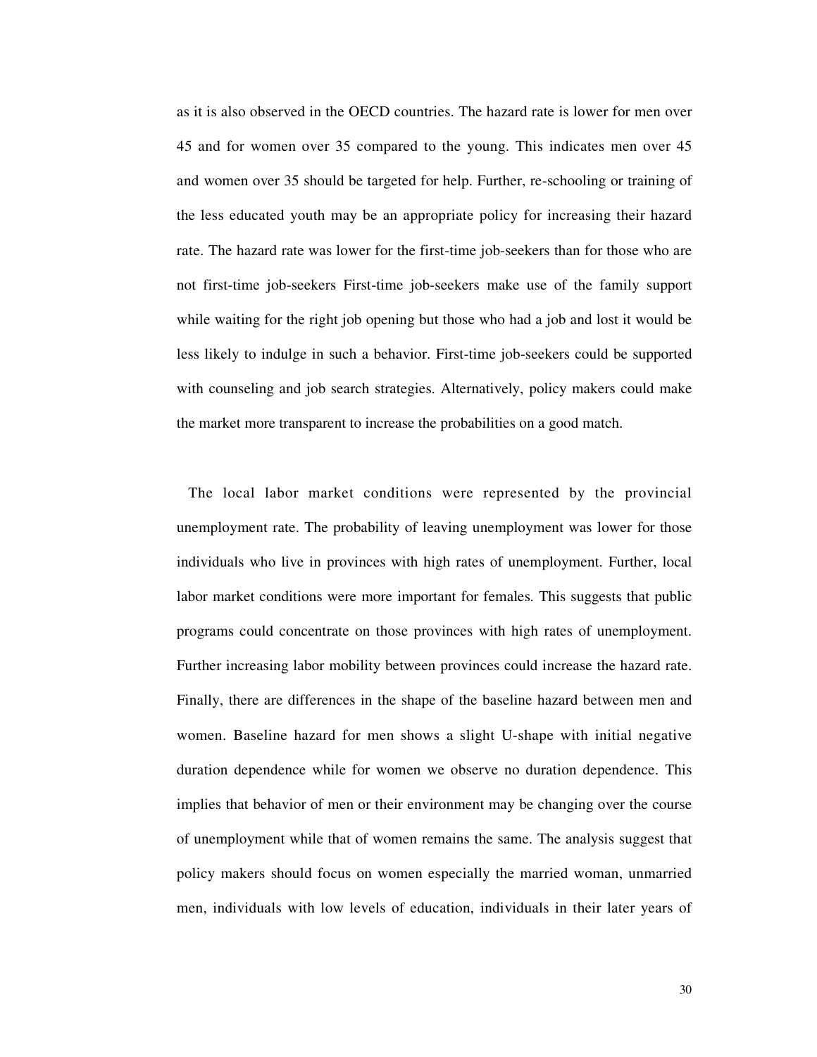as it is also observed in the OECD countries. The hazard rate is lower for men over 45 and for women over 35 compared to the young. This indicates men over 45 and women over 35 should be targeted for help. Further, re-schooling or training of the less educated youth may be an appropriate policy for increasing their hazard rate. The hazard rate was lower for the first-time job-seekers than for those who are not first-time job-seekers First-time job-seekers make use of the family support while waiting for the right job opening but those who had a job and lost it would be less likely to indulge in such a behavior. First-time job-seekers could be supported with counseling and job search strategies. Alternatively, policy makers could make the market more transparent to increase the probabilities on a good match.

The local labor market conditions were represented by the provincial unemployment rate. The probability of leaving unemployment was lower for those individuals who live in provinces with high rates of unemployment. Further, local labor market conditions were more important for females. This suggests that public programs could concentrate on those provinces with high rates of unemployment. Further increasing labor mobility between provinces could increase the hazard rate. Finally, there are differences in the shape of the baseline hazard between men and women. Baseline hazard for men shows a slight U-shape with initial negative duration dependence while for women we observe no duration dependence. This implies that behavior of men or their environment may be changing over the course of unemployment while that of women remains the same. The analysis suggest that policy makers should focus on women especially the married woman, unmarried men, individuals with low levels of education, individuals in their later years of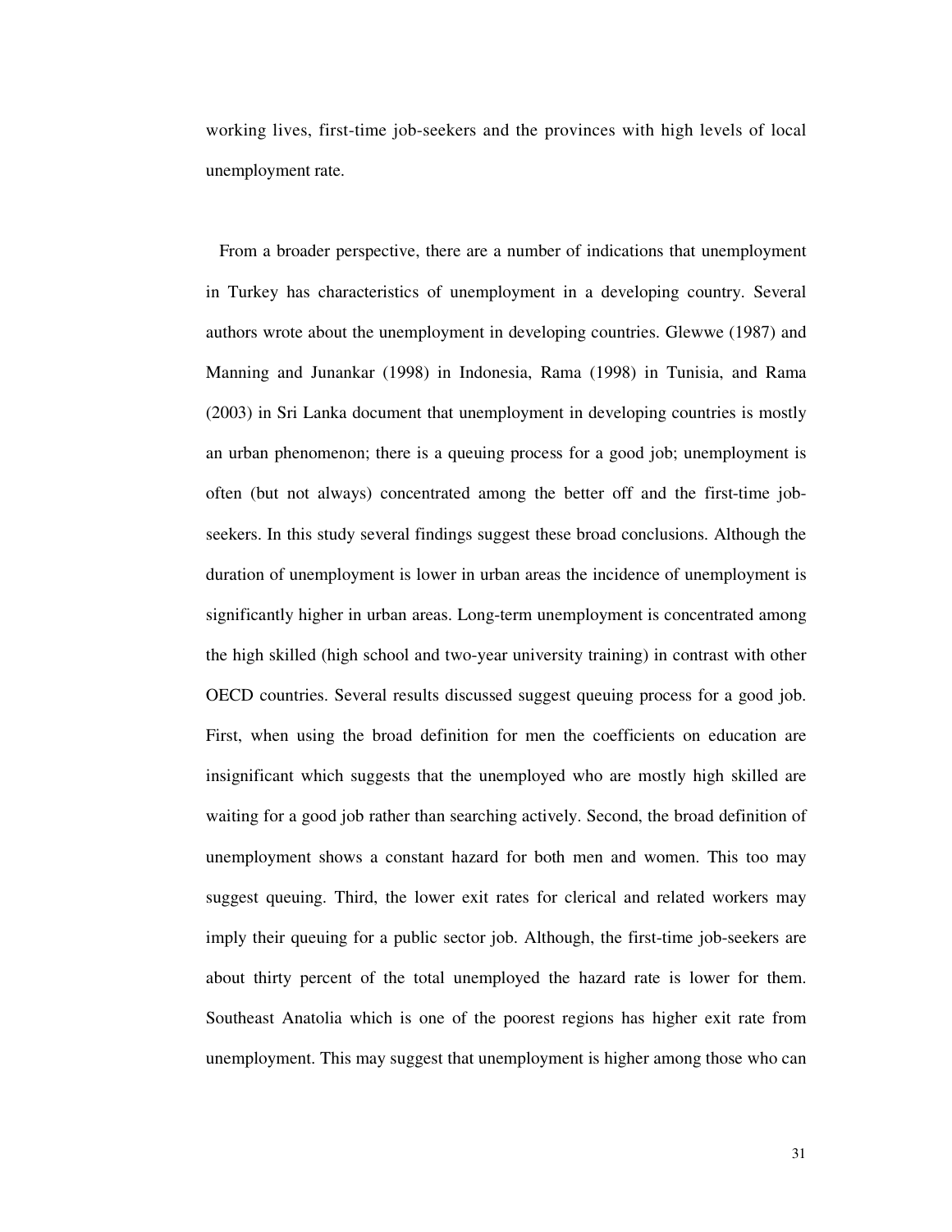working lives, first-time job-seekers and the provinces with high levels of local unemployment rate.

From a broader perspective, there are a number of indications that unemployment in Turkey has characteristics of unemployment in a developing country. Several authors wrote about the unemployment in developing countries. Glewwe (1987) and Manning and Junankar (1998) in Indonesia, Rama (1998) in Tunisia, and Rama (2003) in Sri Lanka document that unemployment in developing countries is mostly an urban phenomenon; there is a queuing process for a good job; unemployment is often (but not always) concentrated among the better off and the first-time job-seekers. In this study several findings suggest these broad conclusions. Although the duration of unemployment is lower in urban areas the incidence of unemployment is significantly higher in urban areas. Long-term unemployment is concentrated among the high skilled (high school and two-year university training) in contrast with other OECD countries. Several results discussed suggest queuing process for a good job. First, when using the broad definition for men the coefficients on education are insignificant which suggests that the unemployed who are mostly high skilled are waiting for a good job rather than searching actively. Second, the broad definition of unemployment shows a constant hazard for both men and women. This too may suggest queuing. Third, the lower exit rates for clerical and related workers may imply their queuing for a public sector job. Although, the first-time job-seekers are about thirty percent of the total unemployed the hazard rate is lower for them. Southeast Anatolia which is one of the poorest regions has higher exit rate from unemployment. This may suggest that unemployment is higher among those who can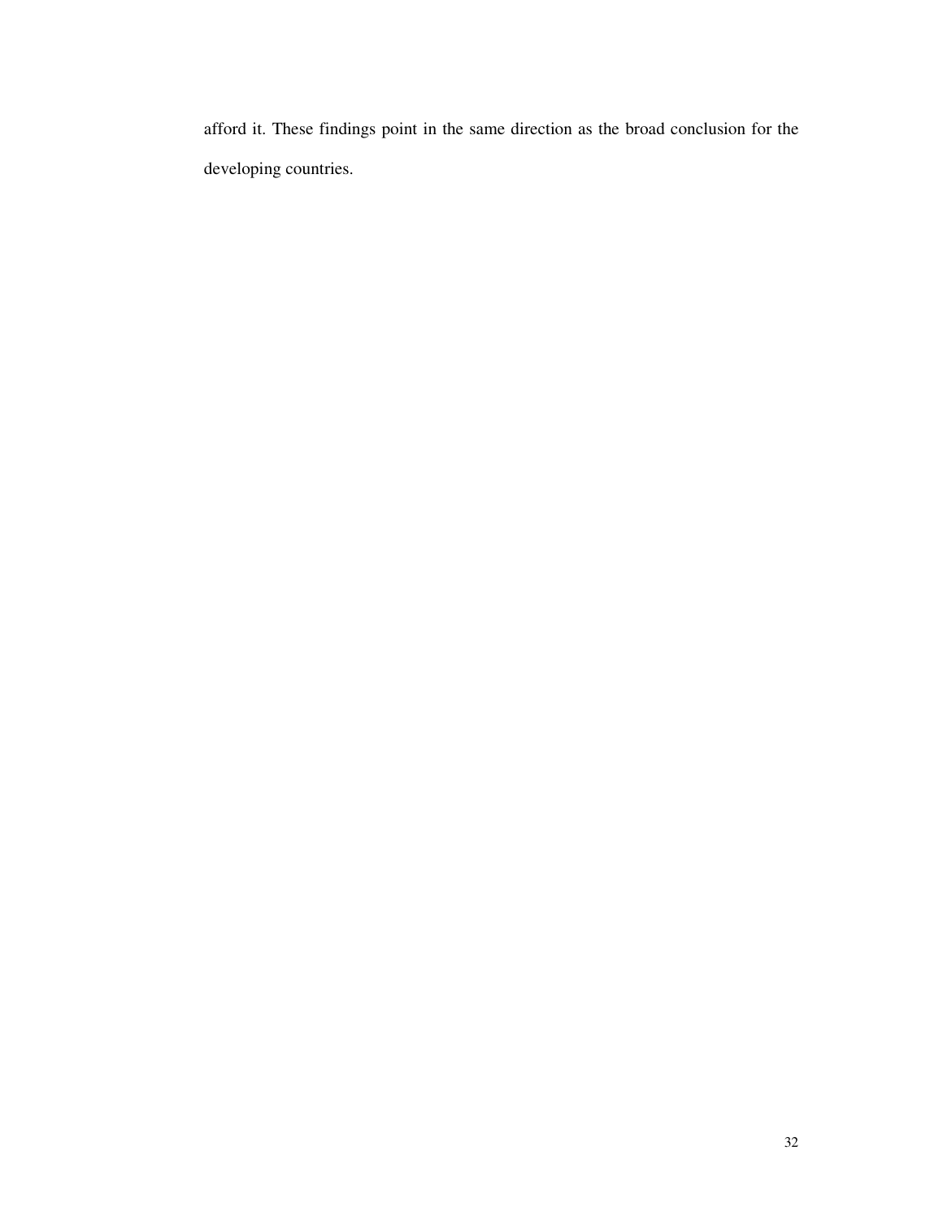afford it. These findings point in the same direction as the broad conclusion for the developing countries.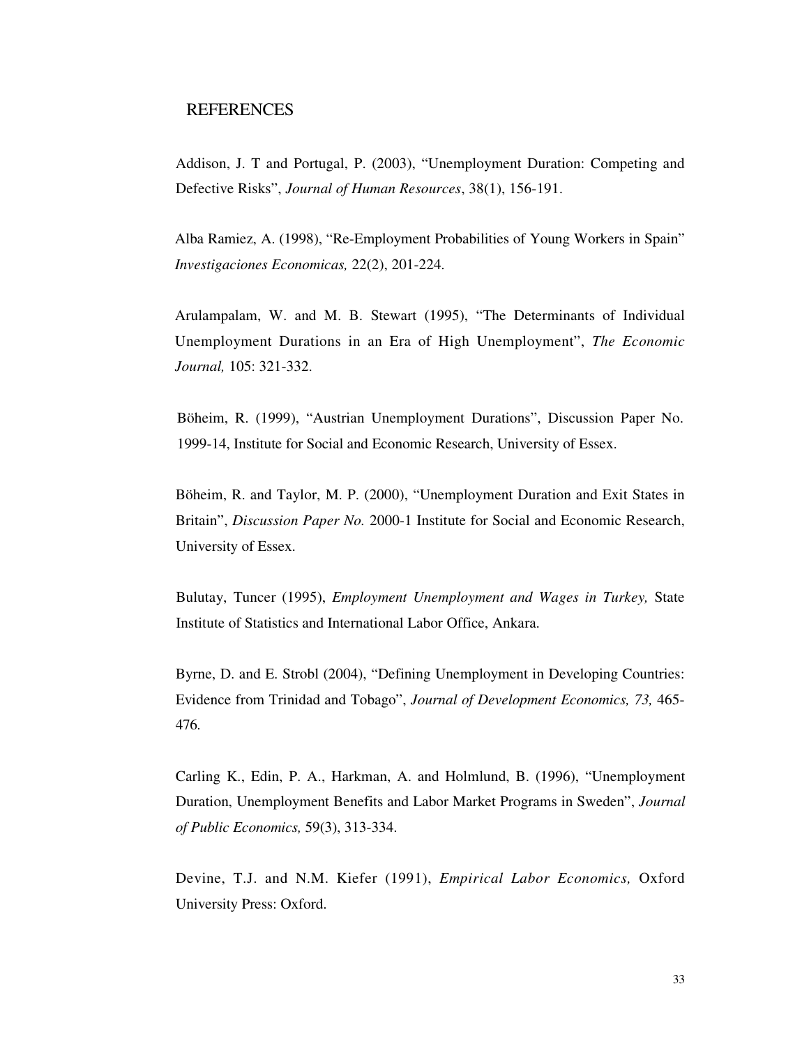## REFERENCES

Addison, J. T and Portugal, P. (2003), "Unemployment Duration: Competing and Defective Risks", *Journal of Human Resources*, 38(1), 156-191.

Alba Ramiez, A. (1998), "Re-Employment Probabilities of Young Workers in Spain" *Investigaciones Economicas,* 22(2), 201-224.

Arulampalam, W. and M. B. Stewart (1995), "The Determinants of Individual Unemployment Durations in an Era of High Unemployment", *The Economic Journal,* 105: 321-332.

Böheim, R. (1999), "Austrian Unemployment Durations", Discussion Paper No. 1999-14, Institute for Social and Economic Research, University of Essex.

Böheim, R. and Taylor, M. P. (2000), "Unemployment Duration and Exit States in Britain", *Discussion Paper No.* 2000-1 Institute for Social and Economic Research, University of Essex.

Bulutay, Tuncer (1995), *Employment Unemployment and Wages in Turkey,* State Institute of Statistics and International Labor Office, Ankara.

Byrne, D. and E. Strobl (2004), "Defining Unemployment in Developing Countries: Evidence from Trinidad and Tobago", *Journal of Development Economics, 73,* 465-476.

Carling K., Edin, P. A., Harkman, A. and Holmlund, B. (1996), "Unemployment Duration, Unemployment Benefits and Labor Market Programs in Sweden", *Journal of Public Economics,* 59(3), 313-334.

Devine, T.J. and N.M. Kiefer (1991), *Empirical Labor Economics,* Oxford University Press: Oxford.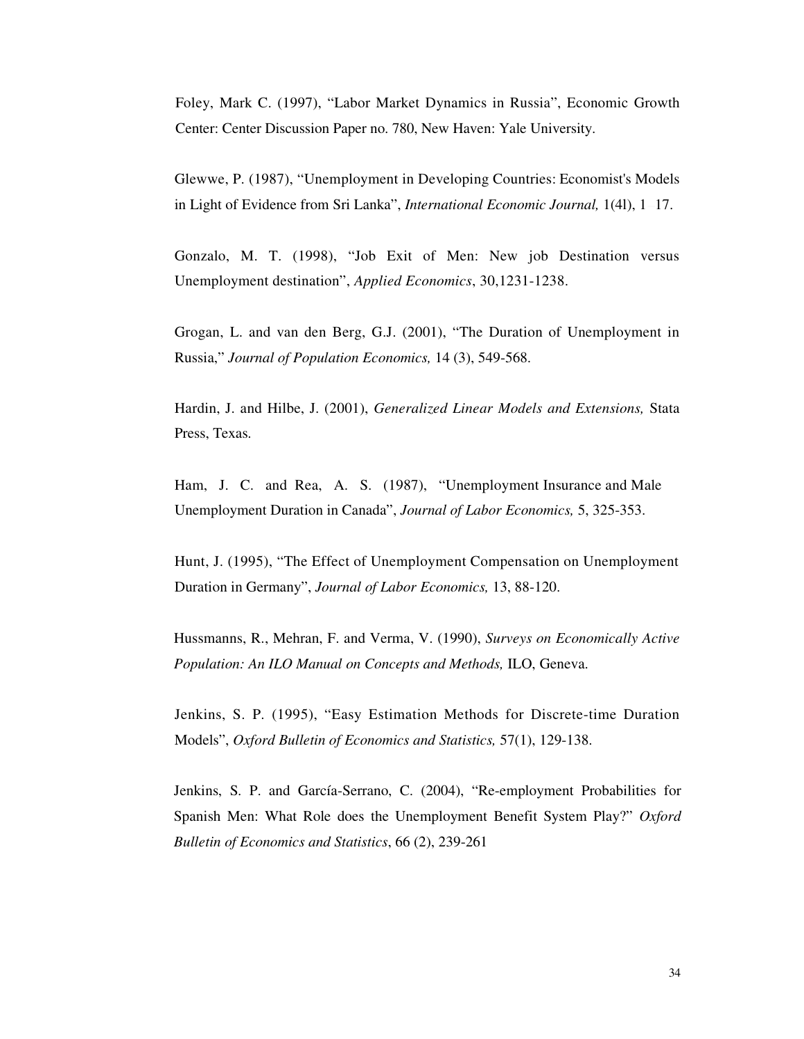Foley, Mark C. (1997), "Labor Market Dynamics in Russia", Economic Growth Center: Center Discussion Paper no. 780, New Haven: Yale University.

Glewwe, P. (1987), "Unemployment in Developing Countries: Economist's Models in Light of Evidence from Sri Lanka", *International Economic Journal,* 1(4l), 1 17.

Gonzalo, M. T. (1998), "Job Exit of Men: New job Destination versus Unemployment destination", *Applied Economics*, 30,1231-1238.

Grogan, L. and van den Berg, G.J. (2001), "The Duration of Unemployment in Russia," *Journal of Population Economics,* 14 (3), 549-568.

Hardin, J. and Hilbe, J. (2001), *Generalized Linear Models and Extensions,* Stata Press, Texas.

Ham, J. C. and Rea, A. S. (1987), "Unemployment Insurance and Male Unemployment Duration in Canada", *Journal of Labor Economics,* 5, 325-353.

Hunt, J. (1995), "The Effect of Unemployment Compensation on Unemployment Duration in Germany", *Journal of Labor Economics,* 13, 88-120.

Hussmanns, R., Mehran, F. and Verma, V. (1990), *Surveys on Economically Active Population: An ILO Manual on Concepts and Methods,* ILO, Geneva.

Jenkins, S. P. (1995), "Easy Estimation Methods for Discrete-time Duration Models", *Oxford Bulletin of Economics and Statistics,* 57(1), 129-138.

Jenkins, S. P. and García-Serrano, C. (2004), "Re-employment Probabilities for Spanish Men: What Role does the Unemployment Benefit System Play?" *Oxford Bulletin of Economics and Statistics*, 66 (2), 239-261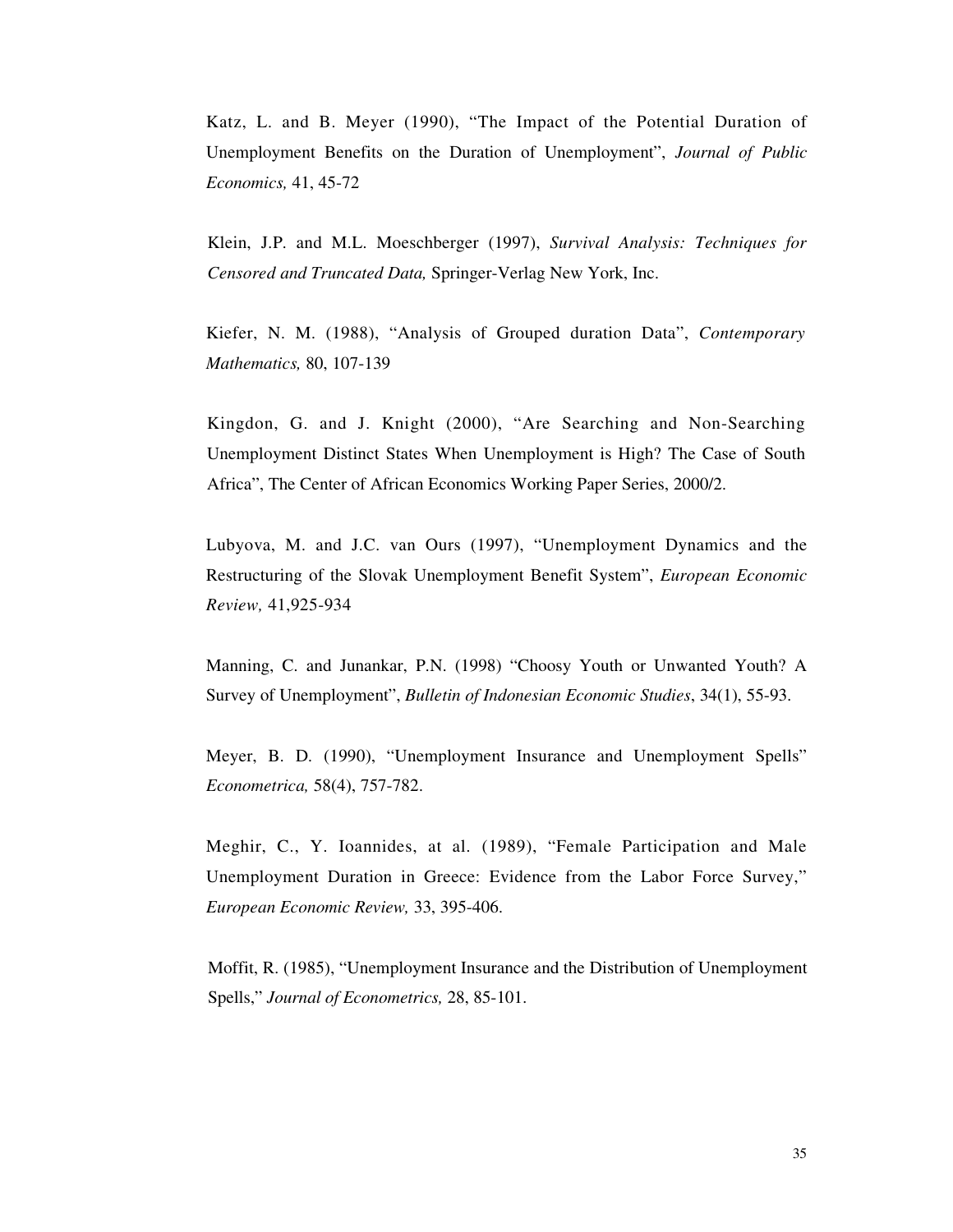Katz, L. and B. Meyer (1990), "The Impact of the Potential Duration of Unemployment Benefits on the Duration of Unemployment", *Journal of Public Economics,* 41, 45-72

Klein, J.P. and M.L. Moeschberger (1997), *Survival Analysis: Techniques for Censored and Truncated Data,* Springer-Verlag New York, Inc.

Kiefer, N. M. (1988), "Analysis of Grouped duration Data", *Contemporary Mathematics,* 80, 107-139

Kingdon, G. and J. Knight (2000), "Are Searching and Non-Searching Unemployment Distinct States When Unemployment is High? The Case of South Africa", The Center of African Economics Working Paper Series, 2000/2.

Lubyova, M. and J.C. van Ours (1997), "Unemployment Dynamics and the Restructuring of the Slovak Unemployment Benefit System", *European Economic Review,* 41,925-934

Manning, C. and Junankar, P.N. (1998) "Choosy Youth or Unwanted Youth? A Survey of Unemployment", *Bulletin of Indonesian Economic Studies*, 34(1), 55-93.

Meyer, B. D. (1990), "Unemployment Insurance and Unemployment Spells" *Econometrica,* 58(4), 757-782.

Meghir, C., Y. Ioannides, at al. (1989), "Female Participation and Male Unemployment Duration in Greece: Evidence from the Labor Force Survey," *European Economic Review,* 33, 395-406.

Moffit, R. (1985), "Unemployment Insurance and the Distribution of Unemployment Spells," *Journal of Econometrics,* 28, 85-101.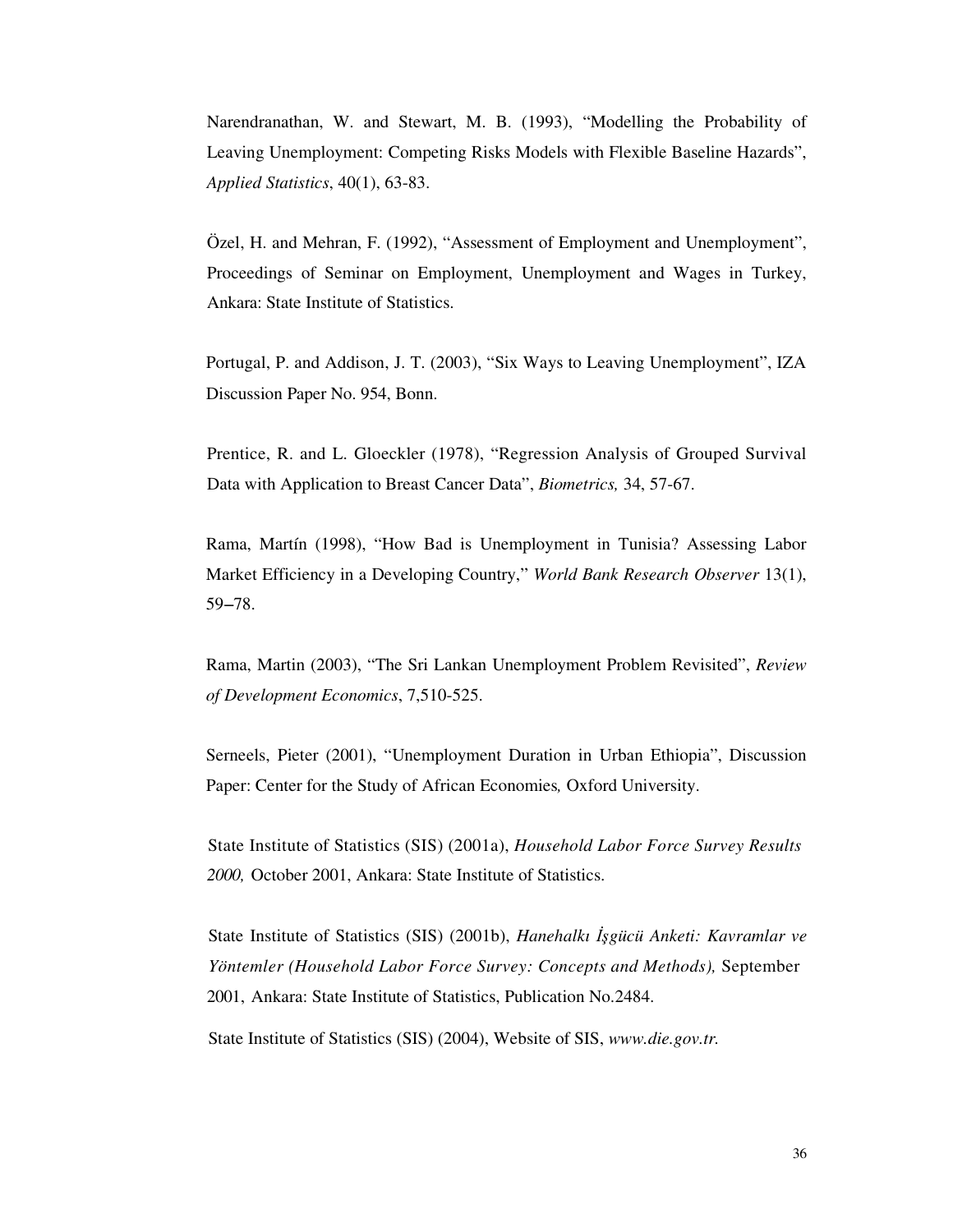Narendranathan, W. and Stewart, M. B. (1993), "Modelling the Probability of Leaving Unemployment: Competing Risks Models with Flexible Baseline Hazards", *Applied Statistics*, 40(1), 63-83.

Özel, H. and Mehran, F. (1992), "Assessment of Employment and Unemployment", Proceedings of Seminar on Employment, Unemployment and Wages in Turkey, Ankara: State Institute of Statistics.

Portugal, P. and Addison, J. T. (2003), "Six Ways to Leaving Unemployment", IZA Discussion Paper No. 954, Bonn.

Prentice, R. and L. Gloeckler (1978), "Regression Analysis of Grouped Survival Data with Application to Breast Cancer Data", *Biometrics,* 34, 57-67.

Rama, Martín (1998), "How Bad is Unemployment in Tunisia? Assessing Labor Market Efficiency in a Developing Country," *World Bank Research Observer* 13(1), 59–78.

Rama, Martin (2003), "The Sri Lankan Unemployment Problem Revisited", *Review of Development Economics*, 7,510-525.

Serneels, Pieter (2001), "Unemployment Duration in Urban Ethiopia", Discussion Paper: Center for the Study of African Economies*,* Oxford University.

State Institute of Statistics (SIS) (2001a), *Household Labor Force Survey Results 2000,* October 2001, Ankara: State Institute of Statistics.

State Institute of Statistics (SIS) (2001b), *Hanehalkı İşgücü Anketi: Kavramlar ve Yöntemler (Household Labor Force Survey: Concepts and Methods),* September 2001, Ankara: State Institute of Statistics, Publication No.2484.

State Institute of Statistics (SIS) (2004), Website of SIS, *www.die.gov.tr.*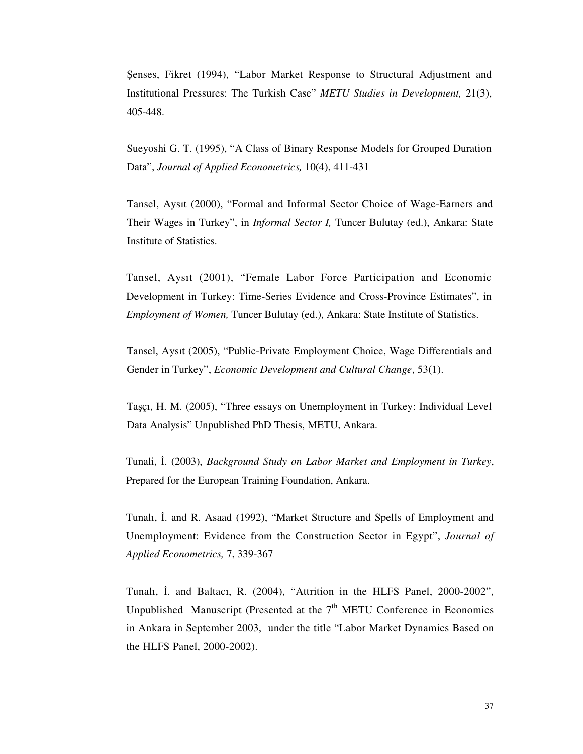Şenses, Fikret (1994), "Labor Market Response to Structural Adjustment and Institutional Pressures: The Turkish Case" *METU Studies in Development,* 21(3), 405-448.

Sueyoshi G. T. (1995), "A Class of Binary Response Models for Grouped Duration Data", *Journal of Applied Econometrics,* 10(4), 411-431

Tansel, Aysıt (2000), "Formal and Informal Sector Choice of Wage-Earners and Their Wages in Turkey", in *Informal Sector I,* Tuncer Bulutay (ed.), Ankara: State Institute of Statistics.

Tansel, Aysıt (2001), "Female Labor Force Participation and Economic Development in Turkey: Time-Series Evidence and Cross-Province Estimates", in *Employment of Women,* Tuncer Bulutay (ed.), Ankara: State Institute of Statistics.

Tansel, Aysıt (2005), "Public-Private Employment Choice, Wage Differentials and Gender in Turkey", *Economic Development and Cultural Change*, 53(1).

Taşçı, H. M. (2005), "Three essays on Unemployment in Turkey: Individual Level Data Analysis" Unpublished PhD Thesis, METU, Ankara.

Tunali, İ. (2003), *Background Study on Labor Market and Employment in Turkey*, Prepared for the European Training Foundation, Ankara.

Tunalı, İ. and R. Asaad (1992), "Market Structure and Spells of Employment and Unemployment: Evidence from the Construction Sector in Egypt", *Journal of Applied Econometrics,* 7, 339-367

Tunalı, İ. and Baltacı, R. (2004), "Attrition in the HLFS Panel, 2000-2002", Unpublished Manuscript (Presented at the 7th METU Conference in Economics in Ankara in September 2003, under the title "Labor Market Dynamics Based on the HLFS Panel, 2000-2002).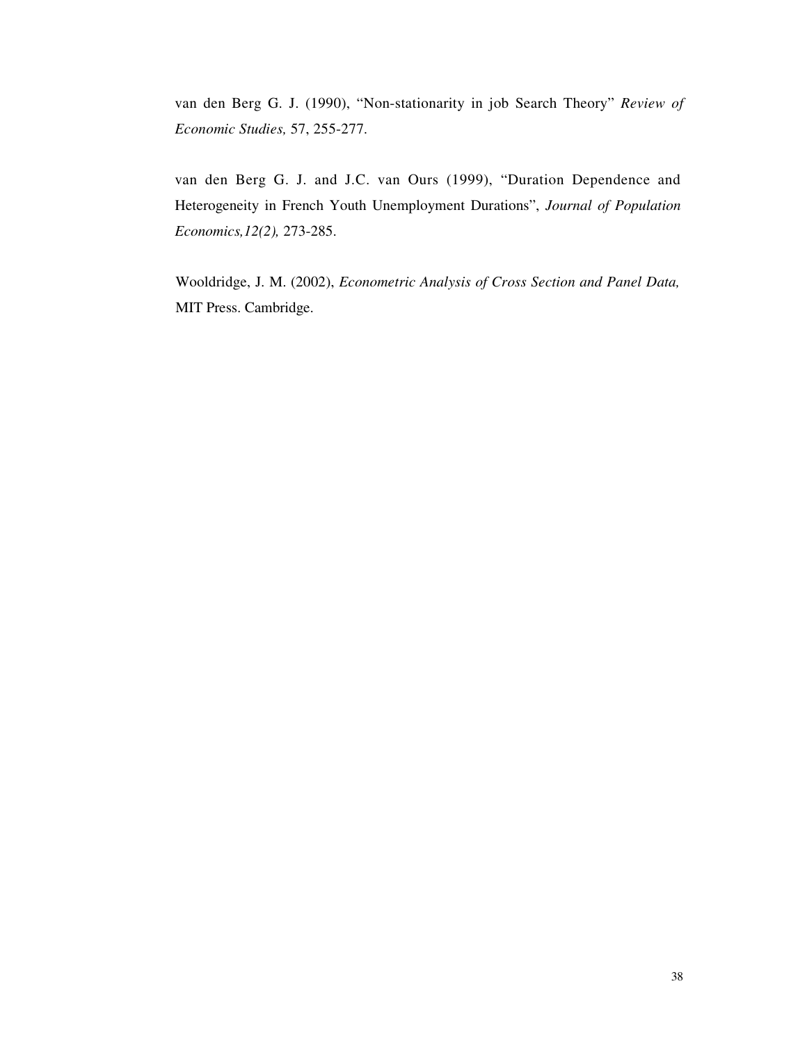van den Berg G. J. (1990), "Non-stationarity in job Search Theory" *Review of Economic Studies,* 57, 255-277.

van den Berg G. J. and J.C. van Ours (1999), "Duration Dependence and Heterogeneity in French Youth Unemployment Durations", *Journal of Population Economics,12(2),* 273-285.

Wooldridge, J. M. (2002), *Econometric Analysis of Cross Section and Panel Data,* MIT Press. Cambridge.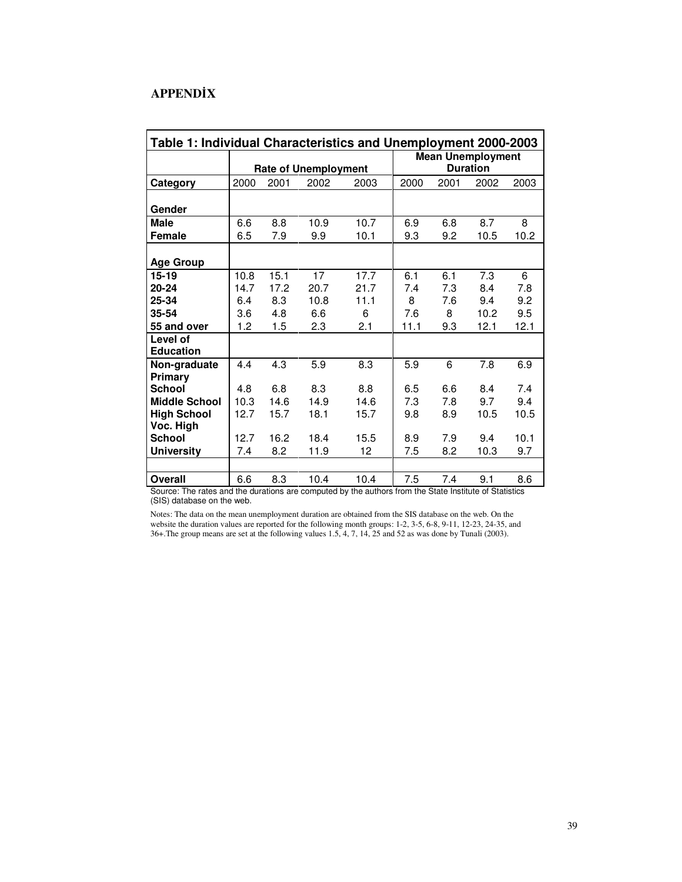# APPENDİX

| Table 1: Individual Characteristics and Unemployment 2000-2003 | | | | | | | | |
|---|---|---|---|---|---|---|---|---|
| | Rate of Unemployment | | | | Mean Unemployment Duration | | | |
| **Category** | 2000 | 2001 | 2002 | 2003 | 2000 | 2001 | 2002 | 2003 |
| **Gender** | | | | | | | | |
| **Male** | 6.6 | 8.8 | 10.9 | 10.7 | 6.9 | 6.8 | 8.7 | 8 |
| **Female** | 6.5 | 7.9 | 9.9 | 10.1 | 9.3 | 9.2 | 10.5 | 10.2 |
| **Age Group** | | | | | | | | |
| **15-19** | 10.8 | 15.1 | 17 | 17.7 | 6.1 | 6.1 | 7.3 | 6 |
| **20-24** | 14.7 | 17.2 | 20.7 | 21.7 | 7.4 | 7.3 | 8.4 | 7.8 |
| **25-34** | 6.4 | 8.3 | 10.8 | 11.1 | 8 | 7.6 | 9.4 | 9.2 |
| **35-54** | 3.6 | 4.8 | 6.6 | 6 | 7.6 | 8 | 10.2 | 9.5 |
| **55 and over** | 1.2 | 1.5 | 2.3 | 2.1 | 11.1 | 9.3 | 12.1 | 12.1 |
| **Level of Education** | | | | | | | | |
| **Non-graduate** | 4.4 | 4.3 | 5.9 | 8.3 | 5.9 | 6 | 7.8 | 6.9 |
| **Primary School** | 4.8 | 6.8 | 8.3 | 8.8 | 6.5 | 6.6 | 8.4 | 7.4 |
| **Middle School** | 10.3 | 14.6 | 14.9 | 14.6 | 7.3 | 7.8 | 9.7 | 9.4 |
| **High School** | 12.7 | 15.7 | 18.1 | 15.7 | 9.8 | 8.9 | 10.5 | 10.5 |
| **Voc. High School** | 12.7 | 16.2 | 18.4 | 15.5 | 8.9 | 7.9 | 9.4 | 10.1 |
| **University** | 7.4 | 8.2 | 11.9 | 12 | 7.5 | 8.2 | 10.3 | 9.7 |
| **Overall** | 6.6 | 8.3 | 10.4 | 10.4 | 7.5 | 7.4 | 9.1 | 8.6 |

Source: The rates and the durations are computed by the authors from the State Institute of Statistics (SIS) database on the web.

Notes: The data on the mean unemployment duration are obtained from the SIS database on the web. On the website the duration values are reported for the following month groups: 1-2, 3-5, 6-8, 9-11, 12-23, 24-35, and 36+.The group means are set at the following values 1.5, 4, 7, 14, 25 and 52 as was done by Tunali (2003).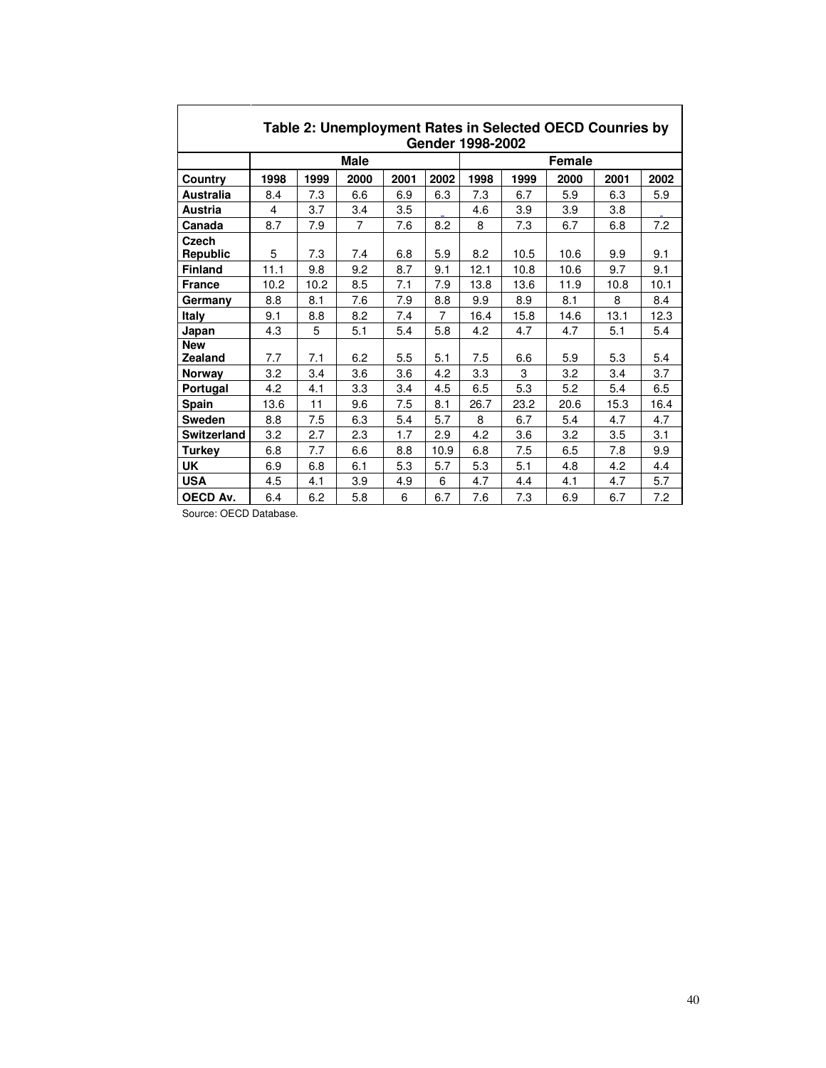**Table 2: Unemployment Rates in Selected OECD Counries by Gender 1998-2002**

| | Male | | | | | Female | | | | |
|---|---|---|---|---|---|---|---|---|---|---|
| Country | 1998 | 1999 | 2000 | 2001 | 2002 | 1998 | 1999 | 2000 | 2001 | 2002 |
| Australia | 8.4 | 7.3 | 6.6 | 6.9 | 6.3 | 7.3 | 6.7 | 5.9 | 6.3 | 5.9 |
| Austria | 4 | 3.7 | 3.4 | 3.5 | _ | 4.6 | 3.9 | 3.9 | 3.8 | _ |
| Canada | 8.7 | 7.9 | 7 | 7.6 | 8.2 | 8 | 7.3 | 6.7 | 6.8 | 7.2 |
| Czech Republic | 5 | 7.3 | 7.4 | 6.8 | 5.9 | 8.2 | 10.5 | 10.6 | 9.9 | 9.1 |
| Finland | 11.1 | 9.8 | 9.2 | 8.7 | 9.1 | 12.1 | 10.8 | 10.6 | 9.7 | 9.1 |
| France | 10.2 | 10.2 | 8.5 | 7.1 | 7.9 | 13.8 | 13.6 | 11.9 | 10.8 | 10.1 |
| Germany | 8.8 | 8.1 | 7.6 | 7.9 | 8.8 | 9.9 | 8.9 | 8.1 | 8 | 8.4 |
| Italy | 9.1 | 8.8 | 8.2 | 7.4 | 7 | 16.4 | 15.8 | 14.6 | 13.1 | 12.3 |
| Japan | 4.3 | 5 | 5.1 | 5.4 | 5.8 | 4.2 | 4.7 | 4.7 | 5.1 | 5.4 |
| New Zealand | 7.7 | 7.1 | 6.2 | 5.5 | 5.1 | 7.5 | 6.6 | 5.9 | 5.3 | 5.4 |
| Norway | 3.2 | 3.4 | 3.6 | 3.6 | 4.2 | 3.3 | 3 | 3.2 | 3.4 | 3.7 |
| Portugal | 4.2 | 4.1 | 3.3 | 3.4 | 4.5 | 6.5 | 5.3 | 5.2 | 5.4 | 6.5 |
| Spain | 13.6 | 11 | 9.6 | 7.5 | 8.1 | 26.7 | 23.2 | 20.6 | 15.3 | 16.4 |
| Sweden | 8.8 | 7.5 | 6.3 | 5.4 | 5.7 | 8 | 6.7 | 5.4 | 4.7 | 4.7 |
| Switzerland | 3.2 | 2.7 | 2.3 | 1.7 | 2.9 | 4.2 | 3.6 | 3.2 | 3.5 | 3.1 |
| Turkey | 6.8 | 7.7 | 6.6 | 8.8 | 10.9 | 6.8 | 7.5 | 6.5 | 7.8 | 9.9 |
| UK | 6.9 | 6.8 | 6.1 | 5.3 | 5.7 | 5.3 | 5.1 | 4.8 | 4.2 | 4.4 |
| USA | 4.5 | 4.1 | 3.9 | 4.9 | 6 | 4.7 | 4.4 | 4.1 | 4.7 | 5.7 |
| OECD Av. | 6.4 | 6.2 | 5.8 | 6 | 6.7 | 7.6 | 7.3 | 6.9 | 6.7 | 7.2 |

Source: OECD Database.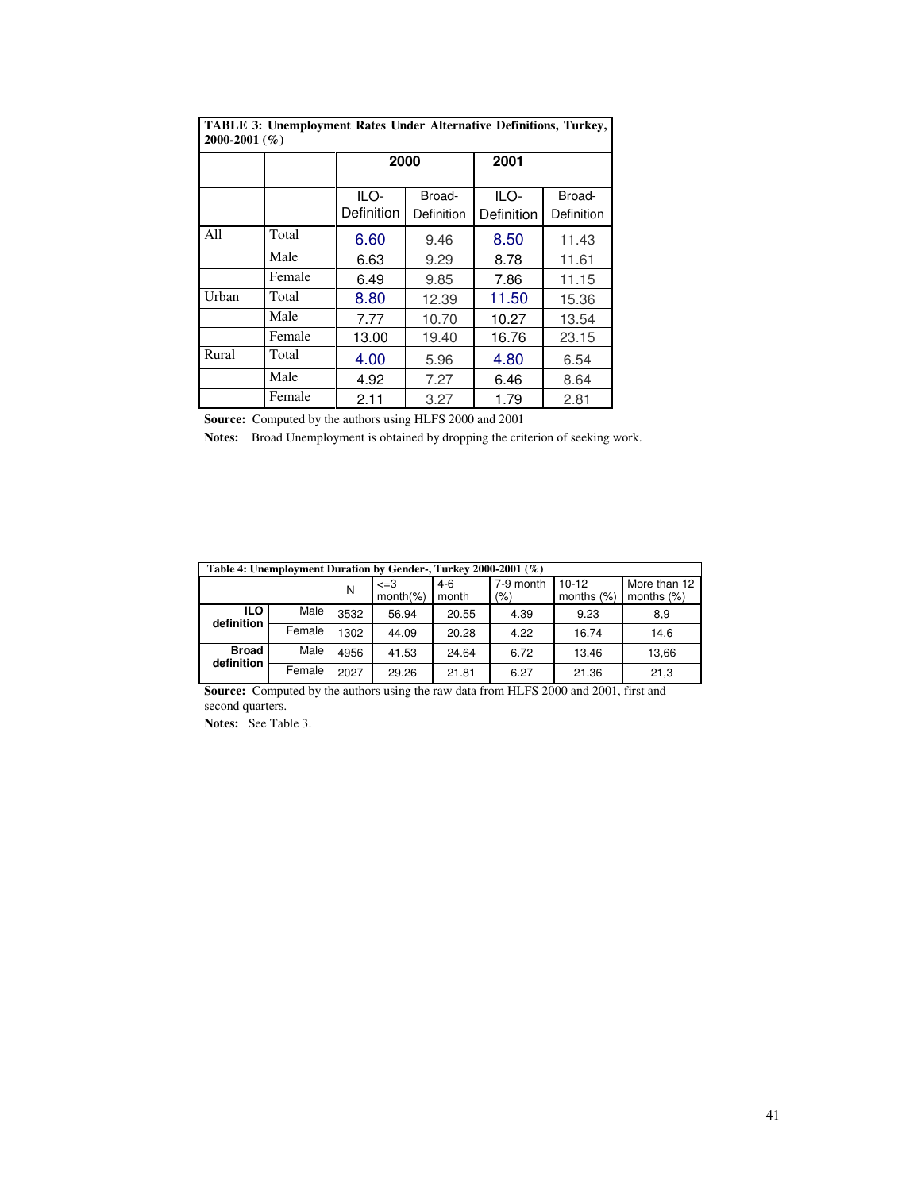**TABLE 3: Unemployment Rates Under Alternative Definitions, Turkey, 2000-2001 (%)**

| | | 2000 | | 2001 | |
|---|---|---|---|---|---|
| | | ILO-Definition | Broad-Definition | ILO-Definition | Broad-Definition |
| All | Total | 6.60 | 9.46 | 8.50 | 11.43 |
| | Male | 6.63 | 9.29 | 8.78 | 11.61 |
| | Female | 6.49 | 9.85 | 7.86 | 11.15 |
| Urban | Total | 8.80 | 12.39 | 11.50 | 15.36 |
| | Male | 7.77 | 10.70 | 10.27 | 13.54 |
| | Female | 13.00 | 19.40 | 16.76 | 23.15 |
| Rural | Total | 4.00 | 5.96 | 4.80 | 6.54 |
| | Male | 4.92 | 7.27 | 6.46 | 8.64 |
| | Female | 2.11 | 3.27 | 1.79 | 2.81 |

**Source:** Computed by the authors using HLFS 2000 and 2001

**Notes:** Broad Unemployment is obtained by dropping the criterion of seeking work.

**Table 4: Unemployment Duration by Gender-, Turkey 2000-2001 (%)**

| | | N | <=3 month(%) | 4-6 month | 7-9 month (%) | 10-12 months (%) | More than 12 months (%) |
|---|---|---|---|---|---|---|---|
| ILO definition | Male | 3532 | 56.94 | 20.55 | 4.39 | 9.23 | 8,9 |
| | Female | 1302 | 44.09 | 20.28 | 4.22 | 16.74 | 14,6 |
| Broad definition | Male | 4956 | 41.53 | 24.64 | 6.72 | 13.46 | 13,66 |
| | Female | 2027 | 29.26 | 21.81 | 6.27 | 21.36 | 21,3 |

**Source:** Computed by the authors using the raw data from HLFS 2000 and 2001, first and second quarters.

**Notes:** See Table 3.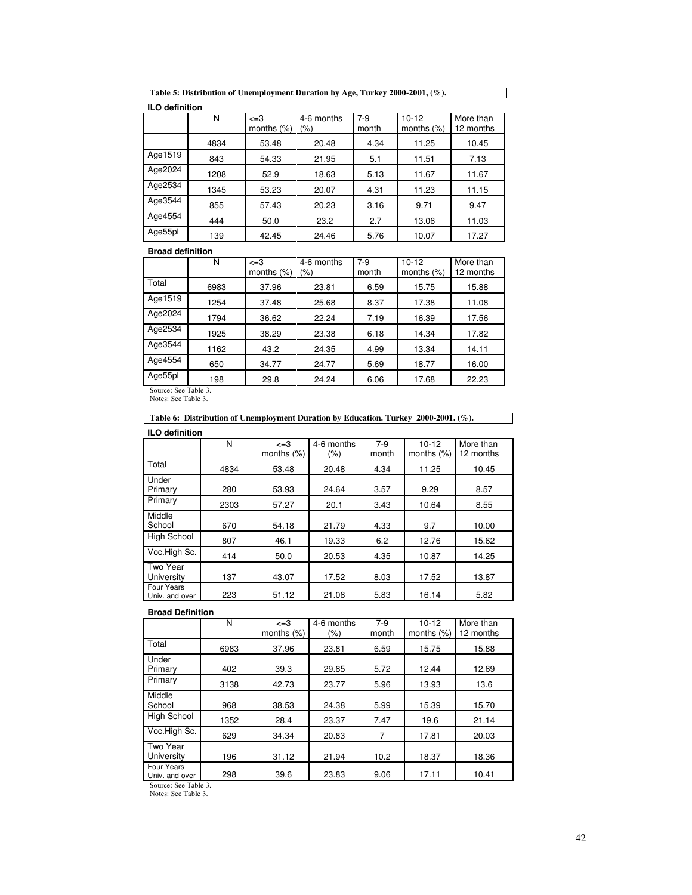**Table 5: Distribution of Unemployment Duration by Age, Turkey 2000-2001, (%).**

**ILO definition**

| | N | <=3 months (%) | 4-6 months (%) | 7-9 month | 10-12 months (%) | More than 12 months |
|---|---|---|---|---|---|---|
| | 4834 | 53.48 | 20.48 | 4.34 | 11.25 | 10.45 |
| Age1519 | 843 | 54.33 | 21.95 | 5.1 | 11.51 | 7.13 |
| Age2024 | 1208 | 52.9 | 18.63 | 5.13 | 11.67 | 11.67 |
| Age2534 | 1345 | 53.23 | 20.07 | 4.31 | 11.23 | 11.15 |
| Age3544 | 855 | 57.43 | 20.23 | 3.16 | 9.71 | 9.47 |
| Age4554 | 444 | 50.0 | 23.2 | 2.7 | 13.06 | 11.03 |
| Age55pl | 139 | 42.45 | 24.46 | 5.76 | 10.07 | 17.27 |

**Broad definition**

| | N | <=3 months (%) | 4-6 months (%) | 7-9 month | 10-12 months (%) | More than 12 months |
|---|---|---|---|---|---|---|
| Total | 6983 | 37.96 | 23.81 | 6.59 | 15.75 | 15.88 |
| Age1519 | 1254 | 37.48 | 25.68 | 8.37 | 17.38 | 11.08 |
| Age2024 | 1794 | 36.62 | 22.24 | 7.19 | 16.39 | 17.56 |
| Age2534 | 1925 | 38.29 | 23.38 | 6.18 | 14.34 | 17.82 |
| Age3544 | 1162 | 43.2 | 24.35 | 4.99 | 13.34 | 14.11 |
| Age4554 | 650 | 34.77 | 24.77 | 5.69 | 18.77 | 16.00 |
| Age55pl | 198 | 29.8 | 24.24 | 6.06 | 17.68 | 22.23 |

Source: See Table 3.
Notes: See Table 3.

**Table 6: Distribution of Unemployment Duration by Education. Turkey 2000-2001. (%).**

**ILO definition**

| | N | <=3 months (%) | 4-6 months (%) | 7-9 month | 10-12 months (%) | More than 12 months |
|---|---|---|---|---|---|---|
| Total | 4834 | 53.48 | 20.48 | 4.34 | 11.25 | 10.45 |
| Under Primary | 280 | 53.93 | 24.64 | 3.57 | 9.29 | 8.57 |
| Primary | 2303 | 57.27 | 20.1 | 3.43 | 10.64 | 8.55 |
| Middle School | 670 | 54.18 | 21.79 | 4.33 | 9.7 | 10.00 |
| High School | 807 | 46.1 | 19.33 | 6.2 | 12.76 | 15.62 |
| Voc.High Sc. | 414 | 50.0 | 20.53 | 4.35 | 10.87 | 14.25 |
| Two Year University | 137 | 43.07 | 17.52 | 8.03 | 17.52 | 13.87 |
| Four Years Univ. and over | 223 | 51.12 | 21.08 | 5.83 | 16.14 | 5.82 |

**Broad Definition**

| | N | <=3 months (%) | 4-6 months (%) | 7-9 month | 10-12 months (%) | More than 12 months |
|---|---|---|---|---|---|---|
| Total | 6983 | 37.96 | 23.81 | 6.59 | 15.75 | 15.88 |
| Under Primary | 402 | 39.3 | 29.85 | 5.72 | 12.44 | 12.69 |
| Primary | 3138 | 42.73 | 23.77 | 5.96 | 13.93 | 13.6 |
| Middle School | 968 | 38.53 | 24.38 | 5.99 | 15.39 | 15.70 |
| High School | 1352 | 28.4 | 23.37 | 7.47 | 19.6 | 21.14 |
| Voc.High Sc. | 629 | 34.34 | 20.83 | 7 | 17.81 | 20.03 |
| Two Year University | 196 | 31.12 | 21.94 | 10.2 | 18.37 | 18.36 |
| Four Years Univ. and over | 298 | 39.6 | 23.83 | 9.06 | 17.11 | 10.41 |

Source: See Table 3.
Notes: See Table 3.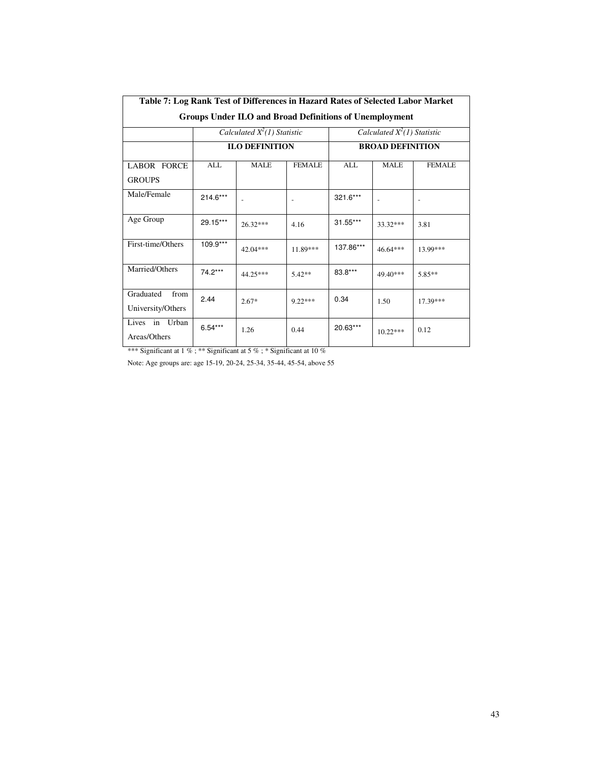**Table 7: Log Rank Test of Differences in Hazard Rates of Selected Labor Market Groups Under ILO and Broad Definitions of Unemployment**

| | *Calculated $X^2(1)$ Statistic* | | | *Calculated $X^2(1)$ Statistic* | | |
|---|---|---|---|---|---|---|
| | **ILO DEFINITION** | | | **BROAD DEFINITION** | | |
| LABOR FORCE GROUPS | ALL | MALE | FEMALE | ALL | MALE | FEMALE |
| Male/Female | 214.6*** | - | - | 321.6*** | - | - |
| Age Group | 29.15*** | 26.32*** | 4.16 | 31.55*** | 33.32*** | 3.81 |
| First-time/Others | 109.9*** | 42.04*** | 11.89*** | 137.86*** | 46.64*** | 13.99*** |
| Married/Others | 74.2*** | 44.25*** | 5.42** | 83.8*** | 49.40*** | 5.85** |
| Graduated from University/Others | 2.44 | 2.67* | 9.22*** | 0.34 | 1.50 | 17.39*** |
| Lives in Urban Areas/Others | 6.54*** | 1.26 | 0.44 | 20.63*** | 10.22*** | 0.12 |

*** Significant at 1 % ; ** Significant at 5 % ; * Significant at 10 %

Note: Age groups are: age 15-19, 20-24, 25-34, 35-44, 45-54, above 55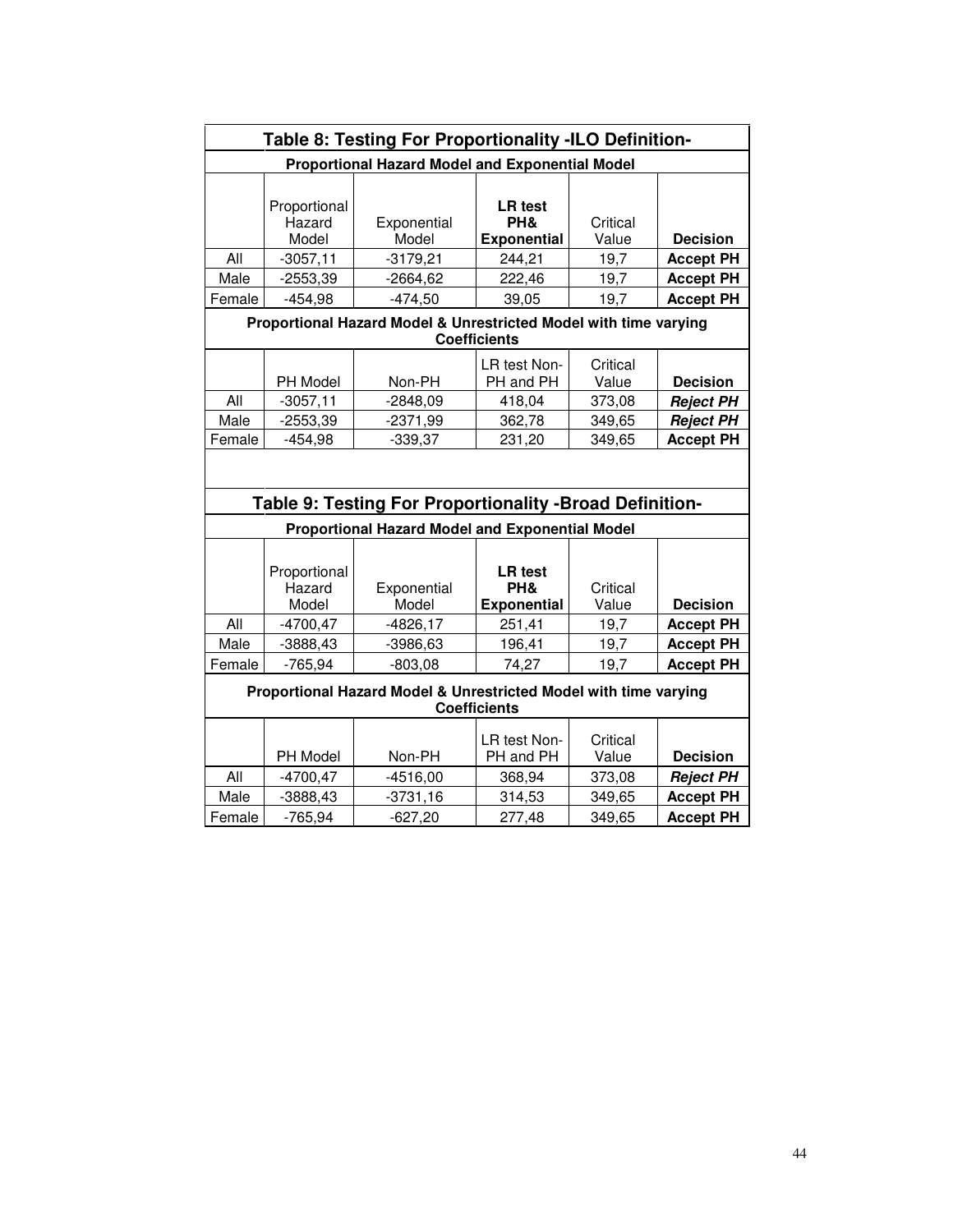## Table 8: Testing For Proportionality -ILO Definition-

**Proportional Hazard Model and Exponential Model**

| | Proportional Hazard Model | Exponential Model | **LR test PH& Exponential** | Critical Value | **Decision** |
|---|---|---|---|---|---|
| All | -3057,11 | -3179,21 | 244,21 | 19,7 | **Accept PH** |
| Male | -2553,39 | -2664,62 | 222,46 | 19,7 | **Accept PH** |
| Female | -454,98 | -474,50 | 39,05 | 19,7 | **Accept PH** |

**Proportional Hazard Model & Unrestricted Model with time varying Coefficients**

| | PH Model | Non-PH | LR test Non-PH and PH | Critical Value | **Decision** |
|---|---|---|---|---|---|
| All | -3057,11 | -2848,09 | 418,04 | 373,08 | ***Reject PH*** |
| Male | -2553,39 | -2371,99 | 362,78 | 349,65 | ***Reject PH*** |
| Female | -454,98 | -339,37 | 231,20 | 349,65 | **Accept PH** |

## Table 9: Testing For Proportionality -Broad Definition-

**Proportional Hazard Model and Exponential Model**

| | Proportional Hazard Model | Exponential Model | **LR test PH& Exponential** | Critical Value | **Decision** |
|---|---|---|---|---|---|
| All | -4700,47 | -4826,17 | 251,41 | 19,7 | **Accept PH** |
| Male | -3888,43 | -3986,63 | 196,41 | 19,7 | **Accept PH** |
| Female | -765,94 | -803,08 | 74,27 | 19,7 | **Accept PH** |

**Proportional Hazard Model & Unrestricted Model with time varying Coefficients**

| | PH Model | Non-PH | LR test Non-PH and PH | Critical Value | **Decision** |
|---|---|---|---|---|---|
| All | -4700,47 | -4516,00 | 368,94 | 373,08 | ***Reject PH*** |
| Male | -3888,43 | -3731,16 | 314,53 | 349,65 | **Accept PH** |
| Female | -765,94 | -627,20 | 277,48 | 349,65 | **Accept PH** |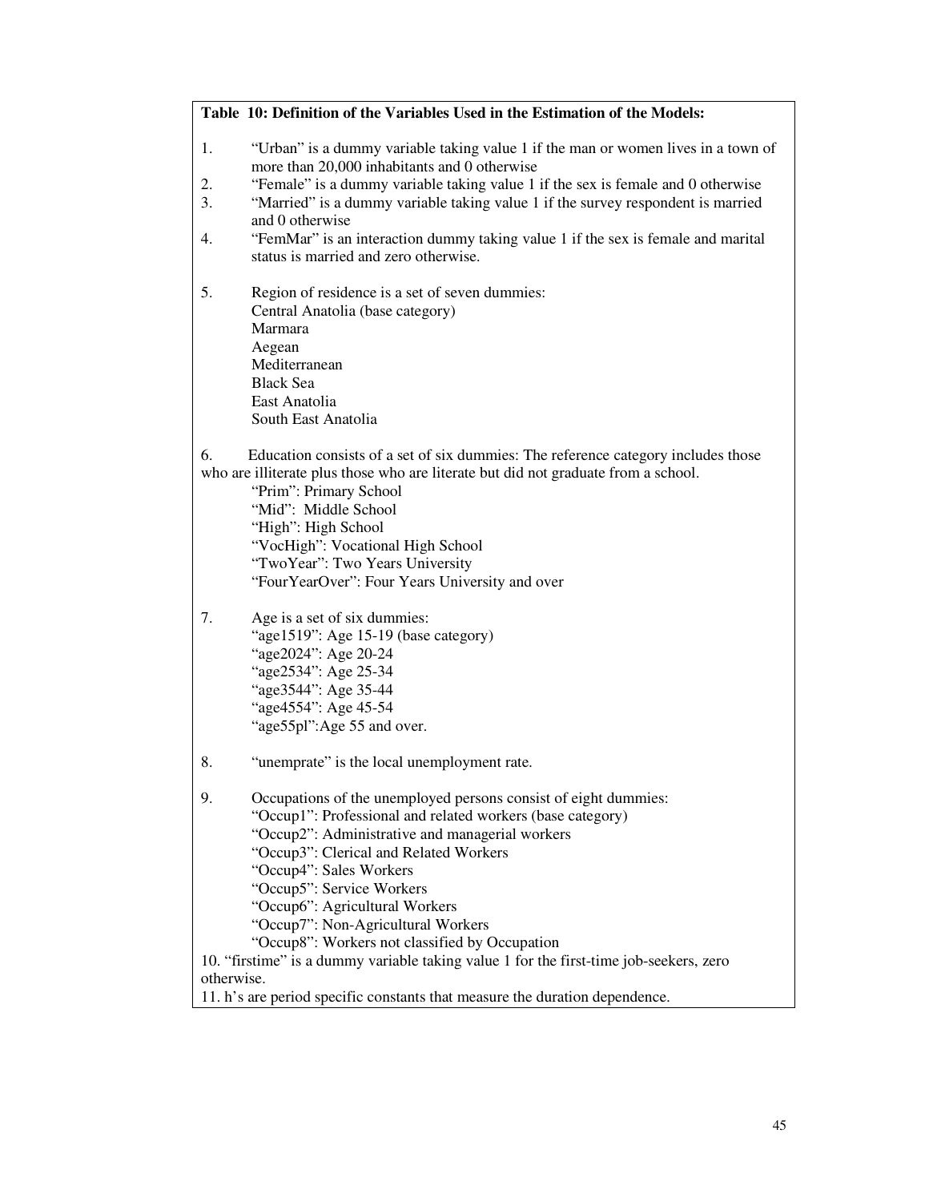**Table 10: Definition of the Variables Used in the Estimation of the Models:**

1. “Urban” is a dummy variable taking value 1 if the man or women lives in a town of more than 20,000 inhabitants and 0 otherwise
2. “Female” is a dummy variable taking value 1 if the sex is female and 0 otherwise
3. “Married” is a dummy variable taking value 1 if the survey respondent is married and 0 otherwise
4. “FemMar” is an interaction dummy taking value 1 if the sex is female and marital status is married and zero otherwise.

5. Region of residence is a set of seven dummies:
   Central Anatolia (base category)
   Marmara
   Aegean
   Mediterranean
   Black Sea
   East Anatolia
   South East Anatolia

6. Education consists of a set of six dummies: The reference category includes those who are illiterate plus those who are literate but did not graduate from a school.
   “Prim”: Primary School
   “Mid”: Middle School
   “High”: High School
   “VocHigh”: Vocational High School
   “TwoYear”: Two Years University
   “FourYearOver”: Four Years University and over

7. Age is a set of six dummies:
   “age1519”: Age 15-19 (base category)
   “age2024”: Age 20-24
   “age2534”: Age 25-34
   “age3544”: Age 35-44
   “age4554”: Age 45-54
   “age55pl”:Age 55 and over.

8. “unemprate” is the local unemployment rate.

9. Occupations of the unemployed persons consist of eight dummies:
   “Occup1”: Professional and related workers (base category)
   “Occup2”: Administrative and managerial workers
   “Occup3”: Clerical and Related Workers
   “Occup4”: Sales Workers
   “Occup5”: Service Workers
   “Occup6”: Agricultural Workers
   “Occup7”: Non-Agricultural Workers
   “Occup8”: Workers not classified by Occupation

10. “firstime” is a dummy variable taking value 1 for the first-time job-seekers, zero otherwise.

11. h’s are period specific constants that measure the duration dependence.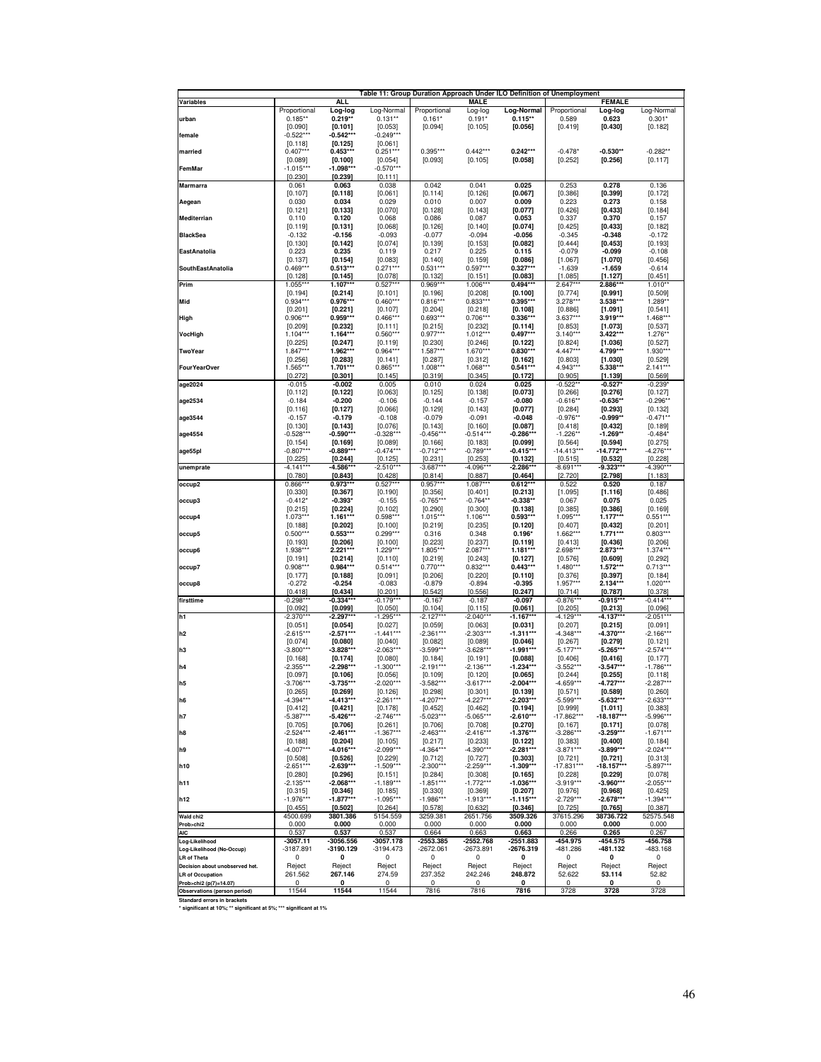**Table 11: Group Duration Approach Under ILO Definition of Unemployment**

| Variables | ALL | | | MALE | | | FEMALE | | |
|---|---|---|---|---|---|---|---|---|---|
| | Proportional | Log-log | Log-Normal | Proportional | Log-log | Log-Normal | Proportional | Log-log | Log-Normal |
| urban | 0.185** | **0.219**** | 0.131** | 0.161* | 0.191* | **0.115**** | 0.589 | **0.623** | 0.301* |
| | [0.090] | **[0.101]** | [0.053] | [0.094] | [0.105] | **[0.056]** | [0.419] | **[0.430]** | [0.182] |
| female | -0.522*** | **-0.542***** | -0.249*** | | | | | | |
| | [0.118] | **[0.125]** | [0.061] | | | | | | |
| married | 0.407*** | **0.453***** | 0.251*** | 0.395*** | 0.442*** | **0.242***** | -0.478* | **-0.530**** | -0.282** |
| | [0.089] | **[0.100]** | [0.054] | [0.093] | [0.105] | **[0.058]** | [0.252] | **[0.256]** | [0.117] |
| FemMar | -1.015*** | **-1.098***** | -0.570*** | | | | | | |
| | [0.230] | **[0.239]** | [0.111] | | | | | | |
| Marmarra | 0.061 | **0.063** | 0.038 | 0.042 | 0.041 | **0.025** | 0.253 | **0.278** | 0.136 |
| | [0.107] | **[0.118]** | [0.061] | [0.114] | [0.126] | **[0.067]** | [0.386] | **[0.399]** | [0.172] |
| Aegean | 0.030 | **0.034** | 0.029 | 0.010 | 0.007 | **0.009** | 0.223 | **0.273** | 0.158 |
| | [0.121] | **[0.133]** | [0.070] | [0.128] | [0.143] | **[0.077]** | [0.426] | **[0.433]** | [0.184] |
| Mediterrian | 0.110 | **0.120** | 0.068 | 0.086 | 0.087 | **0.053** | 0.337 | **0.370** | 0.157 |
| | [0.119] | **[0.131]** | [0.068] | [0.126] | [0.140] | **[0.074]** | [0.425] | **[0.433]** | [0.182] |
| BlackSea | -0.132 | **-0.156** | -0.093 | -0.077 | -0.094 | **-0.056** | -0.345 | **-0.348** | -0.172 |
| | [0.130] | **[0.142]** | [0.074] | [0.139] | [0.153] | **[0.082]** | [0.444] | **[0.453]** | [0.193] |
| EastAnatolia | 0.223 | **0.235** | 0.119 | 0.217 | 0.225 | **0.115** | -0.079 | **-0.099** | -0.108 |
| | [0.137] | **[0.154]** | [0.083] | [0.140] | [0.159] | **[0.086]** | [1.067] | **[1.070]** | [0.456] |
| SouthEastAnatolia | 0.469*** | **0.513***** | 0.271*** | 0.531*** | 0.597*** | **0.327***** | -1.639 | **-1.659** | -0.614 |
| | [0.128] | **[0.145]** | [0.078] | [0.132] | [0.151] | **[0.083]** | [1.085] | **[1.127]** | [0.451] |
| Prim | 1.055*** | **1.107***** | 0.527*** | 0.969*** | 1.006*** | **0.494***** | 2.647*** | **2.886***** | 1.010** |
| | [0.194] | **[0.214]** | [0.101] | [0.196] | [0.208] | **[0.100]** | [0.774] | **[0.991]** | [0.509] |
| Mid | 0.934*** | **0.976***** | 0.460*** | 0.816*** | 0.833*** | **0.395***** | 3.278*** | **3.538***** | 1.289** |
| | [0.201] | **[0.221]** | [0.107] | [0.204] | [0.218] | **[0.108]** | [0.886] | **[1.091]** | [0.541] |
| High | 0.906*** | **0.959***** | 0.466*** | 0.693*** | 0.706*** | **0.336***** | 3.637*** | **3.919***** | 1.468*** |
| | [0.209] | **[0.232]** | [0.111] | [0.215] | [0.232] | **[0.114]** | [0.853] | **[1.073]** | [0.537] |
| VocHigh | 1.104*** | **1.164***** | 0.560*** | 0.977*** | 1.012*** | **0.497***** | 3.140*** | **3.422***** | 1.276** |
| | [0.225] | **[0.247]** | [0.119] | [0.230] | [0.246] | **[0.122]** | [0.824] | **[1.036]** | [0.527] |
| TwoYear | 1.847*** | **1.962***** | 0.964*** | 1.587*** | 1.670*** | **0.830***** | 4.447*** | **4.799***** | 1.930*** |
| | [0.256] | **[0.283]** | [0.141] | [0.287] | [0.312] | **[0.162]** | [0.803] | **[1.030]** | [0.529] |
| FourYearOver | 1.565*** | **1.701***** | 0.865*** | 1.008*** | 1.068*** | **0.541***** | 4.943*** | **5.338***** | 2.141*** |
| | [0.272] | **[0.301]** | [0.145] | [0.319] | [0.345] | **[0.172]** | [0.905] | **[1.139]** | [0.569] |
| age2024 | -0.015 | **-0.002** | 0.005 | 0.010 | 0.024 | **0.025** | -0.522** | **-0.527*** | -0.239* |
| | [0.112] | **[0.122]** | [0.063] | [0.125] | [0.138] | **[0.073]** | [0.266] | **[0.276]** | [0.127] |
| age2534 | -0.184 | **-0.200** | -0.106 | -0.144 | -0.157 | **-0.080** | -0.616** | **-0.636**** | -0.296** |
| | [0.116] | **[0.127]** | [0.066] | [0.129] | [0.143] | **[0.077]** | [0.284] | **[0.293]** | [0.132] |
| age3544 | -0.157 | **-0.179** | -0.108 | -0.079 | -0.091 | **-0.048** | -0.976** | **-0.999**** | -0.471** |
| | [0.130] | **[0.143]** | [0.076] | [0.143] | [0.160] | **[0.087]** | [0.418] | **[0.432]** | [0.189] |
| age4554 | -0.528*** | **-0.590***** | -0.328*** | -0.456*** | -0.514*** | **-0.286***** | -1.226** | **-1.269**** | -0.484* |
| | [0.154] | **[0.169]** | [0.089] | [0.166] | [0.183] | **[0.099]** | [0.564] | **[0.594]** | [0.275] |
| age55pl | -0.807*** | **-0.889***** | -0.474*** | -0.712*** | -0.789*** | **-0.415***** | -14.413*** | **-14.772***** | -4.276*** |
| | [0.225] | **[0.244]** | [0.125] | [0.231] | [0.253] | **[0.132]** | [0.515] | **[0.532]** | [0.228] |
| unemprate | -4.141*** | **-4.586***** | -2.510*** | -3.687*** | -4.096*** | **-2.286***** | -8.691*** | **-9.323***** | -4.390*** |
| | [0.780] | **[0.843]** | [0.428] | [0.814] | [0.887] | **[0.464]** | [2.720] | **[2.798]** | [1.183] |
| occup2 | 0.866*** | **0.973***** | 0.527*** | 0.957*** | 1.087*** | **0.612***** | 0.522 | **0.520** | 0.187 |
| | [0.330] | **[0.367]** | [0.190] | [0.356] | [0.401] | **[0.213]** | [1.095] | **[1.116]** | [0.486] |
| occup3 | -0.412* | **-0.393*** | -0.155 | -0.765*** | -0.764** | **-0.338**** | 0.067 | **0.075** | 0.025 |
| | [0.215] | **[0.224]** | [0.102] | [0.290] | [0.300] | **[0.138]** | [0.385] | **[0.386]** | [0.169] |
| occup4 | 1.073*** | **1.161***** | 0.598*** | 1.015*** | 1.106*** | **0.593***** | 1.095*** | **1.177***** | 0.551*** |
| | [0.188] | **[0.202]** | [0.100] | [0.219] | [0.235] | **[0.120]** | [0.407] | **[0.432]** | [0.201] |
| occup5 | 0.500*** | **0.553***** | 0.299*** | 0.316 | 0.348 | **0.196*** | 1.662*** | **1.771***** | 0.803*** |
| | [0.193] | **[0.206]** | [0.100] | [0.223] | [0.237] | **[0.119]** | [0.413] | **[0.436]** | [0.206] |
| occup6 | 1.938*** | **2.221***** | 1.229*** | 1.805*** | 2.087*** | **1.181***** | 2.698*** | **2.873***** | 1.374*** |
| | [0.191] | **[0.214]** | [0.110] | [0.219] | [0.243] | **[0.127]** | [0.576] | **[0.609]** | [0.292] |
| occup7 | 0.908*** | **0.984***** | 0.514*** | 0.770*** | 0.832*** | **0.443***** | 1.480*** | **1.572***** | 0.713*** |
| | [0.177] | **[0.188]** | [0.091] | [0.206] | [0.220] | **[0.110]** | [0.376] | **[0.397]** | [0.184] |
| occup8 | -0.272 | **-0.254** | -0.083 | -0.879 | -0.894 | **-0.395** | 1.957*** | **2.134***** | 1.020*** |
| | [0.418] | **[0.434]** | [0.201] | [0.542] | [0.556] | **[0.247]** | [0.714] | **[0.787]** | [0.378] |
| firsttime | -0.298*** | **-0.334***** | -0.179*** | -0.167 | -0.187 | **-0.097** | -0.876*** | **-0.915***** | -0.414*** |
| | [0.092] | **[0.099]** | [0.050] | [0.104] | [0.115] | **[0.061]** | [0.205] | **[0.213]** | [0.096] |
| h1 | -2.370*** | **-2.297***** | -1.295*** | -2.127*** | -2.040*** | **-1.167***** | -4.129*** | **-4.137***** | -2.051*** |
| | [0.051] | **[0.054]** | [0.027] | [0.059] | [0.063] | **[0.031]** | [0.207] | **[0.215]** | [0.091] |
| h2 | -2.615*** | **-2.571***** | -1.441*** | -2.361*** | -2.303*** | **-1.311***** | -4.348*** | **-4.370***** | -2.166*** |
| | [0.074] | **[0.080]** | [0.040] | [0.082] | [0.089] | **[0.046]** | [0.267] | **[0.279]** | [0.121] |
| h3 | -3.800*** | **-3.828***** | -2.063*** | -3.599*** | -3.628*** | **-1.991***** | -5.177*** | **-5.265***** | -2.574*** |
| | [0.168] | **[0.174]** | [0.080] | [0.184] | [0.191] | **[0.088]** | [0.406] | **[0.416]** | [0.177] |
| h4 | -2.355*** | **-2.298***** | -1.300*** | -2.191*** | -2.136*** | **-1.234***** | -3.552*** | **-3.547***** | -1.786*** |
| | [0.097] | **[0.106]** | [0.056] | [0.109] | [0.120] | **[0.065]** | [0.244] | **[0.255]** | [0.118] |
| h5 | -3.706*** | **-3.735***** | -2.020*** | -3.582*** | -3.617*** | **-2.004***** | -4.659*** | **-4.727***** | -2.287*** |
| | [0.265] | **[0.269]** | [0.126] | [0.298] | [0.301] | **[0.139]** | [0.571] | **[0.589]** | [0.260] |
| h6 | -4.394*** | **-4.413***** | -2.261*** | -4.207*** | -4.227*** | **-2.203***** | -5.599*** | **-5.632***** | -2.633*** |
| | [0.412] | **[0.421]** | [0.178] | [0.452] | [0.462] | **[0.194]** | [0.999] | **[1.011]** | [0.383] |
| h7 | -5.387*** | **-5.426***** | -2.746*** | -5.023*** | -5.065*** | **-2.610***** | -17.862*** | **-18.187***** | -5.996*** |
| | [0.705] | **[0.706]** | [0.261] | [0.706] | [0.708] | **[0.270]** | [0.167] | **[0.171]** | [0.078] |
| h8 | -2.524*** | **-2.461***** | -1.367*** | -2.463*** | -2.416*** | **-1.376***** | -3.286*** | **-3.259***** | -1.671*** |
| | [0.188] | **[0.204]** | [0.105] | [0.217] | [0.233] | **[0.122]** | [0.383] | **[0.400]** | [0.184] |
| h9 | -4.007*** | **-4.016***** | -2.099*** | -4.364*** | -4.390*** | **-2.281***** | -3.871*** | **-3.899***** | -2.024*** |
| | [0.508] | **[0.526]** | [0.229] | [0.712] | [0.727] | **[0.303]** | [0.721] | **[0.721]** | [0.313] |
| h10 | -2.651*** | **-2.639***** | -1.509*** | -2.300*** | -2.259*** | **-1.309***** | -17.831*** | **-18.157***** | -5.897*** |
| | [0.280] | **[0.296]** | [0.151] | [0.284] | [0.308] | **[0.165]** | [0.228] | **[0.229]** | [0.078] |
| h11 | -2.135*** | **-2.068***** | -1.189*** | -1.851*** | -1.772*** | **-1.036***** | -3.919*** | **-3.960***** | -2.055*** |
| | [0.315] | **[0.346]** | [0.185] | [0.330] | [0.369] | **[0.207]** | [0.976] | **[0.968]** | [0.425] |
| h12 | -1.976*** | **-1.877***** | -1.095*** | -1.986*** | -1.913*** | **-1.115***** | -2.729*** | **-2.678***** | -1.394*** |
| | [0.455] | **[0.502]** | [0.264] | [0.578] | [0.632] | **[0.346]** | [0.725] | **[0.765]** | [0.387] |
| Wald chi2 | 4500.699 | **3801.386** | 5154.559 | 3259.381 | 2651.756 | **3509.326** | 37615.296 | **38736.722** | 52575.548 |
| Prob>chi2 | 0.000 | **0.000** | 0.000 | 0.000 | 0.000 | **0.000** | 0.000 | **0.000** | 0.000 |
| AIC | 0.537 | **0.537** | 0.537 | 0.664 | 0.663 | **0.663** | 0.266 | **0.265** | 0.267 |
| Log-Likelihood | -3057.11 | **-3056.556** | -3057.178 | -2553.385 | -2552.768 | **-2551.883** | -454.975 | **-454.575** | -456.758 |
| Log-Likelihood (No-Occup) | -3187.891 | **-3190.129** | -3194.473 | -2672.061 | -2673.891 | **-2676.319** | -481.286 | **-481.132** | -483.168 |
| LR of Theta | 0 | **0** | 0 | 0 | 0 | **0** | 0 | **0** | 0 |
| Decision about unobserved het. | Reject | Reject | Reject | Reject | Reject | Reject | Reject | Reject | Reject |
| LR of Occupation | 261.562 | **267.146** | 274.59 | 237.352 | 242.246 | **248.872** | 52.622 | **53.114** | 52.82 |
| Prob>chi2 (p(7)=14.07) | 0 | **0** | 0 | 0 | 0 | **0** | 0 | **0** | 0 |
| Observations (person period) | 11544 | **11544** | 11544 | 7816 | 7816 | **7816** | 3728 | **3728** | 3728 |

Standard errors in brackets
* significant at 10%; ** significant at 5%; *** significant at 1%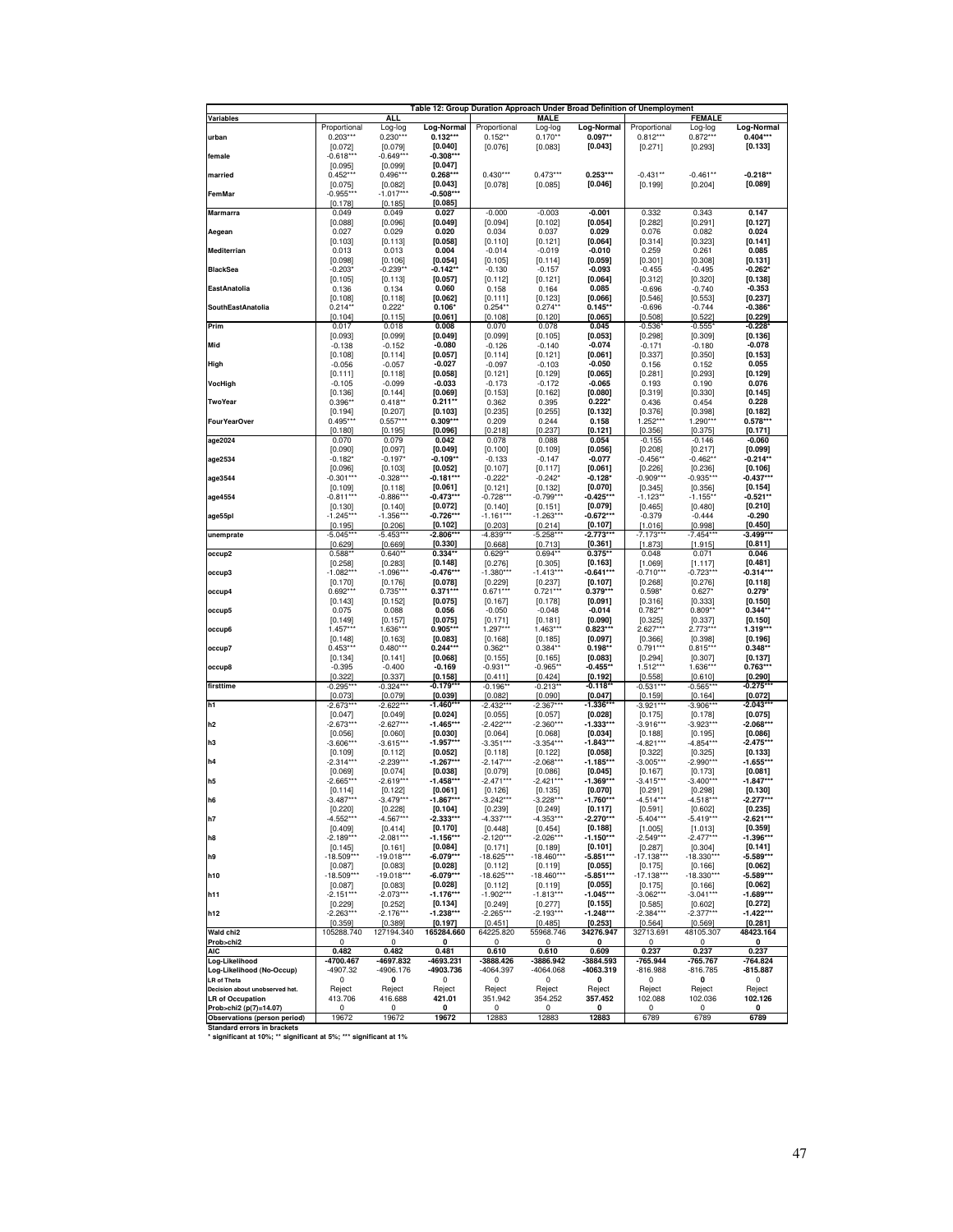**Table 12: Group Duration Approach Under Broad Definition of Unemployment**

| Variables | ALL | | | MALE | | | FEMALE | | |
|---|---|---|---|---|---|---|---|---|---|
| | Proportional | Log-log | **Log-Normal** | Proportional | Log-log | **Log-Normal** | Proportional | Log-log | **Log-Normal** |
| urban | 0.203*** | 0.230*** | **0.132***** | 0.152** | 0.170** | **0.097**** | 0.812*** | 0.872*** | **0.404***** |
| | [0.072] | [0.079] | **[0.040]** | [0.076] | [0.083] | **[0.043]** | [0.271] | [0.293] | **[0.133]** |
| female | -0.618*** | -0.649*** | **-0.308***** | | | | | | |
| | [0.095] | [0.099] | **[0.047]** | | | | | | |
| married | 0.452*** | 0.496*** | **0.268***** | 0.430*** | 0.473*** | **0.253***** | -0.431** | -0.461** | **-0.218**** |
| | [0.075] | [0.082] | **[0.043]** | [0.078] | [0.085] | **[0.046]** | [0.199] | [0.204] | **[0.089]** |
| FemMar | -0.955*** | -1.017*** | **-0.508***** | | | | | | |
| | [0.178] | [0.185] | **[0.085]** | | | | | | |
| Marmarra | 0.049 | 0.049 | **0.027** | -0.000 | -0.003 | **-0.001** | 0.332 | 0.343 | **0.147** |
| | [0.088] | [0.096] | **[0.049]** | [0.094] | [0.102] | **[0.054]** | [0.282] | [0.291] | **[0.127]** |
| Aegean | 0.027 | 0.029 | **0.020** | 0.034 | 0.037 | **0.029** | 0.076 | 0.082 | **0.024** |
| | [0.103] | [0.113] | **[0.058]** | [0.110] | [0.121] | **[0.064]** | [0.314] | [0.323] | **[0.141]** |
| Mediterrian | 0.013 | 0.013 | **0.004** | -0.014 | -0.019 | **-0.010** | 0.259 | 0.261 | **0.085** |
| | [0.098] | [0.106] | **[0.054]** | [0.105] | [0.114] | **[0.059]** | [0.301] | [0.308] | **[0.131]** |
| BlackSea | -0.203* | -0.239** | **-0.142**** | -0.130 | -0.157 | **-0.093** | -0.455 | -0.495 | **-0.262*** |
| | [0.105] | [0.113] | **[0.057]** | [0.112] | [0.121] | **[0.064]** | [0.312] | [0.320] | **[0.138]** |
| EastAnatolia | 0.136 | 0.134 | **0.060** | 0.158 | 0.164 | **0.085** | -0.696 | -0.740 | **-0.353** |
| | [0.108] | [0.118] | **[0.062]** | [0.111] | [0.123] | **[0.066]** | [0.546] | [0.553] | **[0.237]** |
| SouthEastAnatolia | 0.214** | 0.222* | **0.106*** | 0.254** | 0.274** | **0.145**** | -0.696 | -0.744 | **-0.386*** |
| | [0.104] | [0.115] | **[0.061]** | [0.108] | [0.120] | **[0.065]** | [0.508] | [0.522] | **[0.229]** |
| Prim | 0.017 | 0.018 | **0.008** | 0.070 | 0.078 | **0.045** | -0.536* | -0.555* | **-0.228*** |
| | [0.093] | [0.099] | **[0.049]** | [0.099] | [0.105] | **[0.053]** | [0.298] | [0.309] | **[0.136]** |
| Mid | -0.138 | -0.152 | **-0.080** | -0.126 | -0.140 | **-0.074** | -0.171 | -0.180 | **-0.078** |
| | [0.108] | [0.114] | **[0.057]** | [0.114] | [0.121] | **[0.061]** | [0.337] | [0.350] | **[0.153]** |
| High | -0.056 | -0.057 | **-0.027** | -0.097 | -0.103 | **-0.050** | 0.156 | 0.152 | **0.055** |
| | [0.111] | [0.118] | **[0.058]** | [0.121] | [0.129] | **[0.065]** | [0.281] | [0.293] | **[0.129]** |
| VocHigh | -0.105 | -0.099 | **-0.033** | -0.173 | -0.172 | **-0.065** | 0.193 | 0.190 | **0.076** |
| | [0.136] | [0.144] | **[0.069]** | [0.153] | [0.162] | **[0.080]** | [0.319] | [0.330] | **[0.145]** |
| TwoYear | 0.396** | 0.418** | **0.211**** | 0.362 | 0.395 | **0.222*** | 0.436 | 0.454 | **0.228** |
| | [0.194] | [0.207] | **[0.103]** | [0.235] | [0.255] | **[0.132]** | [0.376] | [0.398] | **[0.182]** |
| FourYearOver | 0.495*** | 0.557*** | **0.309***** | 0.209 | 0.244 | **0.158** | 1.252*** | 1.290*** | **0.578***** |
| | [0.180] | [0.195] | **[0.096]** | [0.218] | [0.237] | **[0.121]** | [0.356] | [0.375] | **[0.171]** |
| age2024 | 0.070 | 0.079 | **0.042** | 0.078 | 0.088 | **0.054** | -0.155 | -0.146 | **-0.060** |
| | [0.090] | [0.097] | **[0.049]** | [0.100] | [0.109] | **[0.056]** | [0.208] | [0.217] | **[0.099]** |
| age2534 | -0.182* | -0.197* | **-0.109**** | -0.133 | -0.147 | **-0.077** | -0.456** | -0.462** | **-0.214**** |
| | [0.096] | [0.103] | **[0.052]** | [0.107] | [0.117] | **[0.061]** | [0.226] | [0.236] | **[0.106]** |
| age3544 | -0.301*** | -0.328*** | **-0.181***** | -0.222* | -0.242* | **-0.128*** | -0.909*** | -0.935*** | **-0.437***** |
| | [0.109] | [0.118] | **[0.061]** | [0.121] | [0.132] | **[0.070]** | [0.345] | [0.356] | **[0.154]** |
| age4554 | -0.811*** | -0.886*** | **-0.473***** | -0.728*** | -0.799*** | **-0.425***** | -1.123** | -1.155** | **-0.521**** |
| | [0.130] | [0.140] | **[0.072]** | [0.140] | [0.151] | **[0.079]** | [0.465] | [0.480] | **[0.210]** |
| age55pl | -1.245*** | -1.356*** | **-0.726***** | -1.161*** | -1.263*** | **-0.672***** | -0.379 | -0.444 | **-0.290** |
| | [0.195] | [0.206] | **[0.102]** | [0.203] | [0.214] | **[0.107]** | [1.016] | [0.998] | **[0.450]** |
| unemprate | -5.045*** | -5.453*** | **-2.806***** | -4.839*** | -5.258*** | **-2.773***** | -7.173*** | -7.454*** | **-3.499***** |
| | [0.629] | [0.669] | **[0.330]** | [0.668] | [0.713] | **[0.361]** | [1.873] | [1.915] | **[0.811]** |
| occup2 | 0.588** | 0.640** | **0.334**** | 0.629** | 0.694** | **0.375**** | 0.048 | 0.071 | **0.046** |
| | [0.258] | [0.283] | **[0.148]** | [0.276] | [0.305] | **[0.163]** | [1.069] | [1.117] | **[0.481]** |
| occup3 | -1.082*** | -1.096*** | **-0.476***** | -1.380*** | -1.413*** | **-0.641***** | -0.710*** | -0.723*** | **-0.314***** |
| | [0.170] | [0.176] | **[0.078]** | [0.229] | [0.237] | **[0.107]** | [0.268] | [0.276] | **[0.118]** |
| occup4 | 0.692*** | 0.735*** | **0.371***** | 0.671*** | 0.721*** | **0.379***** | 0.598* | 0.627* | **0.279*** |
| | [0.143] | [0.152] | **[0.075]** | [0.167] | [0.178] | **[0.091]** | [0.316] | [0.333] | **[0.150]** |
| occup5 | 0.075 | 0.088 | **0.056** | -0.050 | -0.048 | **-0.014** | 0.782** | 0.809** | **0.344**** |
| | [0.149] | [0.157] | **[0.075]** | [0.171] | [0.181] | **[0.090]** | [0.325] | [0.337] | **[0.150]** |
| occup6 | 1.457*** | 1.636*** | **0.905***** | 1.297*** | 1.463*** | **0.823***** | 2.627*** | 2.773*** | **1.319***** |
| | [0.148] | [0.163] | **[0.083]** | [0.168] | [0.185] | **[0.097]** | [0.366] | [0.398] | **[0.196]** |
| occup7 | 0.453*** | 0.480*** | **0.244***** | 0.362** | 0.384** | **0.198**** | 0.791*** | 0.815*** | **0.348**** |
| | [0.134] | [0.141] | **[0.068]** | [0.155] | [0.165] | **[0.083]** | [0.294] | [0.307] | **[0.137]** |
| occup8 | -0.395 | -0.400 | **-0.169** | -0.931** | -0.965** | **-0.455**** | 1.512*** | 1.636*** | **0.763***** |
| | [0.322] | [0.337] | **[0.158]** | [0.411] | [0.424] | **[0.192]** | [0.558] | [0.610] | **[0.290]** |
| firsttime | -0.295*** | -0.324*** | **-0.179***** | -0.196** | -0.213** | **-0.118**** | -0.531*** | -0.565*** | **-0.275***** |
| | [0.073] | [0.079] | **[0.039]** | [0.082] | [0.090] | **[0.047]** | [0.159] | [0.164] | **[0.072]** |
| h1 | -2.673*** | -2.622*** | **-1.460***** | -2.432*** | -2.367*** | **-1.336***** | -3.921*** | -3.906*** | **-2.043***** |
| | [0.047] | [0.049] | **[0.024]** | [0.055] | [0.057] | **[0.028]** | [0.175] | [0.178] | **[0.075]** |
| h2 | -2.673*** | -2.627*** | **-1.465***** | -2.422*** | -2.360*** | **-1.333***** | -3.916*** | -3.923*** | **-2.068***** |
| | [0.056] | [0.060] | **[0.030]** | [0.064] | [0.068] | **[0.034]** | [0.188] | [0.195] | **[0.086]** |
| h3 | -3.606*** | -3.615*** | **-1.957***** | -3.351*** | -3.354*** | **-1.843***** | -4.821*** | -4.854*** | **-2.475***** |
| | [0.109] | [0.112] | **[0.052]** | [0.118] | [0.122] | **[0.058]** | [0.322] | [0.325] | **[0.133]** |
| h4 | -2.314*** | -2.239*** | **-1.267***** | -2.147*** | -2.068*** | **-1.185***** | -3.005*** | -2.990*** | **-1.655***** |
| | [0.069] | [0.074] | **[0.038]** | [0.079] | [0.086] | **[0.045]** | [0.167] | [0.173] | **[0.081]** |
| h5 | -2.665*** | -2.619*** | **-1.458***** | -2.471*** | -2.421*** | **-1.369***** | -3.415*** | -3.400*** | **-1.847***** |
| | [0.114] | [0.122] | **[0.061]** | [0.126] | [0.135] | **[0.070]** | [0.291] | [0.298] | **[0.130]** |
| h6 | -3.487*** | -3.479*** | **-1.867***** | -3.242*** | -3.228*** | **-1.760***** | -4.514*** | -4.518*** | **-2.277***** |
| | [0.220] | [0.228] | **[0.104]** | [0.239] | [0.249] | **[0.117]** | [0.591] | [0.602] | **[0.235]** |
| h7 | -4.552*** | -4.567*** | **-2.333***** | -4.337*** | -4.353*** | **-2.270***** | -5.404*** | -5.419*** | **-2.621***** |
| | [0.409] | [0.414] | **[0.170]** | [0.448] | [0.454] | **[0.188]** | [1.005] | [1.013] | **[0.359]** |
| h8 | -2.189*** | -2.081*** | **-1.156***** | -2.120*** | -2.026*** | **-1.150***** | -2.549*** | -2.477*** | **-1.396***** |
| | [0.145] | [0.161] | **[0.084]** | [0.171] | [0.189] | **[0.101]** | [0.287] | [0.304] | **[0.141]** |
| h9 | -18.509*** | -19.018*** | **-6.079***** | -18.625*** | -18.460*** | **-5.851***** | -17.138*** | -18.330*** | **-5.589***** |
| | [0.087] | [0.083] | **[0.028]** | [0.112] | [0.119] | **[0.055]** | [0.175] | [0.166] | **[0.062]** |
| h10 | -18.509*** | -19.018*** | **-6.079***** | -18.625*** | -18.460*** | **-5.851***** | -17.138*** | -18.330*** | **-5.589***** |
| | [0.087] | [0.083] | **[0.028]** | [0.112] | [0.119] | **[0.055]** | [0.175] | [0.166] | **[0.062]** |
| h11 | -2.151*** | -2.073*** | **-1.176***** | -1.902*** | -1.813*** | **-1.045***** | -3.062*** | -3.041*** | **-1.689***** |
| | [0.229] | [0.252] | **[0.134]** | [0.249] | [0.277] | **[0.155]** | [0.585] | [0.602] | **[0.272]** |
| h12 | -2.263*** | -2.176*** | **-1.238***** | -2.265*** | -2.193*** | **-1.248***** | -2.384*** | -2.377*** | **-1.422***** |
| | [0.359] | [0.389] | **[0.197]** | [0.451] | [0.485] | **[0.253]** | [0.564] | [0.569] | **[0.281]** |
| Wald chi2 | 105288.740 | 127194.340 | **165284.660** | 64225.820 | 55968.746 | **34276.947** | 32713.691 | 48105.307 | **48423.164** |
| Prob>chi2 | 0 | 0 | **0** | 0 | 0 | **0** | 0 | 0 | **0** |
| AIC | 0.482 | 0.482 | 0.481 | 0.610 | 0.610 | 0.609 | 0.237 | 0.237 | 0.237 |
| Log-Likelihood | -4700.467 | -4697.832 | -4693.231 | -3888.426 | -3886.942 | -3884.593 | -765.944 | -765.767 | -764.824 |
| Log-Likelihood (No-Occup) | -4907.32 | -4906.176 | **-4903.736** | -4064.397 | -4064.068 | **-4063.319** | -816.988 | -816.785 | **-815.887** |
| LR of Theta | 0 | **0** | 0 | 0 | 0 | **0** | 0 | **0** | 0 |
| Decision about unobserved het. | Reject | Reject | Reject | Reject | Reject | Reject | Reject | Reject | Reject |
| LR of Occupation | 413.706 | 416.688 | **421.01** | 351.942 | 354.252 | **357.452** | 102.088 | 102.036 | **102.126** |
| Prob>chi2 (p(7)=14.07) | 0 | 0 | **0** | 0 | 0 | **0** | 0 | 0 | **0** |
| Observations (person period) | 19672 | 19672 | **19672** | 12883 | 12883 | **12883** | 6789 | 6789 | **6789** |

**Standard errors in brackets**

**\* significant at 10%; \*\* significant at 5%; \*\*\* significant at 1%**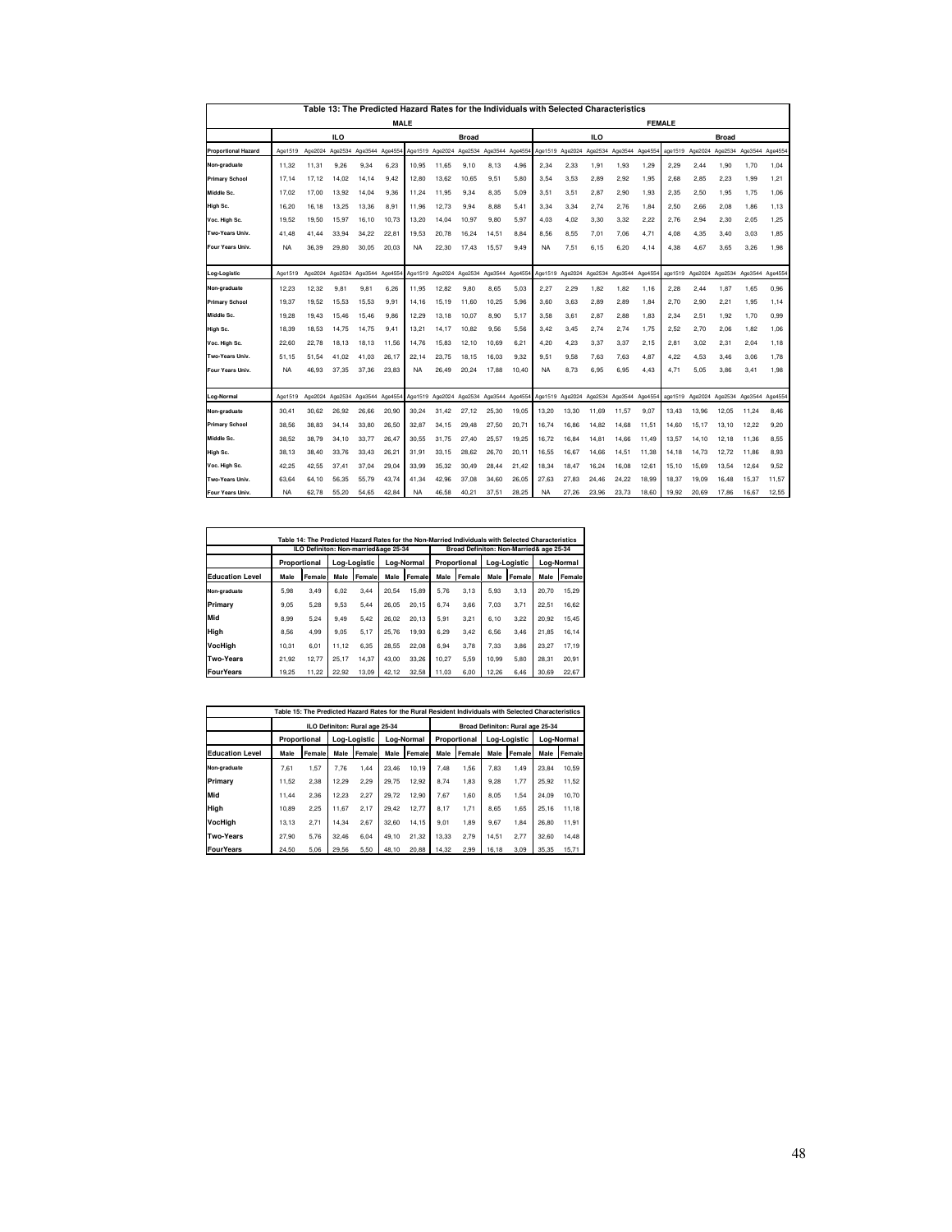**Table 13: The Predicted Hazard Rates for the Individuals with Selected Characteristics**

| | MALE | | | | | | | | | | FEMALE | | | | | | | | | |
|---|---|---|---|---|---|---|---|---|---|---|---|---|---|---|---|---|---|---|---|---|
| | ILO | | | | | Broad | | | | | ILO | | | | | Broad | | | | |
| **Proportional Hazard** | Age1519 | Age2024 | Age2534 | Age3544 | Age4554 | Age1519 | Age2024 | Age2534 | Age3544 | Age4554 | Age1519 | Age2024 | Age2534 | Age3544 | Age4554 | age1519 | Age2024 | Age2534 | Age3544 | Age4554 |
| Non-graduate | 11,32 | 11,31 | 9,26 | 9,34 | 6,23 | 10,95 | 11,65 | 9,10 | 8,13 | 4,96 | 2,34 | 2,33 | 1,91 | 1,93 | 1,29 | 2,29 | 2,44 | 1,90 | 1,70 | 1,04 |
| Primary School | 17,14 | 17,12 | 14,02 | 14,14 | 9,42 | 12,80 | 13,62 | 10,65 | 9,51 | 5,80 | 3,54 | 3,53 | 2,89 | 2,92 | 1,95 | 2,68 | 2,85 | 2,23 | 1,99 | 1,21 |
| Middle Sc. | 17,02 | 17,00 | 13,92 | 14,04 | 9,36 | 11,24 | 11,95 | 9,34 | 8,35 | 5,09 | 3,51 | 3,51 | 2,87 | 2,90 | 1,93 | 2,35 | 2,50 | 1,95 | 1,75 | 1,06 |
| High Sc. | 16,20 | 16,18 | 13,25 | 13,36 | 8,91 | 11,96 | 12,73 | 9,94 | 8,88 | 5,41 | 3,34 | 3,34 | 2,74 | 2,76 | 1,84 | 2,50 | 2,66 | 2,08 | 1,86 | 1,13 |
| Voc. High Sc. | 19,52 | 19,50 | 15,97 | 16,10 | 10,73 | 13,20 | 14,04 | 10,97 | 9,80 | 5,97 | 4,03 | 4,02 | 3,30 | 3,32 | 2,22 | 2,76 | 2,94 | 2,30 | 2,05 | 1,25 |
| Two-Years Univ. | 41,48 | 41,44 | 33,94 | 34,22 | 22,81 | 19,53 | 20,78 | 16,24 | 14,51 | 8,84 | 8,56 | 8,55 | 7,01 | 7,06 | 4,71 | 4,08 | 4,35 | 3,40 | 3,03 | 1,85 |
| Four Years Univ. | NA | 36,39 | 29,80 | 30,05 | 20,03 | NA | 22,30 | 17,43 | 15,57 | 9,49 | NA | 7,51 | 6,15 | 6,20 | 4,14 | 4,38 | 4,67 | 3,65 | 3,26 | 1,98 |
| **Log-Logistic** | Age1519 | Age2024 | Age2534 | Age3544 | Age4554 | Age1519 | Age2024 | Age2534 | Age3544 | Age4554 | Age1519 | Age2024 | Age2534 | Age3544 | Age4554 | age1519 | Age2024 | Age2534 | Age3544 | Age4554 |
| Non-graduate | 12,23 | 12,32 | 9,81 | 9,81 | 6,26 | 11,95 | 12,82 | 9,80 | 8,65 | 5,03 | 2,27 | 2,29 | 1,82 | 1,82 | 1,16 | 2,28 | 2,44 | 1,87 | 1,65 | 0,96 |
| Primary School | 19,37 | 19,52 | 15,53 | 15,53 | 9,91 | 14,16 | 15,19 | 11,60 | 10,25 | 5,96 | 3,60 | 3,63 | 2,89 | 2,89 | 1,84 | 2,70 | 2,90 | 2,21 | 1,95 | 1,14 |
| Middle Sc. | 19,28 | 19,43 | 15,46 | 15,46 | 9,86 | 12,29 | 13,18 | 10,07 | 8,90 | 5,17 | 3,58 | 3,61 | 2,87 | 2,88 | 1,83 | 2,34 | 2,51 | 1,92 | 1,70 | 0,99 |
| High Sc. | 18,39 | 18,53 | 14,75 | 14,75 | 9,41 | 13,21 | 14,17 | 10,82 | 9,56 | 5,56 | 3,42 | 3,45 | 2,74 | 2,74 | 1,75 | 2,52 | 2,70 | 2,06 | 1,82 | 1,06 |
| Voc. High Sc. | 22,60 | 22,78 | 18,13 | 18,13 | 11,56 | 14,76 | 15,83 | 12,10 | 10,69 | 6,21 | 4,20 | 4,23 | 3,37 | 3,37 | 2,15 | 2,81 | 3,02 | 2,31 | 2,04 | 1,18 |
| Two-Years Univ. | 51,15 | 51,54 | 41,02 | 41,03 | 26,17 | 22,14 | 23,75 | 18,15 | 16,03 | 9,32 | 9,51 | 9,58 | 7,63 | 7,63 | 4,87 | 4,22 | 4,53 | 3,46 | 3,06 | 1,78 |
| Four Years Univ. | NA | 46,93 | 37,35 | 37,36 | 23,83 | NA | 26,49 | 20,24 | 17,88 | 10,40 | NA | 8,73 | 6,95 | 6,95 | 4,43 | 4,71 | 5,05 | 3,86 | 3,41 | 1,98 |
| **Log-Normal** | Age1519 | Age2024 | Age2534 | Age3544 | Age4554 | Age1519 | Age2024 | Age2534 | Age3544 | Age4554 | Age1519 | Age2024 | Age2534 | Age3544 | Age4554 | age1519 | Age2024 | Age2534 | Age3544 | Age4554 |
| Non-graduate | 30,41 | 30,62 | 26,92 | 26,66 | 20,90 | 30,24 | 31,42 | 27,12 | 25,30 | 19,05 | 13,20 | 13,30 | 11,69 | 11,57 | 9,07 | 13,43 | 13,96 | 12,05 | 11,24 | 8,46 |
| Primary School | 38,56 | 38,83 | 34,14 | 33,80 | 26,50 | 32,87 | 34,15 | 29,48 | 27,50 | 20,71 | 16,74 | 16,86 | 14,82 | 14,68 | 11,51 | 14,60 | 15,17 | 13,10 | 12,22 | 9,20 |
| Middle Sc. | 38,52 | 38,79 | 34,10 | 33,77 | 26,47 | 30,55 | 31,75 | 27,40 | 25,57 | 19,25 | 16,72 | 16,84 | 14,81 | 14,66 | 11,49 | 13,57 | 14,10 | 12,18 | 11,36 | 8,55 |
| High Sc. | 38,13 | 38,40 | 33,76 | 33,43 | 26,21 | 31,91 | 33,15 | 28,62 | 26,70 | 20,11 | 16,55 | 16,67 | 14,66 | 14,51 | 11,38 | 14,18 | 14,73 | 12,72 | 11,86 | 8,93 |
| Voc. High Sc. | 42,25 | 42,55 | 37,41 | 37,04 | 29,04 | 33,99 | 35,32 | 30,49 | 28,44 | 21,42 | 18,34 | 18,47 | 16,24 | 16,08 | 12,61 | 15,10 | 15,69 | 13,54 | 12,64 | 9,52 |
| Two-Years Univ. | 63,64 | 64,10 | 56,35 | 55,79 | 43,74 | 41,34 | 42,96 | 37,08 | 34,60 | 26,05 | 27,63 | 27,83 | 24,46 | 24,22 | 18,99 | 18,37 | 19,09 | 16,48 | 15,37 | 11,57 |
| Four Years Univ. | NA | 62,78 | 55,20 | 54,65 | 42,84 | NA | 46,58 | 40,21 | 37,51 | 28,25 | NA | 27,26 | 23,96 | 23,73 | 18,60 | 19,92 | 20,69 | 17,86 | 16,67 | 12,55 |

**Table 14: The Predicted Hazard Rates for the Non-Married Individuals with Selected Characteristics**

| | ILO Definiton: Non-married&age 25-34 | | | | | | Broad Definiton: Non-Married& age 25-34 | | | | | |
|---|---|---|---|---|---|---|---|---|---|---|---|---|
| | Proportional | | Log-Logistic | | Log-Normal | | Proportional | | Log-Logistic | | Log-Normal | |
| **Education Level** | Male | Female | Male | Female | Male | Female | Male | Female | Male | Female | Male | Female |
| Non-graduate | 5,98 | 3,49 | 6,02 | 3,44 | 20,54 | 15,89 | 5,76 | 3,13 | 5,93 | 3,13 | 20,70 | 15,29 |
| Primary | 9,05 | 5,28 | 9,53 | 5,44 | 26,05 | 20,15 | 6,74 | 3,66 | 7,03 | 3,71 | 22,51 | 16,62 |
| Mid | 8,99 | 5,24 | 9,49 | 5,42 | 26,02 | 20,13 | 5,91 | 3,21 | 6,10 | 3,22 | 20,92 | 15,45 |
| High | 8,56 | 4,99 | 9,05 | 5,17 | 25,76 | 19,93 | 6,29 | 3,42 | 6,56 | 3,46 | 21,85 | 16,14 |
| VocHigh | 10,31 | 6,01 | 11,12 | 6,35 | 28,55 | 22,08 | 6,94 | 3,78 | 7,33 | 3,86 | 23,27 | 17,19 |
| Two-Years | 21,92 | 12,77 | 25,17 | 14,37 | 43,00 | 33,26 | 10,27 | 5,59 | 10,99 | 5,80 | 28,31 | 20,91 |
| FourYears | 19,25 | 11,22 | 22,92 | 13,09 | 42,12 | 32,58 | 11,03 | 6,00 | 12,26 | 6,46 | 30,69 | 22,67 |

**Table 15: The Predicted Hazard Rates for the Rural Resident Individuals with Selected Characteristics**

| | ILO Definiton: Rural age 25-34 | | | | | | Broad Definiton: Rural age 25-34 | | | | | |
|---|---|---|---|---|---|---|---|---|---|---|---|---|
| | Proportional | | Log-Logistic | | Log-Normal | | Proportional | | Log-Logistic | | Log-Normal | |
| **Education Level** | Male | Female | Male | Female | Male | Female | Male | Female | Male | Female | Male | Female |
| Non-graduate | 7,61 | 1,57 | 7,76 | 1,44 | 23,46 | 10,19 | 7,48 | 1,56 | 7,83 | 1,49 | 23,84 | 10,59 |
| Primary | 11,52 | 2,38 | 12,29 | 2,29 | 29,75 | 12,92 | 8,74 | 1,83 | 9,28 | 1,77 | 25,92 | 11,52 |
| Mid | 11,44 | 2,36 | 12,23 | 2,27 | 29,72 | 12,90 | 7,67 | 1,60 | 8,05 | 1,54 | 24,09 | 10,70 |
| High | 10,89 | 2,25 | 11,67 | 2,17 | 29,42 | 12,77 | 8,17 | 1,71 | 8,65 | 1,65 | 25,16 | 11,18 |
| VocHigh | 13,13 | 2,71 | 14,34 | 2,67 | 32,60 | 14,15 | 9,01 | 1,89 | 9,67 | 1,84 | 26,80 | 11,91 |
| Two-Years | 27,90 | 5,76 | 32,46 | 6,04 | 49,10 | 21,32 | 13,33 | 2,79 | 14,51 | 2,77 | 32,60 | 14,48 |
| FourYears | 24,50 | 5,06 | 29,56 | 5,50 | 48,10 | 20,88 | 14,32 | 2,99 | 16,18 | 3,09 | 35,35 | 15,71 |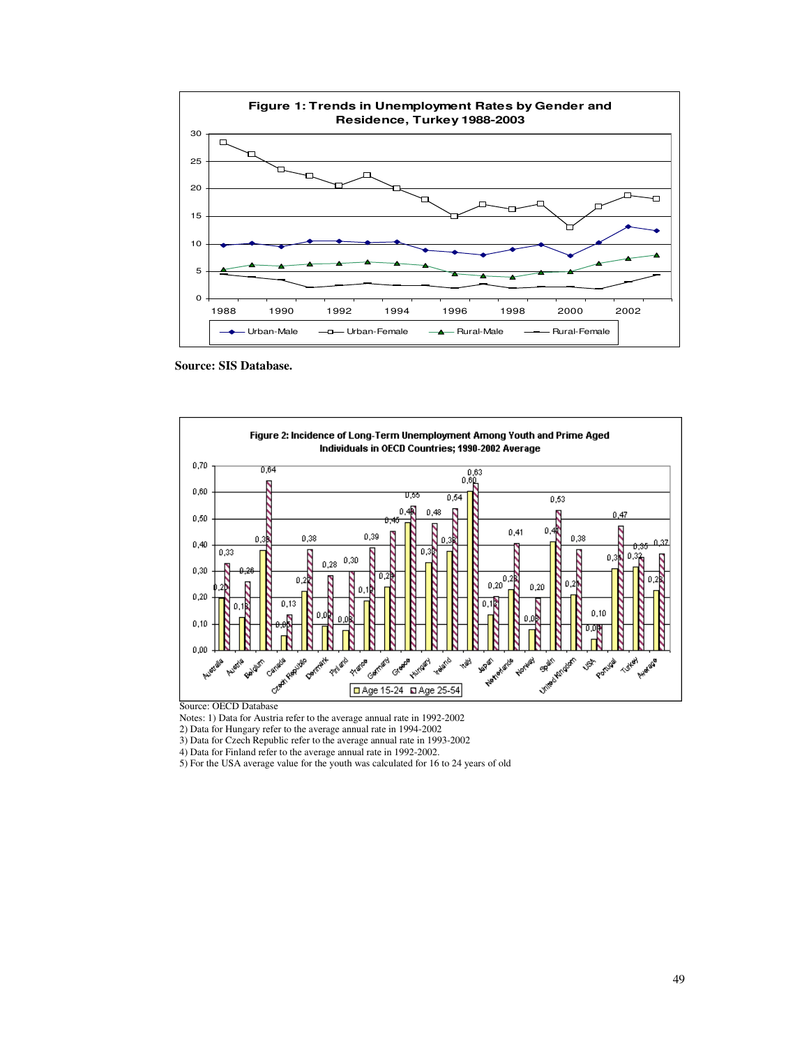**Figure 1: Trends in Unemployment Rates by Gender and Residence, Turkey 1988-2003**

30
25
20
15
10
5
0

1988 1990 1992 1994 1996 1998 2000 2002

Urban-Male Urban-Female Rural-Male Rural-Female

**Source: SIS Database.**

**Figure 2: Incidence of Long-Term Unemployment Among Youth and Prime Aged Individuals in OECD Countries; 1990-2002 Average**

0,70
0,60
0,50
0,40
0,30
0,20
0,10
0,00

0,20 0,33 0,13 0,26 0,38 0,64 0,06 0,13 0,22 0,38 0,09 0,28 0,08 0,30 0,19 0,39 0,24 0,45 0,49 0,55 0,33 0,48 0,38 0,54 0,60 0,63 0,13 0,20 0,23 0,41 0,08 0,20 0,41 0,53 0,21 0,38 0,04 0,10 0,31 0,47 0,32 0,35 0,23 0,37

Australia Austria Belgium Canada Czech Republic Denmark Finland France Germany Greece Hungary Ireland Italy Japan Netherlands Norway Spain United Kingdom USA Portugal Turkey Average

Age 15-24 Age 25-54

Source: OECD Database

Notes: 1) Data for Austria refer to the average annual rate in 1992-2002

2) Data for Hungary refer to the average annual rate in 1994-2002

3) Data for Czech Republic refer to the average annual rate in 1993-2002

4) Data for Finland refer to the average annual rate in 1992-2002.

5) For the USA average value for the youth was calculated for 16 to 24 years of old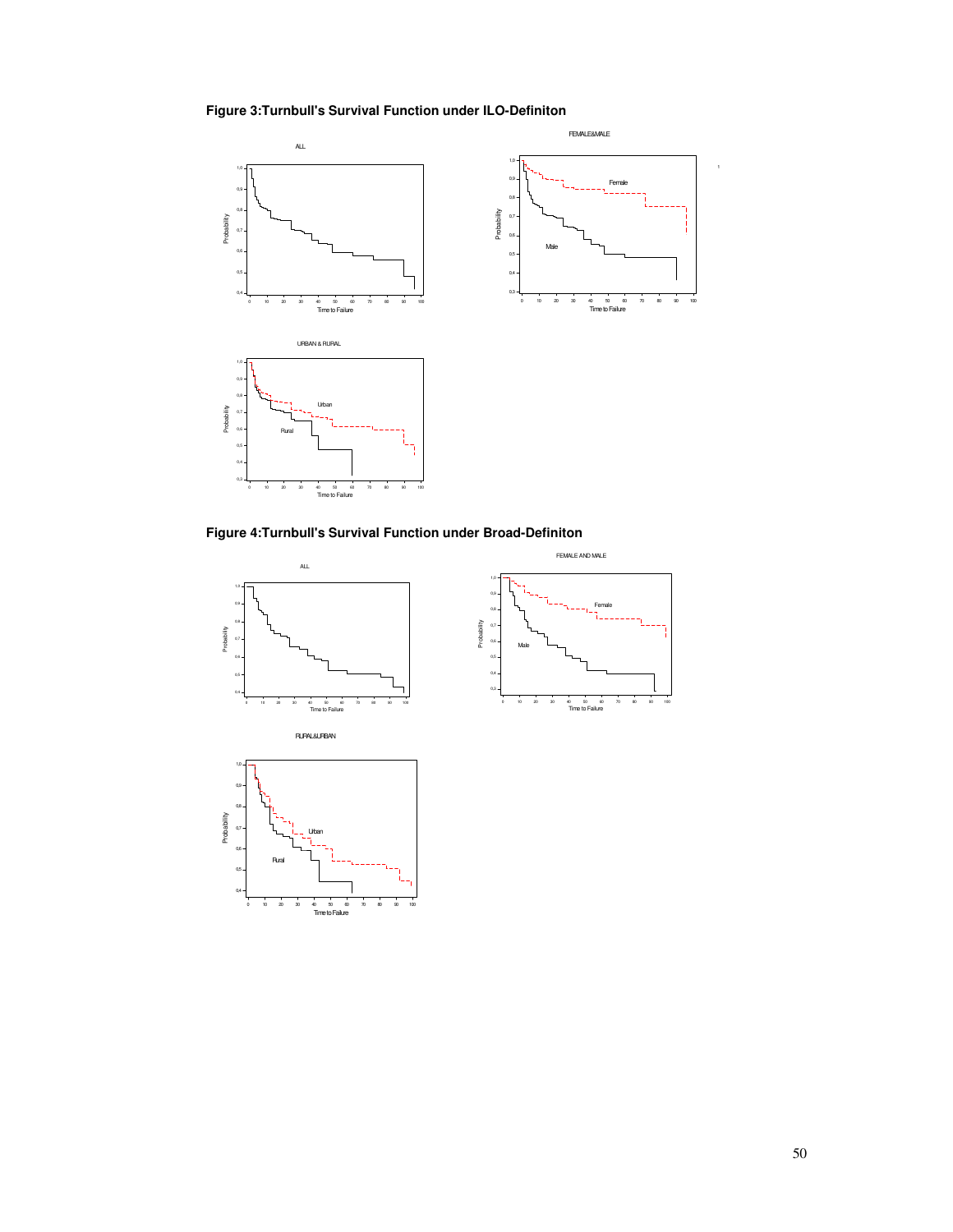**Figure 3:Turnbull's Survival Function under ILO-Definiton**

**Figure 4:Turnbull's Survival Function under Broad-Definiton**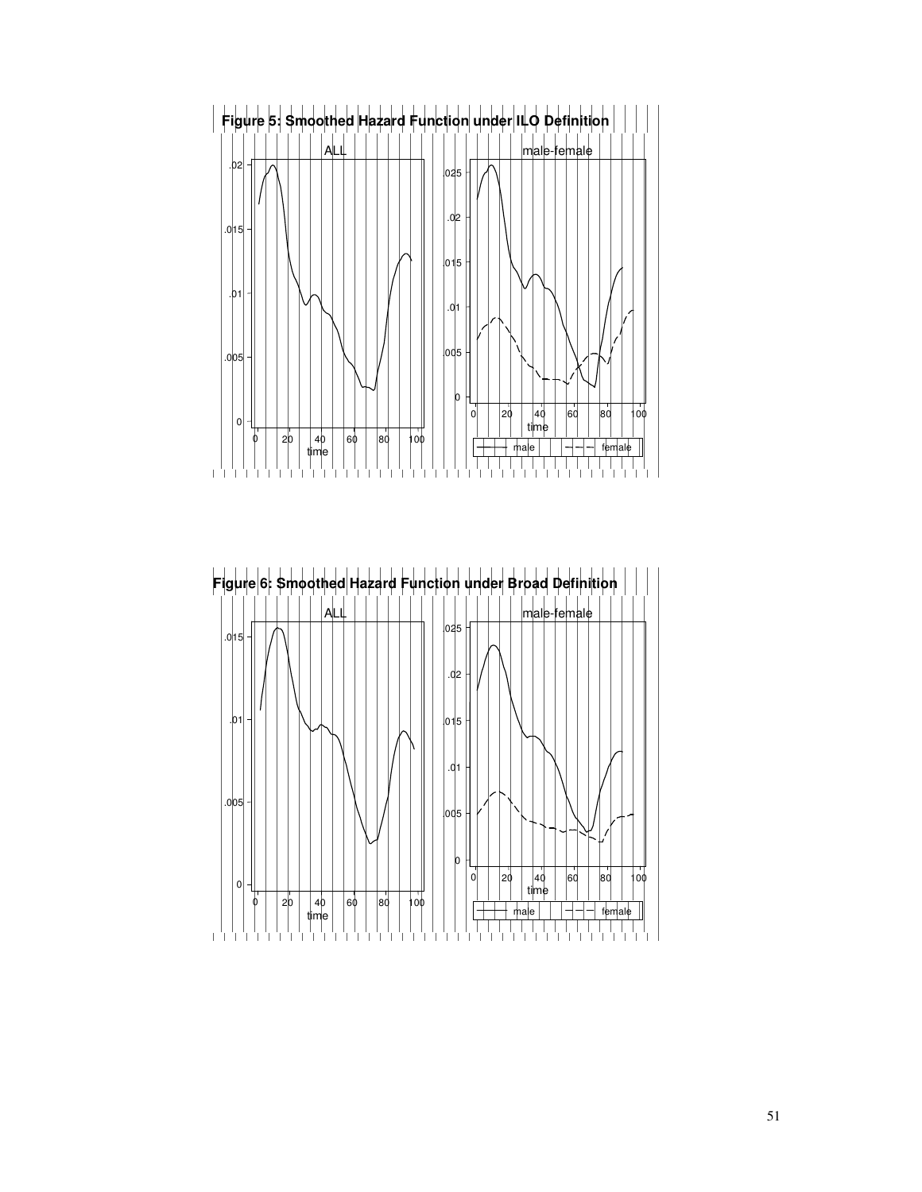**Figure 5: Smoothed Hazard Function under ILO Definition**

ALL

.02
.015
.01
.005
0

0 20 40 60 80 100
time

male-female

.025
.02
.015
.01
.005
0

0 20 40 60 80 100
time

male female

**Figure 6: Smoothed Hazard Function under Broad Definition**

ALL

.015
.01
.005
0

0 20 40 60 80 100
time

male-female

.025
.02
.015
.01
.005
0

0 20 40 60 80 100
time

male female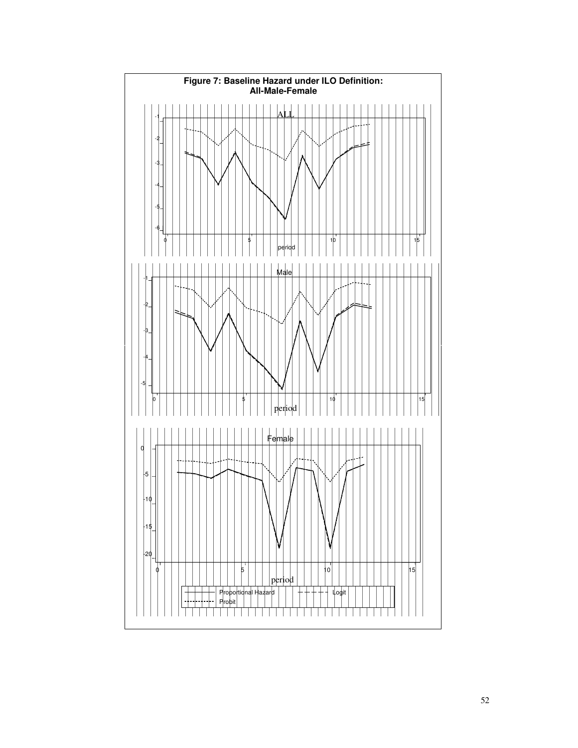**Figure 7: Baseline Hazard under ILO Definition: All-Male-Female**

ALL

-1
-2
-3
-4
-5
-6

0 5 10 15

period

Male

-1
-2
-3
-4
-5

0 5 10 15

period

Female

0
-5
-10
-15
-20

0 5 10 15

period

Proportional Hazard
Logit
Probit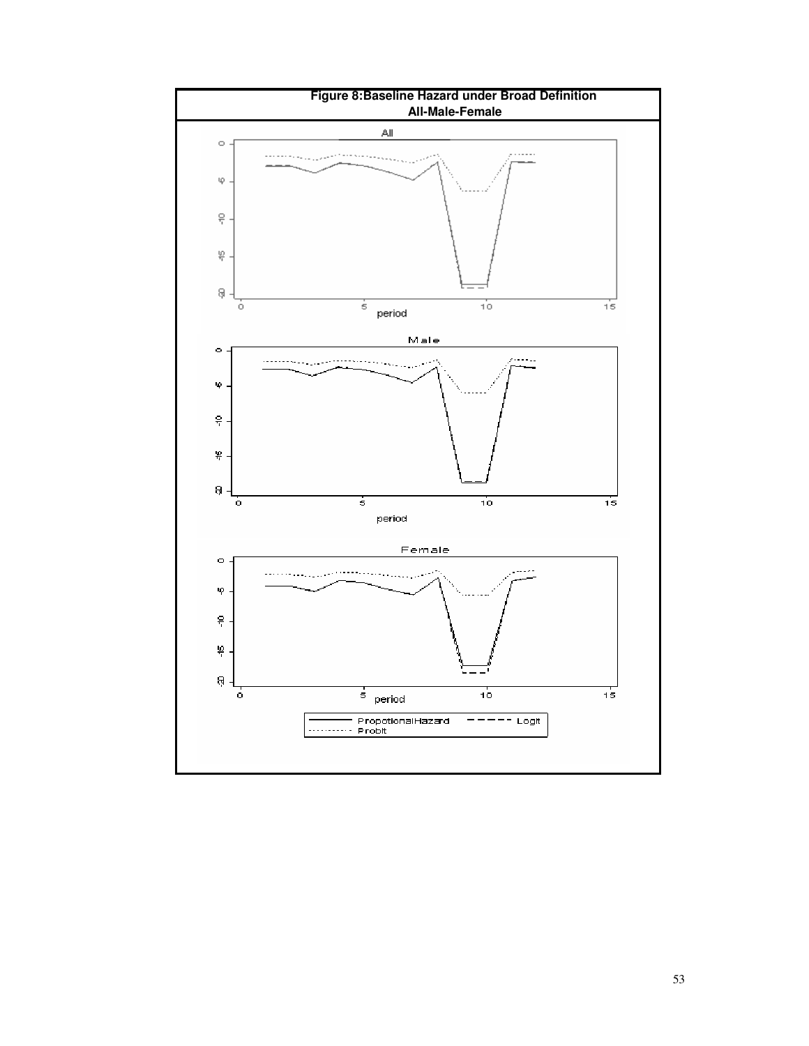**Figure 8:Baseline Hazard under Broad Definition**
**All-Male-Female**

All

0
-5
-10
-15
-20

0 5 10 15
period

Male

0
-5
-10
-15
-20

0 5 10 15
period

Female

0
-5
-10
-15
-20

0 5 10 15
period

PropotionalHazard
Logit
Probit